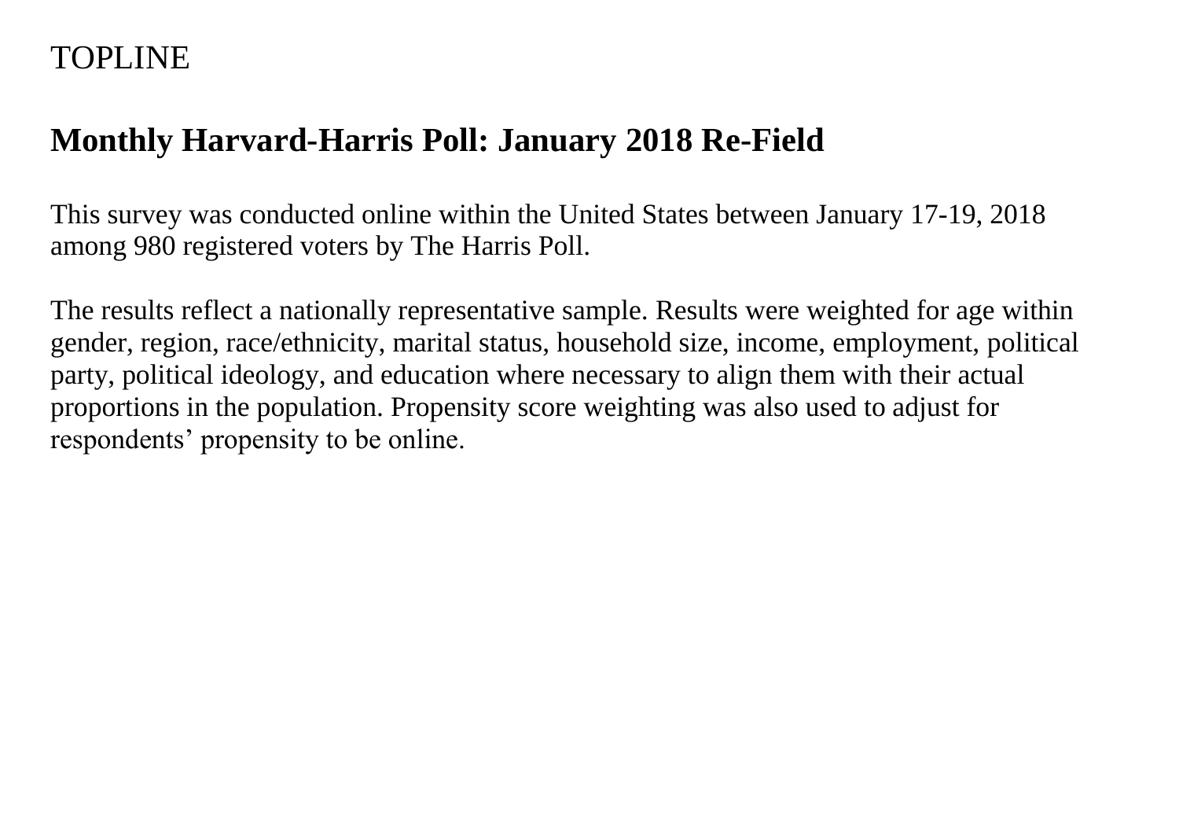TOPLINE

# Monthly Harvard-Harris Poll: January 2018 Re-Field

This survey was conducted online within the United States between January 17-19, 2018 among 980 registered voters by The Harris Poll.

The results reflect a nationally representative sample. Results were weighted for age within gender, region, race/ethnicity, marital status, household size, income, employment, political party, political ideology, and education where necessary to align them with their actual proportions in the population. Propensity score weighting was also used to adjust for respondents' propensity to be online.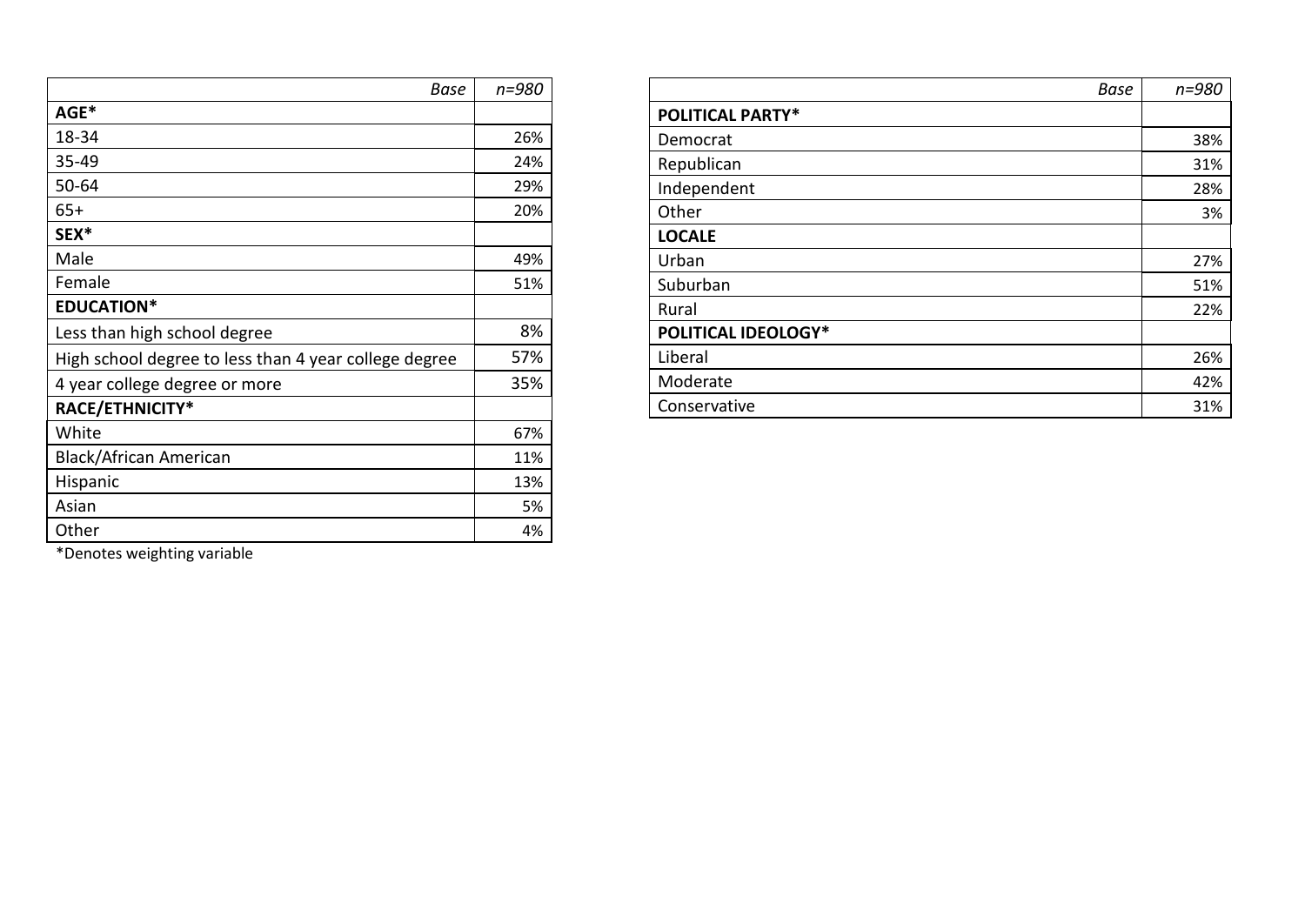| *Base* | *n=980* |
|---|---|
| **AGE*** | |
| 18-34 | 26% |
| 35-49 | 24% |
| 50-64 | 29% |
| 65+ | 20% |
| **SEX*** | |
| Male | 49% |
| Female | 51% |
| **EDUCATION*** | |
| Less than high school degree | 8% |
| High school degree to less than 4 year college degree | 57% |
| 4 year college degree or more | 35% |
| **RACE/ETHNICITY*** | |
| White | 67% |
| Black/African American | 11% |
| Hispanic | 13% |
| Asian | 5% |
| Other | 4% |

*Denotes weighting variable

| *Base* | *n=980* |
|---|---|
| **POLITICAL PARTY*** | |
| Democrat | 38% |
| Republican | 31% |
| Independent | 28% |
| Other | 3% |
| **LOCALE** | |
| Urban | 27% |
| Suburban | 51% |
| Rural | 22% |
| **POLITICAL IDEOLOGY*** | |
| Liberal | 26% |
| Moderate | 42% |
| Conservative | 31% |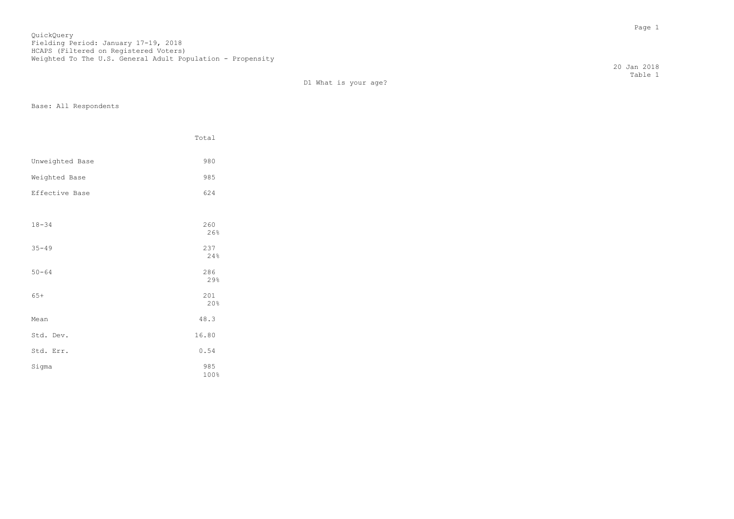QuickQuery
Fielding Period: January 17-19, 2018
HCAPS (Filtered on Registered Voters)
Weighted To The U.S. General Adult Population - Propensity

20 Jan 2018
Table 1

D1 What is your age?

Base: All Respondents

| | Total |
|---|---|
| Unweighted Base | 980 |
| Weighted Base | 985 |
| Effective Base | 624 |
| 18-34 | 260<br>26% |
| 35-49 | 237<br>24% |
| 50-64 | 286<br>29% |
| 65+ | 201<br>20% |
| Mean | 48.3 |
| Std. Dev. | 16.80 |
| Std. Err. | 0.54 |
| Sigma | 985<br>100% |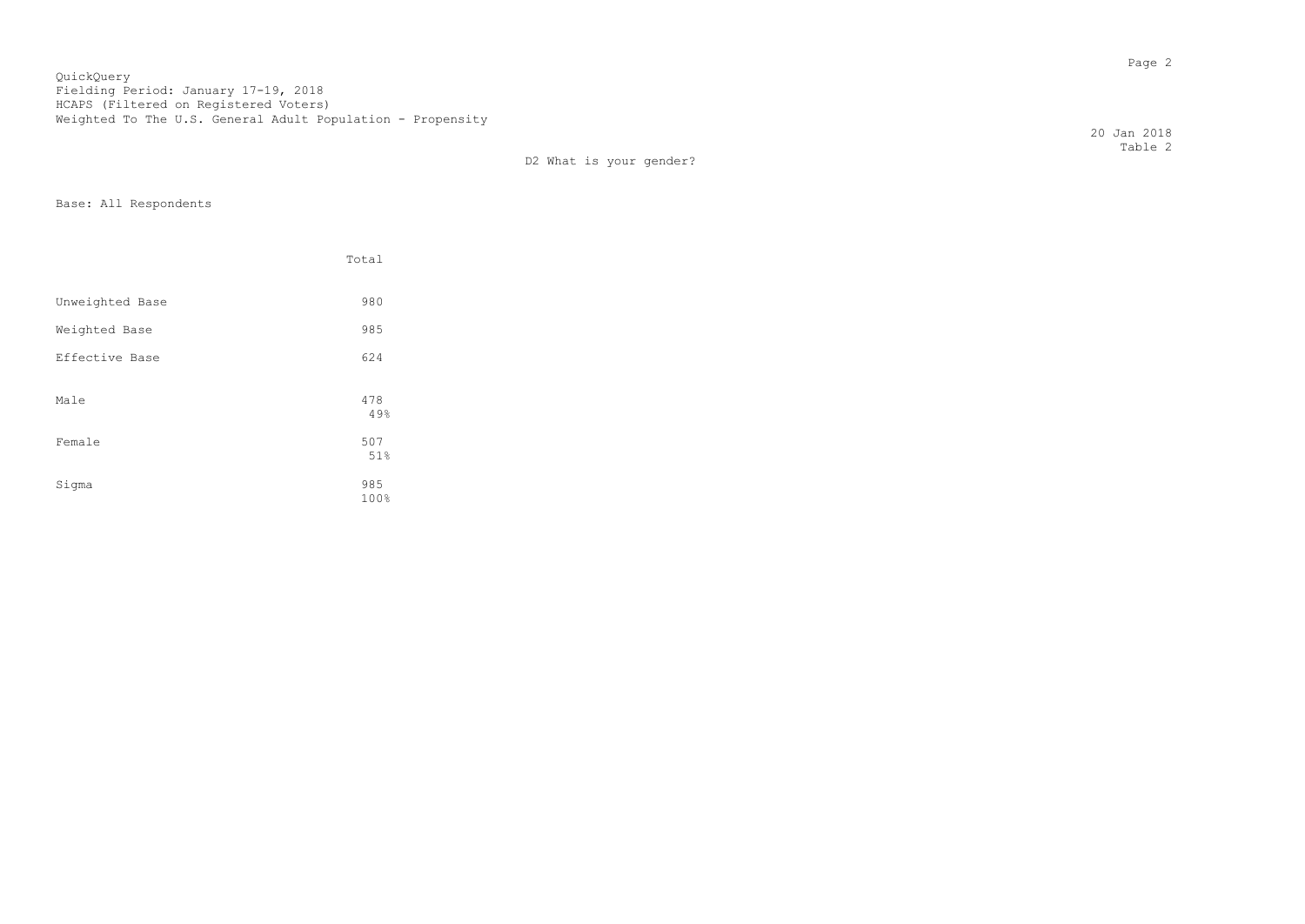QuickQuery
Fielding Period: January 17-19, 2018
HCAPS (Filtered on Registered Voters)
Weighted To The U.S. General Adult Population - Propensity

20 Jan 2018
Table 2

D2 What is your gender?

Base: All Respondents

| | Total |
|---|---|
| Unweighted Base | 980 |
| Weighted Base | 985 |
| Effective Base | 624 |
| Male | 478<br>49% |
| Female | 507<br>51% |
| Sigma | 985<br>100% |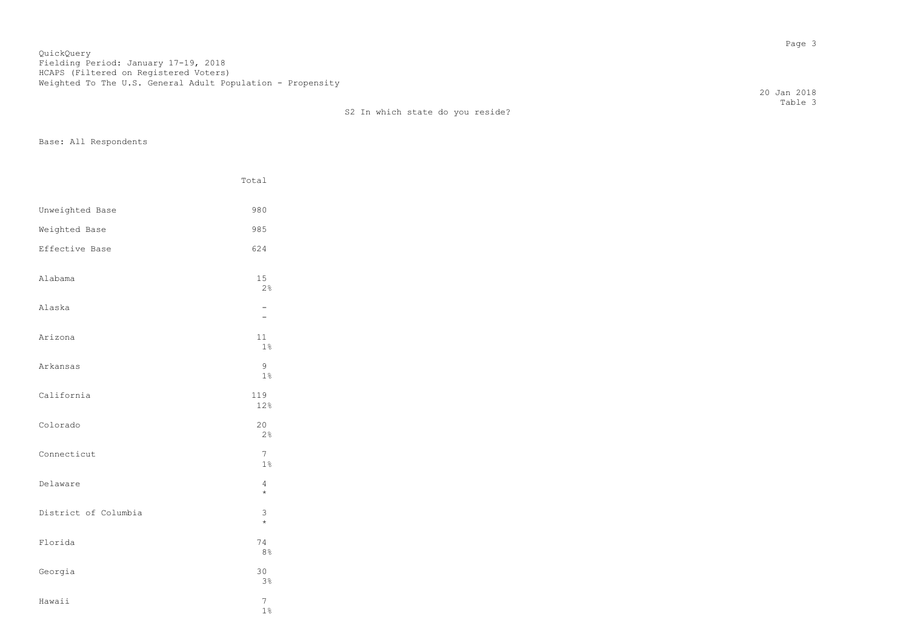QuickQuery
Fielding Period: January 17-19, 2018
HCAPS (Filtered on Registered Voters)
Weighted To The U.S. General Adult Population - Propensity

20 Jan 2018
Table 3

S2 In which state do you reside?

Base: All Respondents

| | Total |
|---|---|
| Unweighted Base | 980 |
| Weighted Base | 985 |
| Effective Base | 624 |
| Alabama | 15<br>2% |
| Alaska | -<br>- |
| Arizona | 11<br>1% |
| Arkansas | 9<br>1% |
| California | 119<br>12% |
| Colorado | 20<br>2% |
| Connecticut | 7<br>1% |
| Delaware | 4<br>* |
| District of Columbia | 3<br>* |
| Florida | 74<br>8% |
| Georgia | 30<br>3% |
| Hawaii | 7<br>1% |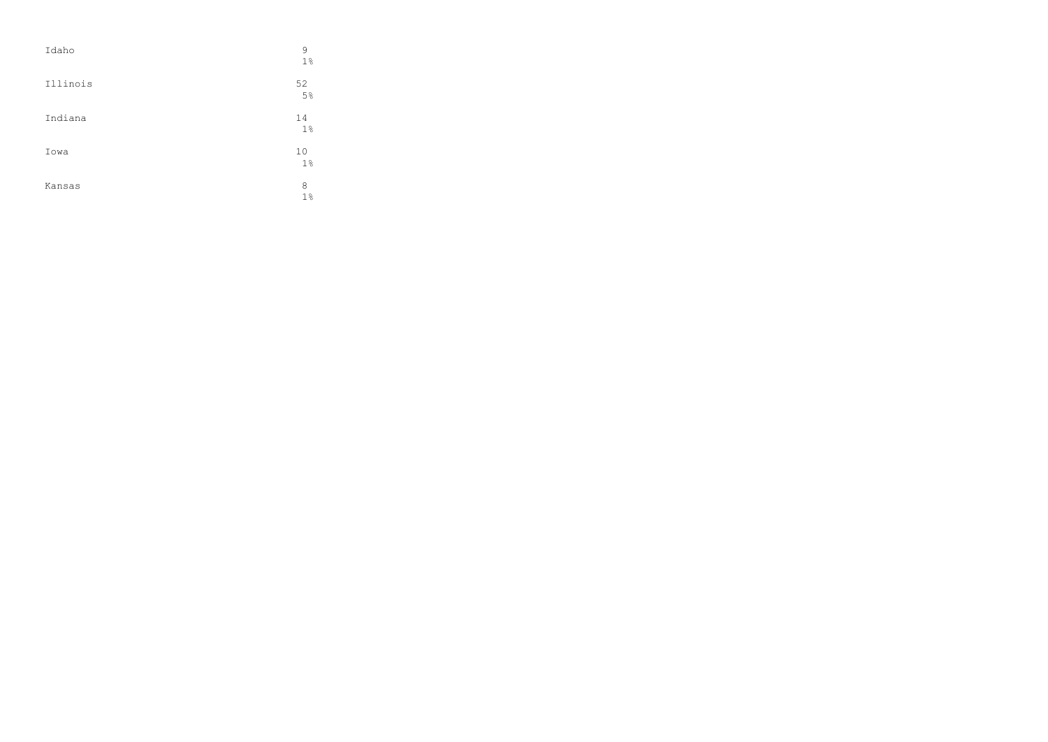| | |
|---|---|
| Idaho | 9<br>1% |
| Illinois | 52<br>5% |
| Indiana | 14<br>1% |
| Iowa | 10<br>1% |
| Kansas | 8<br>1% |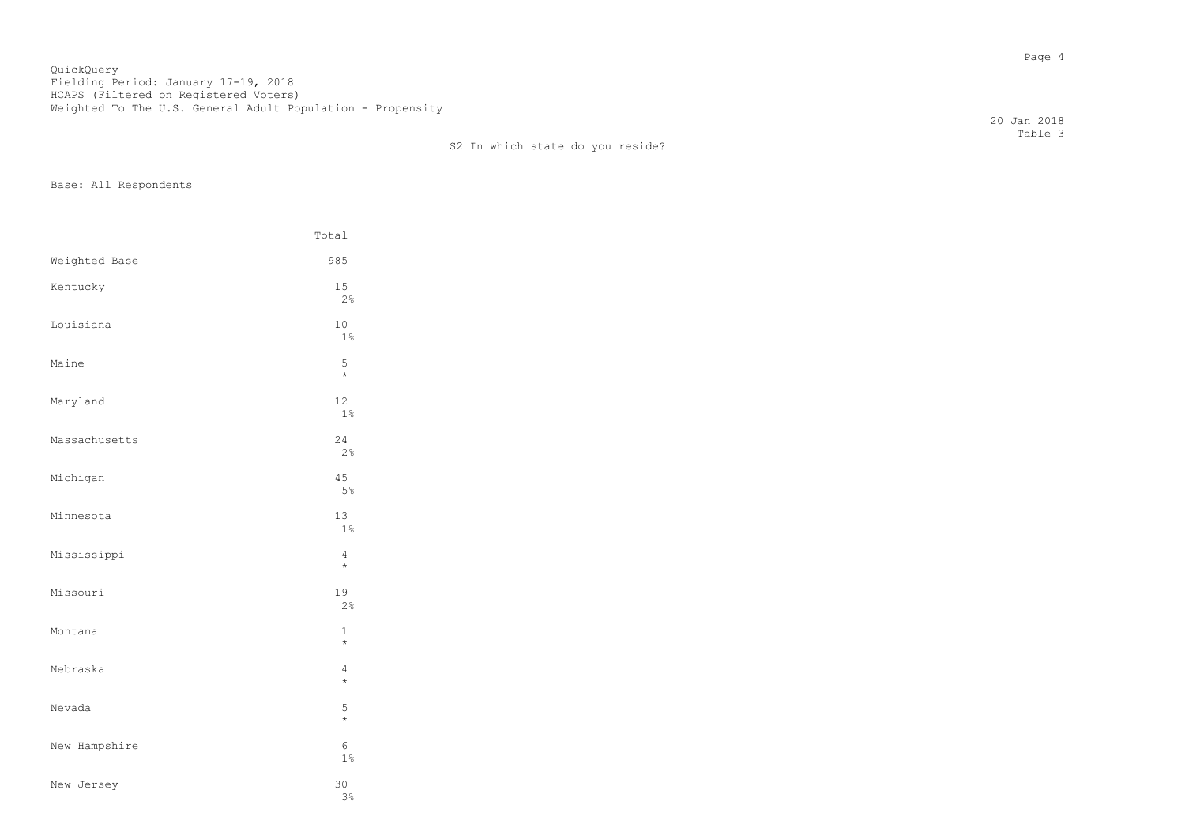QuickQuery
Fielding Period: January 17-19, 2018
HCAPS (Filtered on Registered Voters)
Weighted To The U.S. General Adult Population - Propensity

20 Jan 2018
Table 3

S2 In which state do you reside?

Base: All Respondents

| | Total |
|---|---|
| Weighted Base | 985 |
| Kentucky | 15<br>2% |
| Louisiana | 10<br>1% |
| Maine | 5<br>* |
| Maryland | 12<br>1% |
| Massachusetts | 24<br>2% |
| Michigan | 45<br>5% |
| Minnesota | 13<br>1% |
| Mississippi | 4<br>* |
| Missouri | 19<br>2% |
| Montana | 1<br>* |
| Nebraska | 4<br>* |
| Nevada | 5<br>* |
| New Hampshire | 6<br>1% |
| New Jersey | 30<br>3% |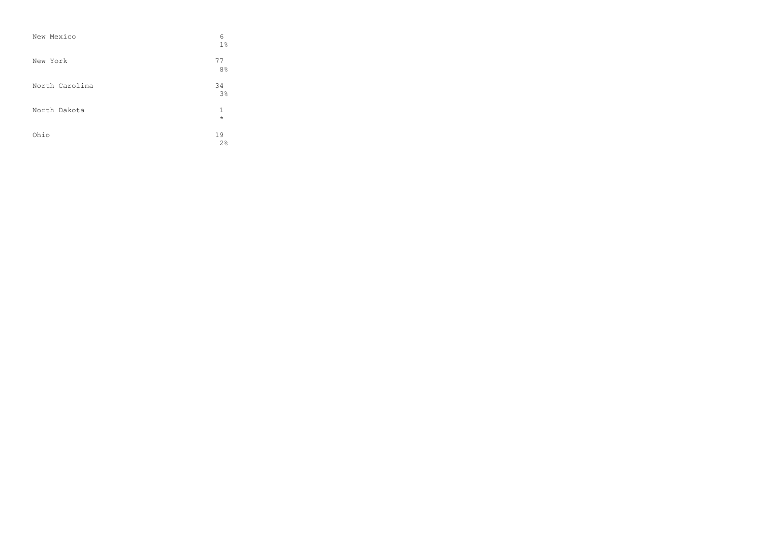| | |
|---|---|
| New Mexico | 6<br>1% |
| New York | 77<br>8% |
| North Carolina | 34<br>3% |
| North Dakota | 1<br>* |
| Ohio | 19<br>2% |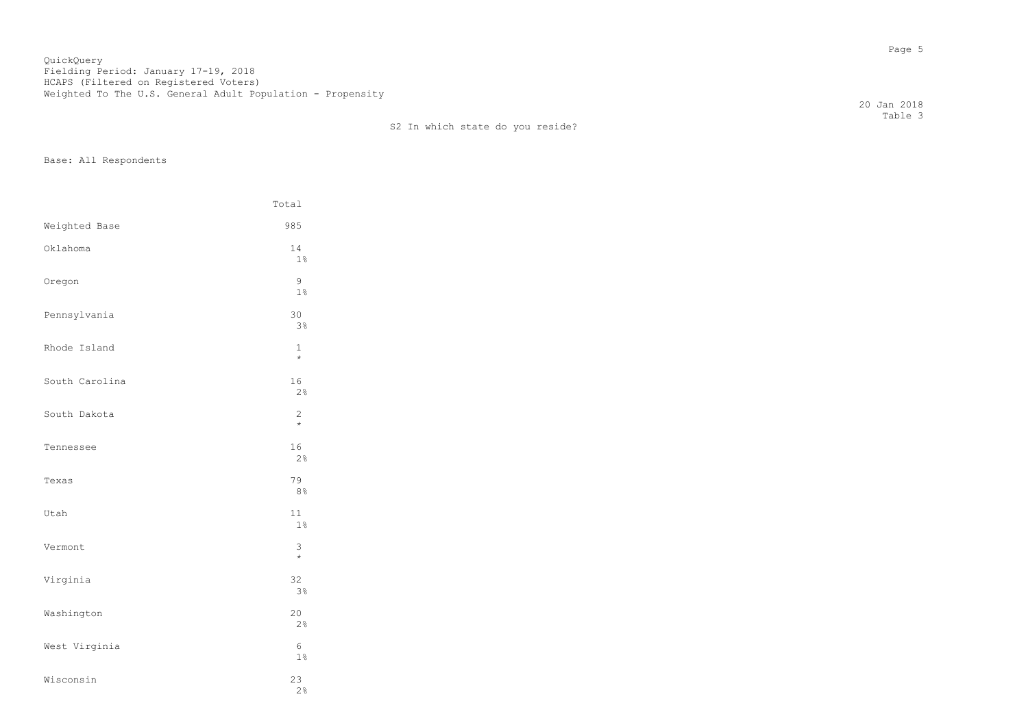QuickQuery
Fielding Period: January 17-19, 2018
HCAPS (Filtered on Registered Voters)
Weighted To The U.S. General Adult Population - Propensity

20 Jan 2018
Table 3

S2 In which state do you reside?

Base: All Respondents

| | Total |
|---|---|
| Weighted Base | 985 |
| Oklahoma | 14<br>1% |
| Oregon | 9<br>1% |
| Pennsylvania | 30<br>3% |
| Rhode Island | 1<br>* |
| South Carolina | 16<br>2% |
| South Dakota | 2<br>* |
| Tennessee | 16<br>2% |
| Texas | 79<br>8% |
| Utah | 11<br>1% |
| Vermont | 3<br>* |
| Virginia | 32<br>3% |
| Washington | 20<br>2% |
| West Virginia | 6<br>1% |
| Wisconsin | 23<br>2% |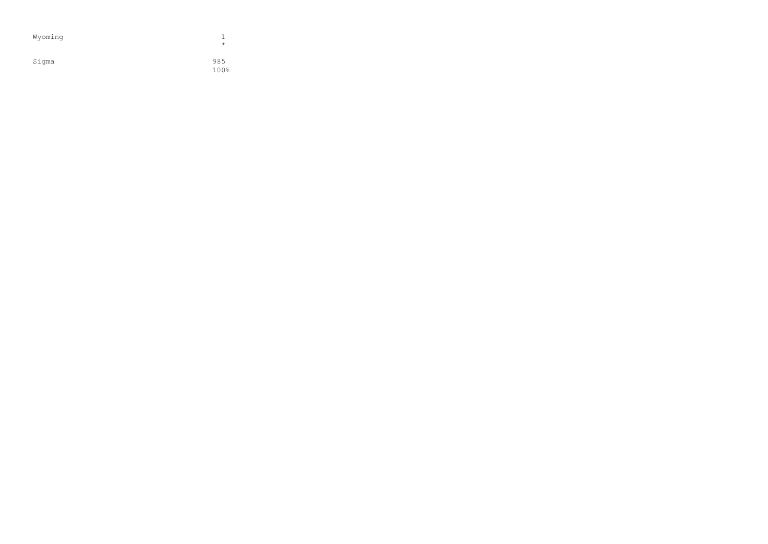| | |
|---|---|
| Wyoming | 1 |
| | * |
| Sigma | 985 |
| | 100% |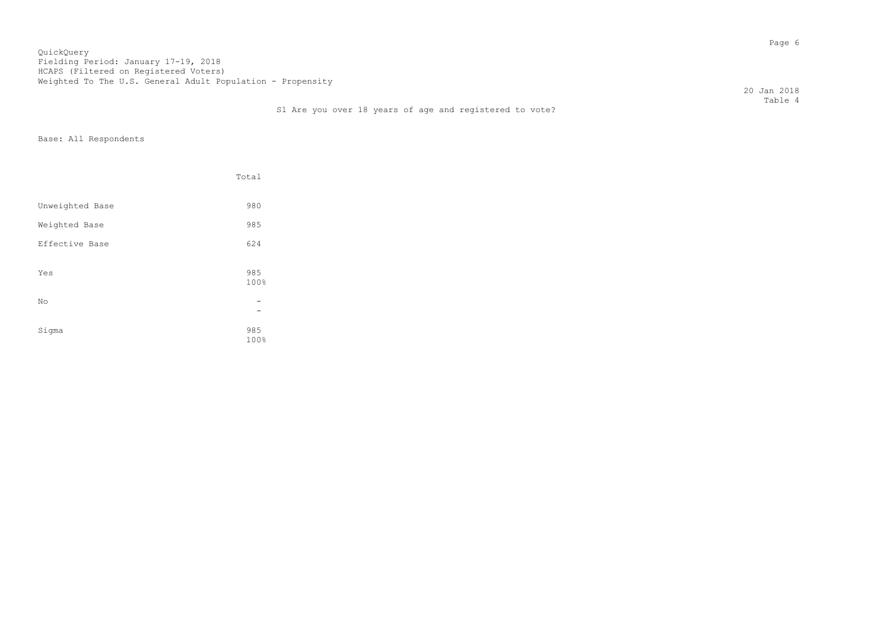QuickQuery
Fielding Period: January 17-19, 2018
HCAPS (Filtered on Registered Voters)
Weighted To The U.S. General Adult Population - Propensity

20 Jan 2018
Table 4

S1 Are you over 18 years of age and registered to vote?

Base: All Respondents

| | Total |
|---|---|
| Unweighted Base | 980 |
| Weighted Base | 985 |
| Effective Base | 624 |
| Yes | 985<br>100% |
| No | -<br>- |
| Sigma | 985<br>100% |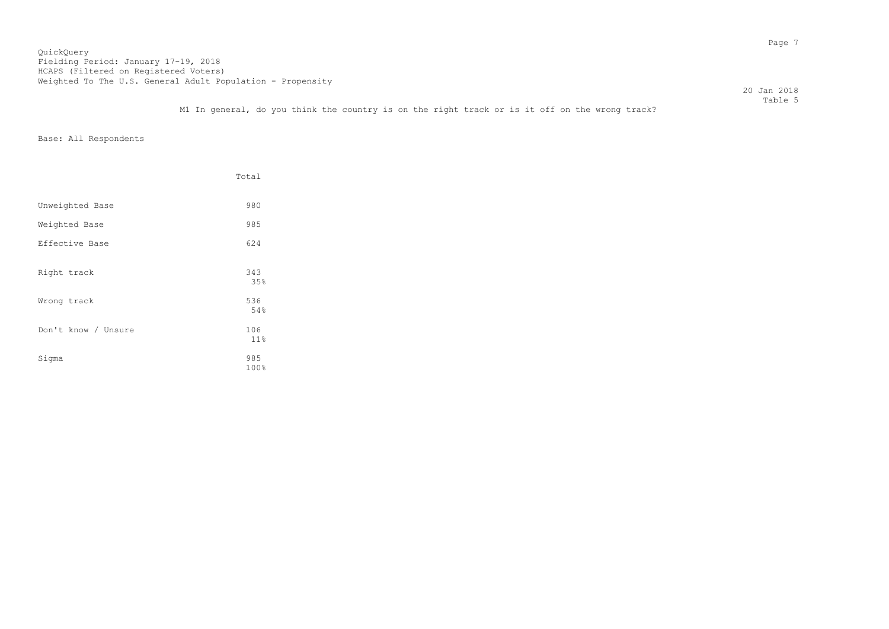QuickQuery
Fielding Period: January 17-19, 2018
HCAPS (Filtered on Registered Voters)
Weighted To The U.S. General Adult Population - Propensity

20 Jan 2018
Table 5

M1 In general, do you think the country is on the right track or is it off on the wrong track?

Base: All Respondents

| | Total |
|---|---|
| Unweighted Base | 980 |
| Weighted Base | 985 |
| Effective Base | 624 |
| Right track | 343<br>35% |
| Wrong track | 536<br>54% |
| Don't know / Unsure | 106<br>11% |
| Sigma | 985<br>100% |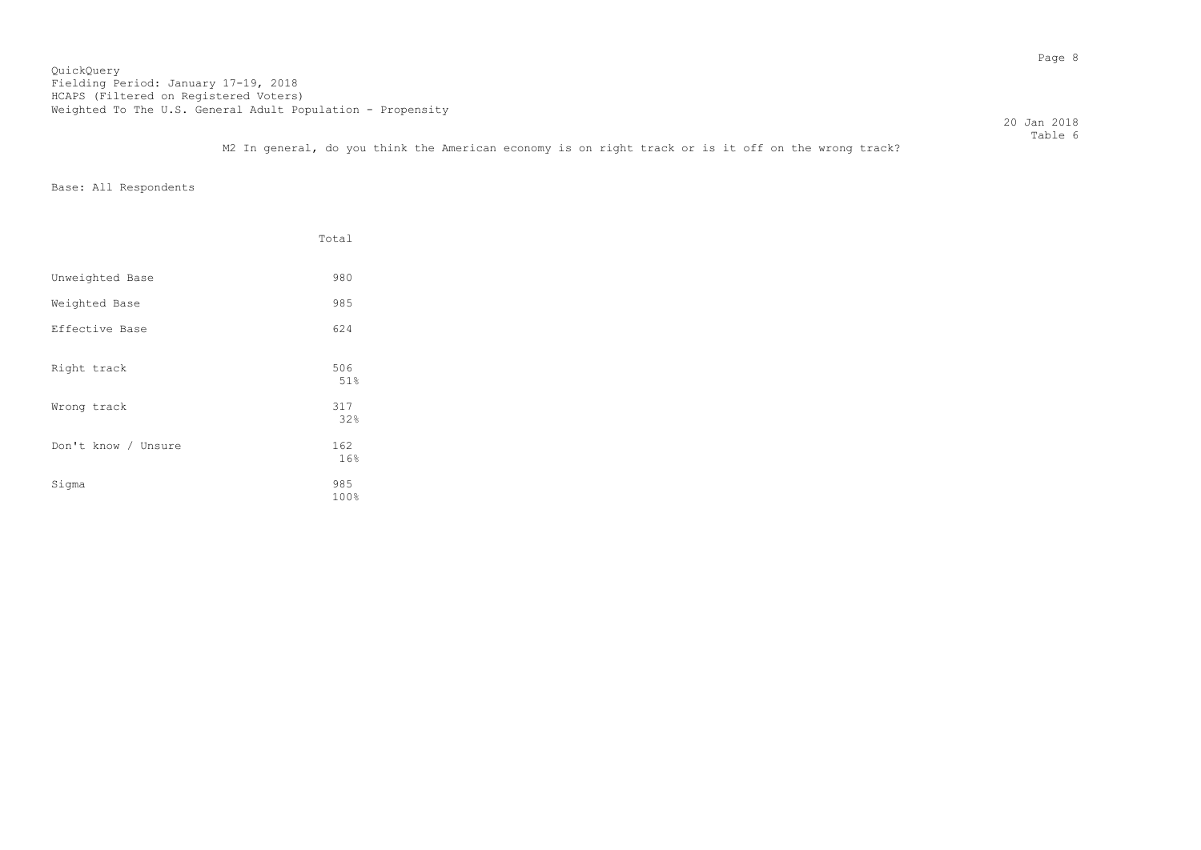QuickQuery
Fielding Period: January 17-19, 2018
HCAPS (Filtered on Registered Voters)
Weighted To The U.S. General Adult Population - Propensity

20 Jan 2018
Table 6

M2 In general, do you think the American economy is on right track or is it off on the wrong track?

Base: All Respondents

| | Total |
|---|---|
| Unweighted Base | 980 |
| Weighted Base | 985 |
| Effective Base | 624 |
| Right track | 506<br>51% |
| Wrong track | 317<br>32% |
| Don't know / Unsure | 162<br>16% |
| Sigma | 985<br>100% |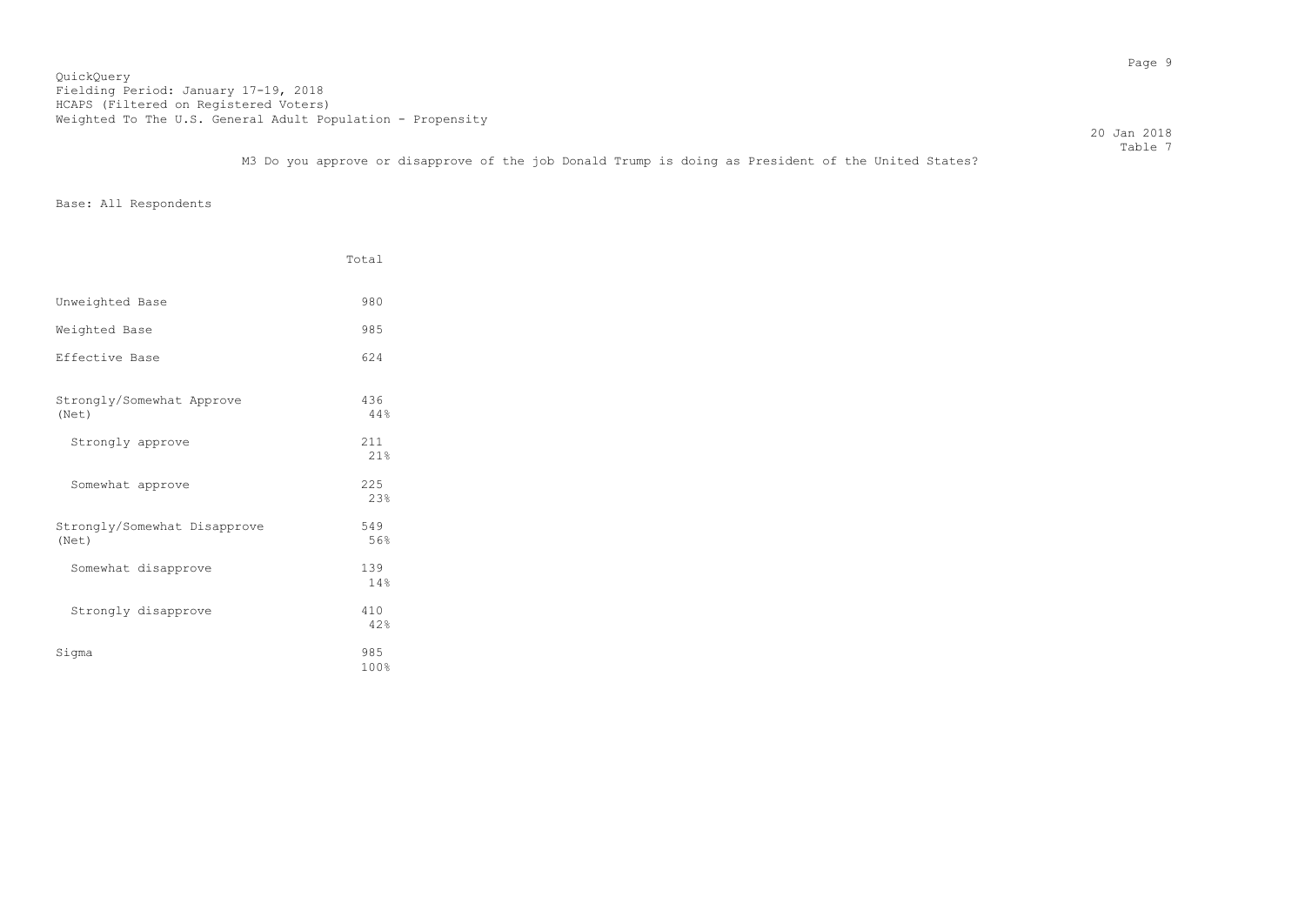QuickQuery
Fielding Period: January 17-19, 2018
HCAPS (Filtered on Registered Voters)
Weighted To The U.S. General Adult Population - Propensity

20 Jan 2018
Table 7

M3 Do you approve or disapprove of the job Donald Trump is doing as President of the United States?

Base: All Respondents

| | Total |
|---|---|
| Unweighted Base | 980 |
| Weighted Base | 985 |
| Effective Base | 624 |
| Strongly/Somewhat Approve (Net) | 436<br>44% |
| Strongly approve | 211<br>21% |
| Somewhat approve | 225<br>23% |
| Strongly/Somewhat Disapprove (Net) | 549<br>56% |
| Somewhat disapprove | 139<br>14% |
| Strongly disapprove | 410<br>42% |
| Sigma | 985<br>100% |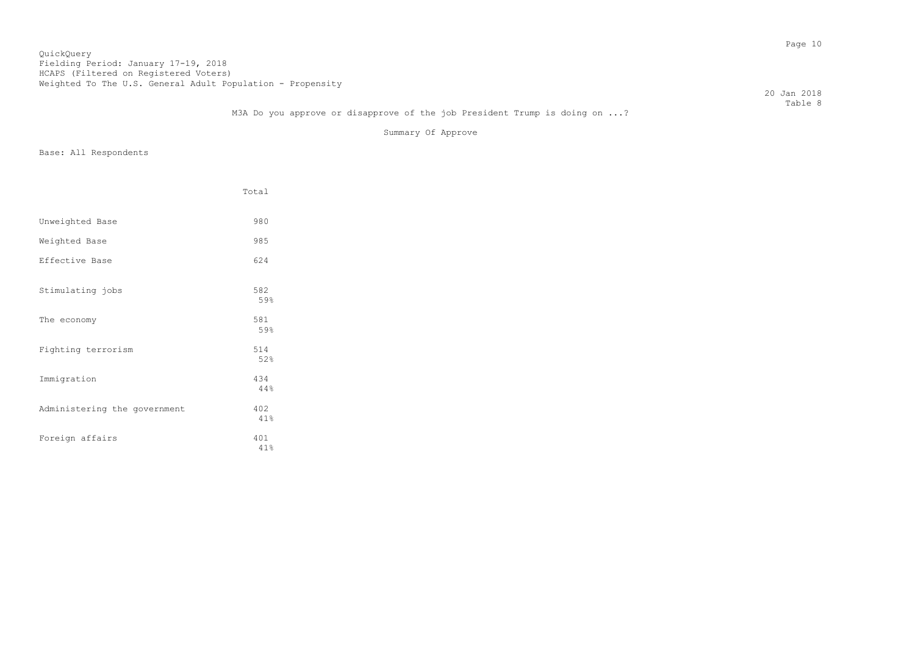QuickQuery
Fielding Period: January 17-19, 2018
HCAPS (Filtered on Registered Voters)
Weighted To The U.S. General Adult Population - Propensity

20 Jan 2018
Table 8

M3A Do you approve or disapprove of the job President Trump is doing on ...?

Summary Of Approve

Base: All Respondents

| | Total |
|---|---|
| Unweighted Base | 980 |
| Weighted Base | 985 |
| Effective Base | 624 |
| Stimulating jobs | 582<br>59% |
| The economy | 581<br>59% |
| Fighting terrorism | 514<br>52% |
| Immigration | 434<br>44% |
| Administering the government | 402<br>41% |
| Foreign affairs | 401<br>41% |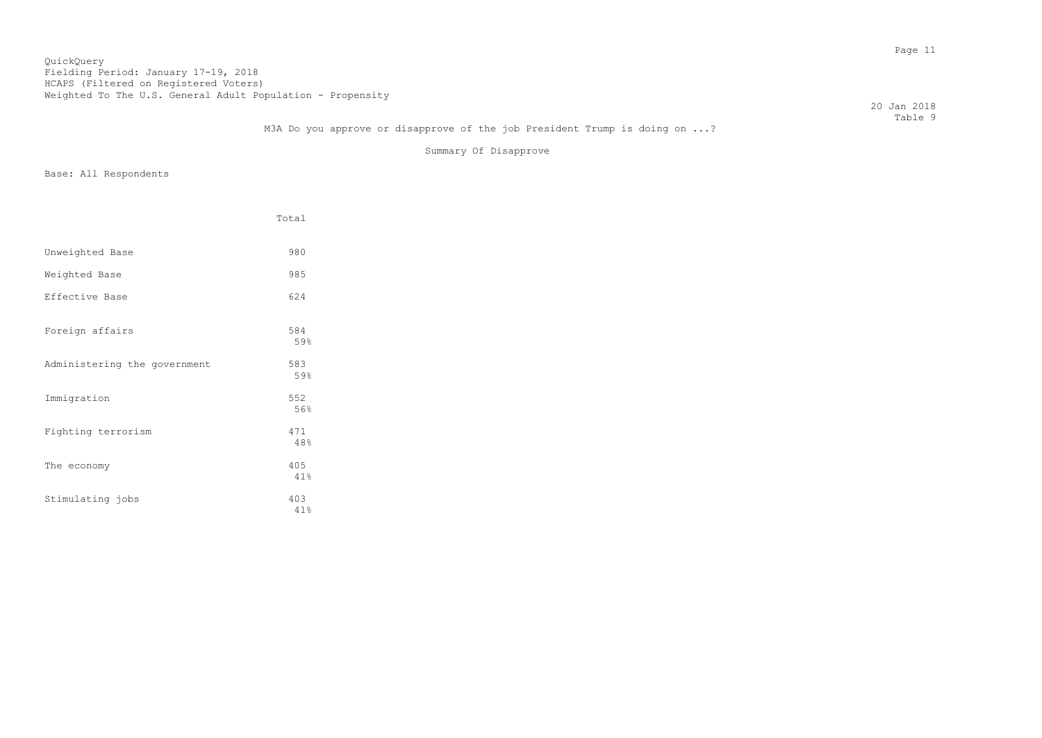QuickQuery
Fielding Period: January 17-19, 2018
HCAPS (Filtered on Registered Voters)
Weighted To The U.S. General Adult Population - Propensity

20 Jan 2018
Table 9

M3A Do you approve or disapprove of the job President Trump is doing on ...?

Summary Of Disapprove

Base: All Respondents

| | Total |
|---|---|
| Unweighted Base | 980 |
| Weighted Base | 985 |
| Effective Base | 624 |
| Foreign affairs | 584<br>59% |
| Administering the government | 583<br>59% |
| Immigration | 552<br>56% |
| Fighting terrorism | 471<br>48% |
| The economy | 405<br>41% |
| Stimulating jobs | 403<br>41% |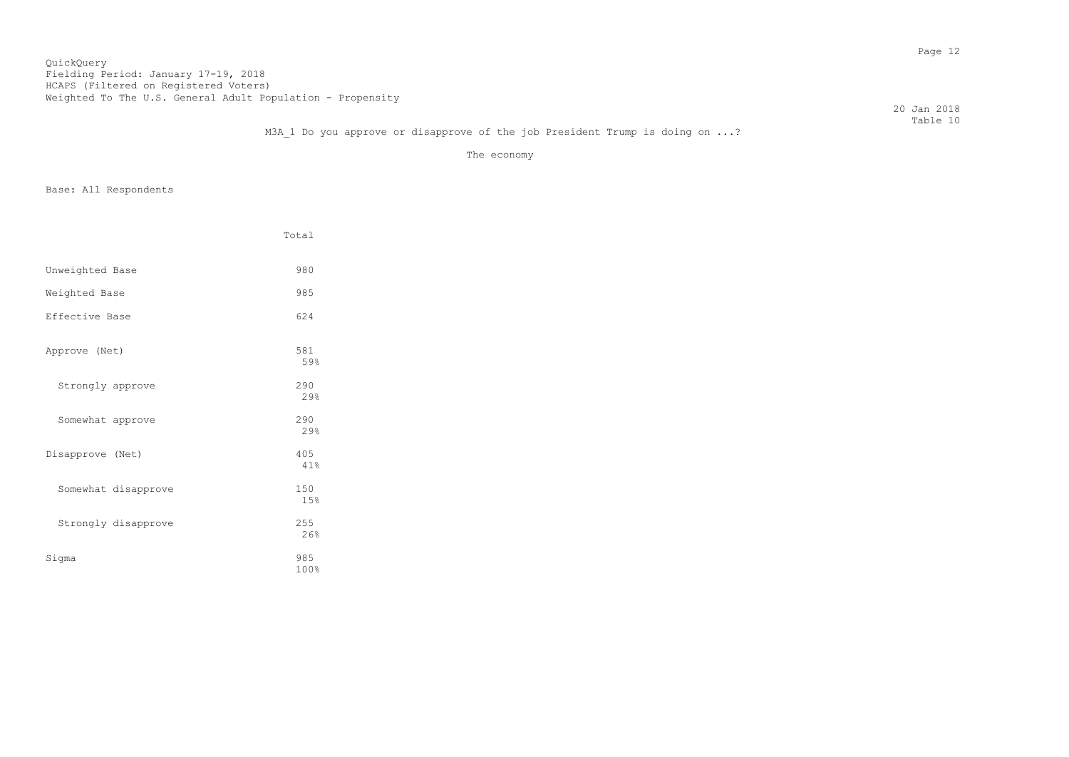QuickQuery
Fielding Period: January 17-19, 2018
HCAPS (Filtered on Registered Voters)
Weighted To The U.S. General Adult Population - Propensity

20 Jan 2018
Table 10

M3A_1 Do you approve or disapprove of the job President Trump is doing on ...?

The economy

Base: All Respondents

| | Total |
|---|---|
| Unweighted Base | 980 |
| Weighted Base | 985 |
| Effective Base | 624 |
| Approve (Net) | 581<br>59% |
| Strongly approve | 290<br>29% |
| Somewhat approve | 290<br>29% |
| Disapprove (Net) | 405<br>41% |
| Somewhat disapprove | 150<br>15% |
| Strongly disapprove | 255<br>26% |
| Sigma | 985<br>100% |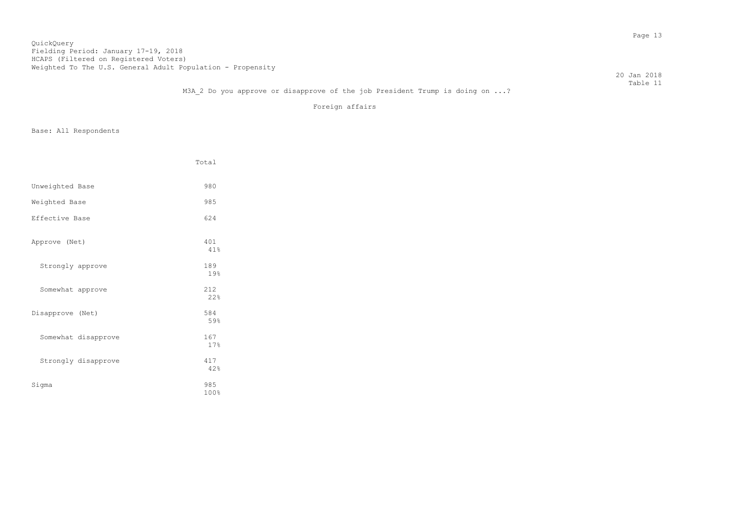QuickQuery
Fielding Period: January 17-19, 2018
HCAPS (Filtered on Registered Voters)
Weighted To The U.S. General Adult Population - Propensity

20 Jan 2018
Table 11

M3A_2 Do you approve or disapprove of the job President Trump is doing on ...?

Foreign affairs

Base: All Respondents

| | Total |
|---|---|
| Unweighted Base | 980 |
| Weighted Base | 985 |
| Effective Base | 624 |
| Approve (Net) | 401<br>41% |
| Strongly approve | 189<br>19% |
| Somewhat approve | 212<br>22% |
| Disapprove (Net) | 584<br>59% |
| Somewhat disapprove | 167<br>17% |
| Strongly disapprove | 417<br>42% |
| Sigma | 985<br>100% |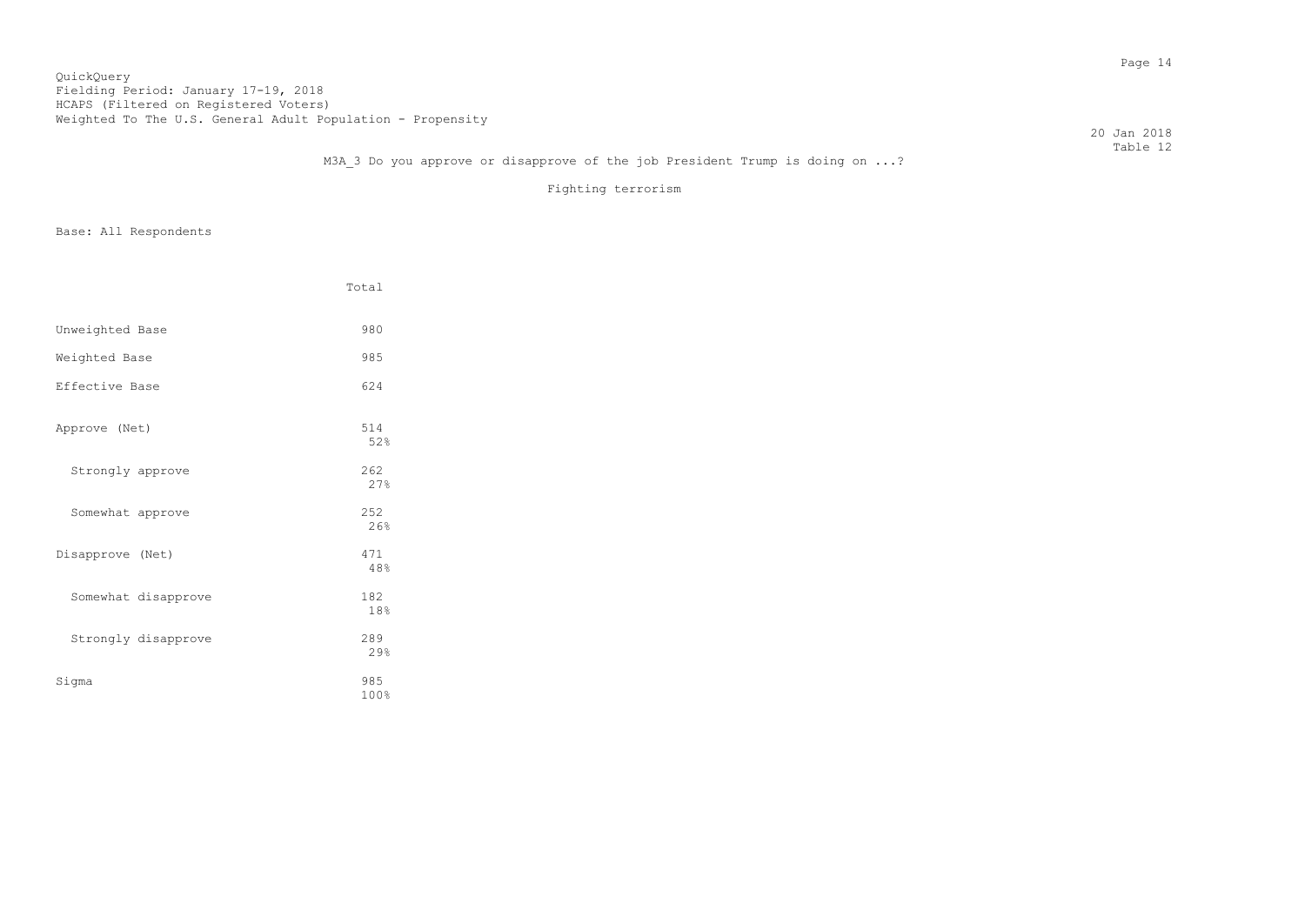QuickQuery
Fielding Period: January 17-19, 2018
HCAPS (Filtered on Registered Voters)
Weighted To The U.S. General Adult Population - Propensity

20 Jan 2018
Table 12

M3A_3 Do you approve or disapprove of the job President Trump is doing on ...?

Fighting terrorism

Base: All Respondents

| | Total |
|---|---|
| Unweighted Base | 980 |
| Weighted Base | 985 |
| Effective Base | 624 |
| Approve (Net) | 514<br>52% |
| Strongly approve | 262<br>27% |
| Somewhat approve | 252<br>26% |
| Disapprove (Net) | 471<br>48% |
| Somewhat disapprove | 182<br>18% |
| Strongly disapprove | 289<br>29% |
| Sigma | 985<br>100% |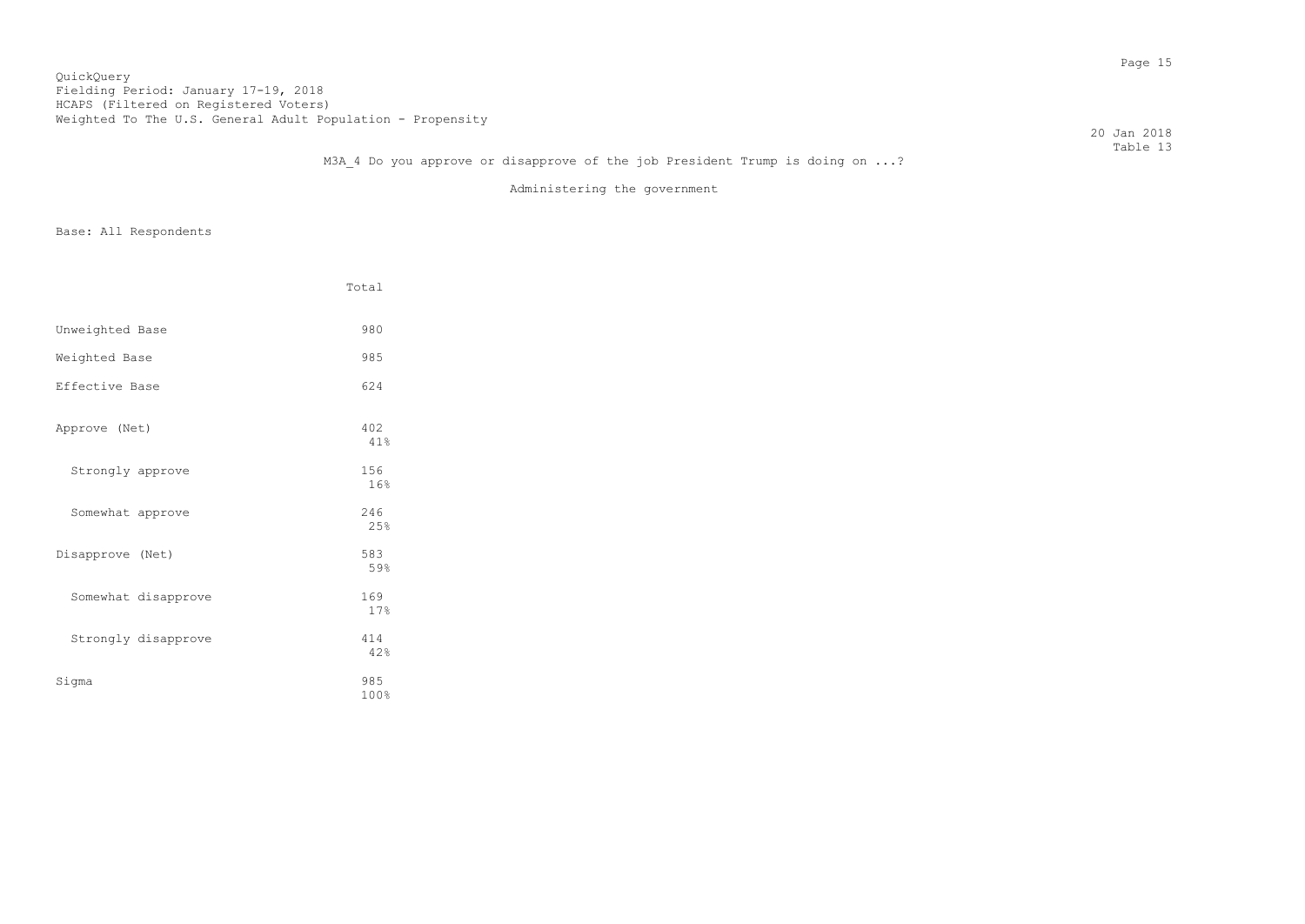QuickQuery
Fielding Period: January 17-19, 2018
HCAPS (Filtered on Registered Voters)
Weighted To The U.S. General Adult Population - Propensity

20 Jan 2018
Table 13

M3A_4 Do you approve or disapprove of the job President Trump is doing on ...?

Administering the government

Base: All Respondents

| | Total |
|---|---|
| Unweighted Base | 980 |
| Weighted Base | 985 |
| Effective Base | 624 |
| Approve (Net) | 402<br>41% |
| Strongly approve | 156<br>16% |
| Somewhat approve | 246<br>25% |
| Disapprove (Net) | 583<br>59% |
| Somewhat disapprove | 169<br>17% |
| Strongly disapprove | 414<br>42% |
| Sigma | 985<br>100% |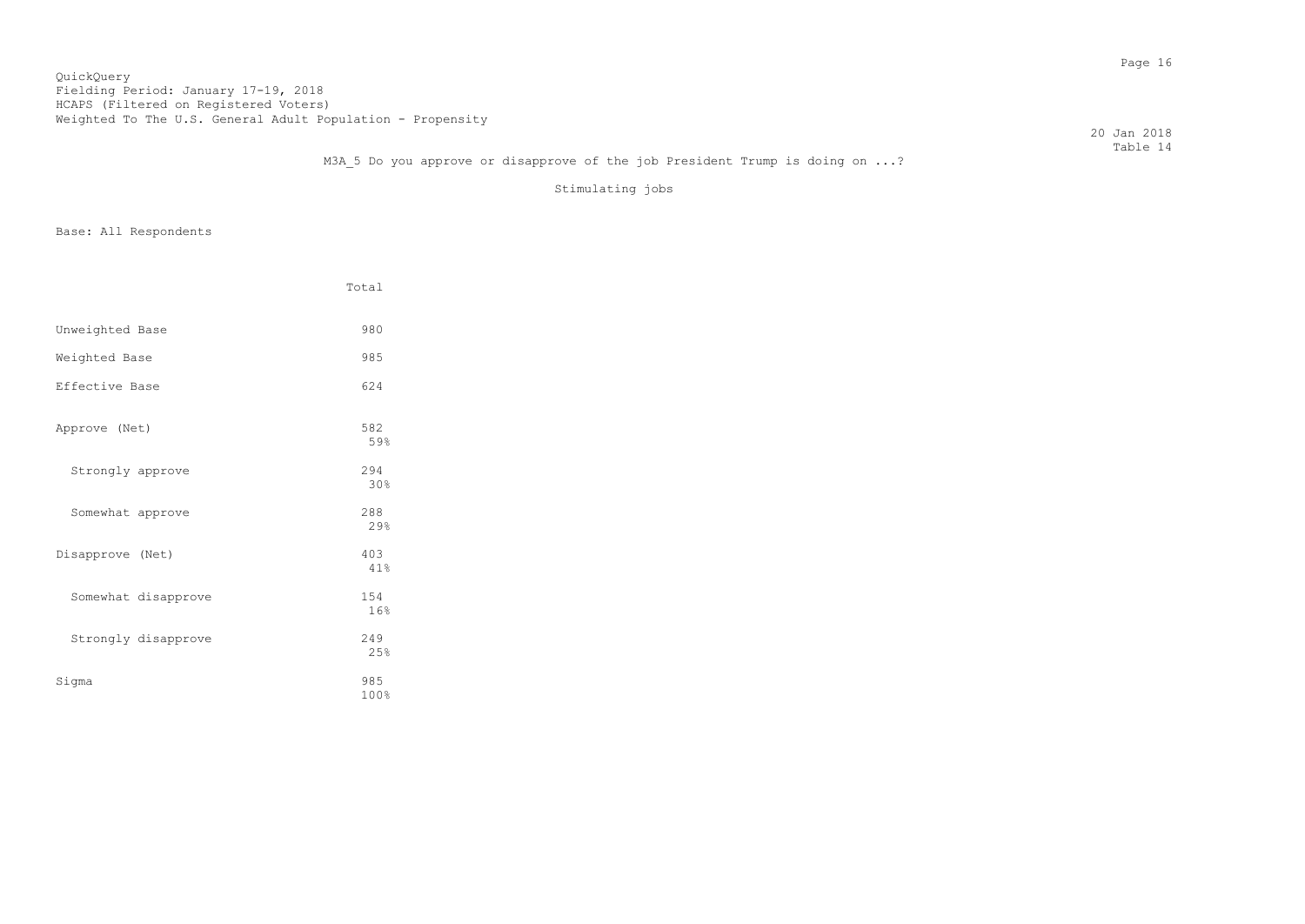QuickQuery
Fielding Period: January 17-19, 2018
HCAPS (Filtered on Registered Voters)
Weighted To The U.S. General Adult Population - Propensity

20 Jan 2018
Table 14

M3A_5 Do you approve or disapprove of the job President Trump is doing on ...?

Stimulating jobs

Base: All Respondents

| | Total |
|---|---|
| Unweighted Base | 980 |
| Weighted Base | 985 |
| Effective Base | 624 |
| Approve (Net) | 582<br>59% |
| Strongly approve | 294<br>30% |
| Somewhat approve | 288<br>29% |
| Disapprove (Net) | 403<br>41% |
| Somewhat disapprove | 154<br>16% |
| Strongly disapprove | 249<br>25% |
| Sigma | 985<br>100% |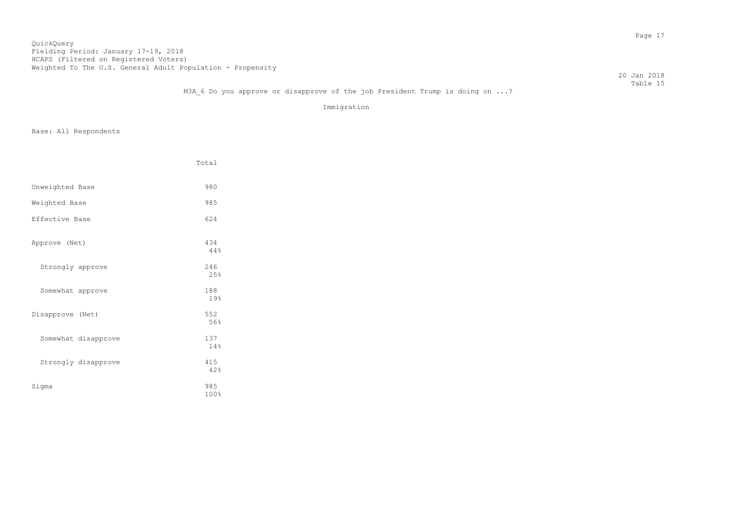QuickQuery
Fielding Period: January 17-19, 2018
HCAPS (Filtered on Registered Voters)
Weighted To The U.S. General Adult Population - Propensity

20 Jan 2018
Table 15

M3A_6 Do you approve or disapprove of the job President Trump is doing on ...?

Immigration

Base: All Respondents

| | Total |
|---|---|
| Unweighted Base | 980 |
| Weighted Base | 985 |
| Effective Base | 624 |
| Approve (Net) | 434<br>44% |
| Strongly approve | 246<br>25% |
| Somewhat approve | 188<br>19% |
| Disapprove (Net) | 552<br>56% |
| Somewhat disapprove | 137<br>14% |
| Strongly disapprove | 415<br>42% |
| Sigma | 985<br>100% |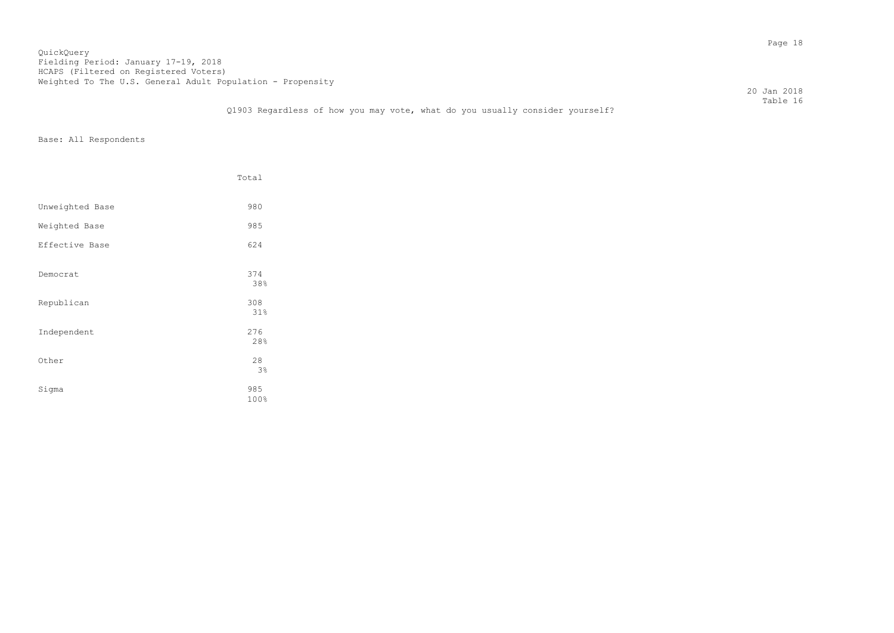QuickQuery
Fielding Period: January 17-19, 2018
HCAPS (Filtered on Registered Voters)
Weighted To The U.S. General Adult Population - Propensity

20 Jan 2018
Table 16

Q1903 Regardless of how you may vote, what do you usually consider yourself?

Base: All Respondents

| | Total |
|---|---|
| Unweighted Base | 980 |
| Weighted Base | 985 |
| Effective Base | 624 |
| Democrat | 374<br>38% |
| Republican | 308<br>31% |
| Independent | 276<br>28% |
| Other | 28<br>3% |
| Sigma | 985<br>100% |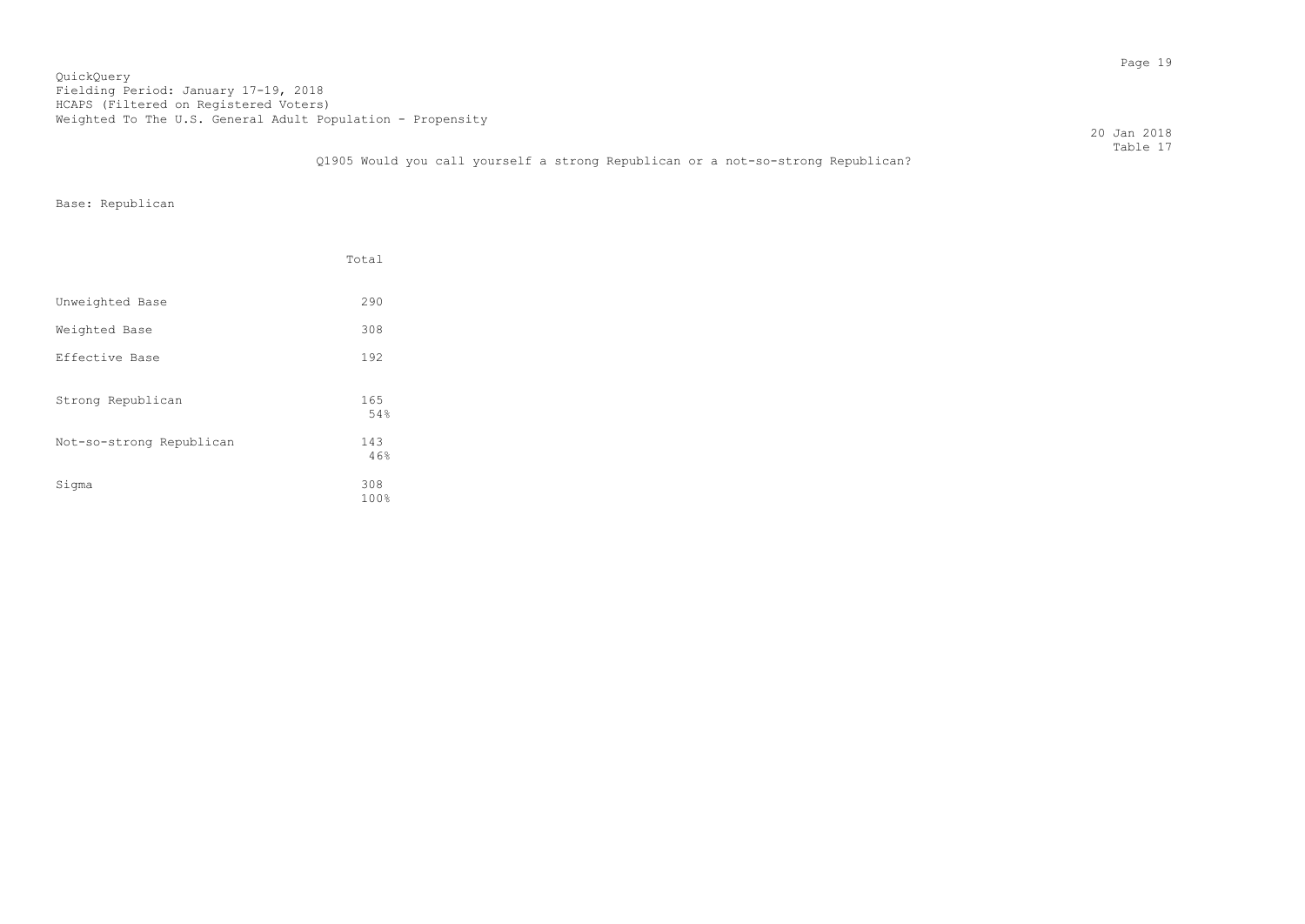QuickQuery
Fielding Period: January 17-19, 2018
HCAPS (Filtered on Registered Voters)
Weighted To The U.S. General Adult Population - Propensity

20 Jan 2018
Table 17

Q1905 Would you call yourself a strong Republican or a not-so-strong Republican?

Base: Republican

| | Total |
|---|---|
| Unweighted Base | 290 |
| Weighted Base | 308 |
| Effective Base | 192 |
| Strong Republican | 165<br>54% |
| Not-so-strong Republican | 143<br>46% |
| Sigma | 308<br>100% |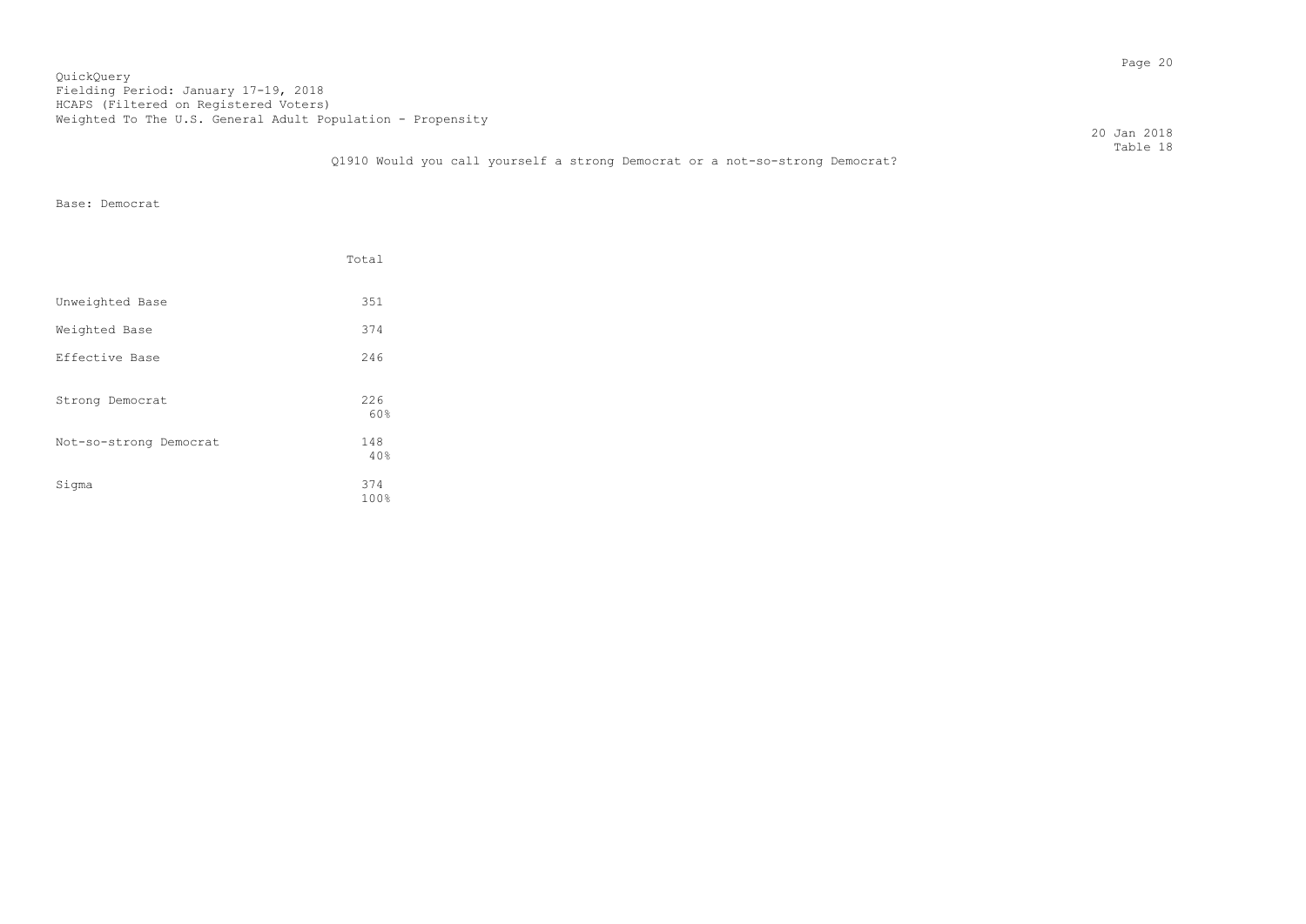QuickQuery
Fielding Period: January 17-19, 2018
HCAPS (Filtered on Registered Voters)
Weighted To The U.S. General Adult Population - Propensity

20 Jan 2018
Table 18

Q1910 Would you call yourself a strong Democrat or a not-so-strong Democrat?

Base: Democrat

| | Total |
|---|---|
| Unweighted Base | 351 |
| Weighted Base | 374 |
| Effective Base | 246 |
| Strong Democrat | 226<br>60% |
| Not-so-strong Democrat | 148<br>40% |
| Sigma | 374<br>100% |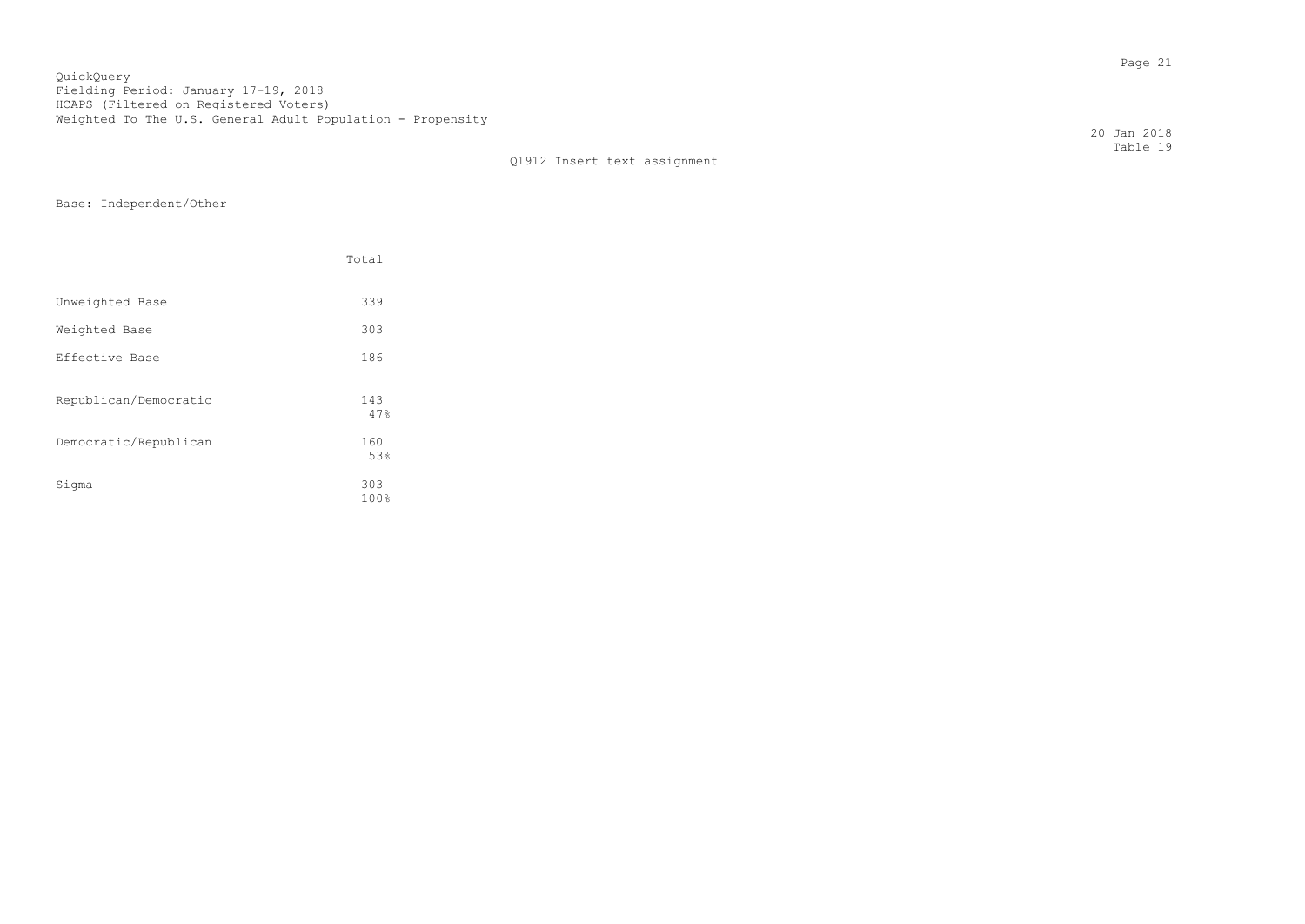QuickQuery
Fielding Period: January 17-19, 2018
HCAPS (Filtered on Registered Voters)
Weighted To The U.S. General Adult Population - Propensity

20 Jan 2018
Table 19

Q1912 Insert text assignment

Base: Independent/Other

| | Total |
|---|---|
| Unweighted Base | 339 |
| Weighted Base | 303 |
| Effective Base | 186 |
| Republican/Democratic | 143<br>47% |
| Democratic/Republican | 160<br>53% |
| Sigma | 303<br>100% |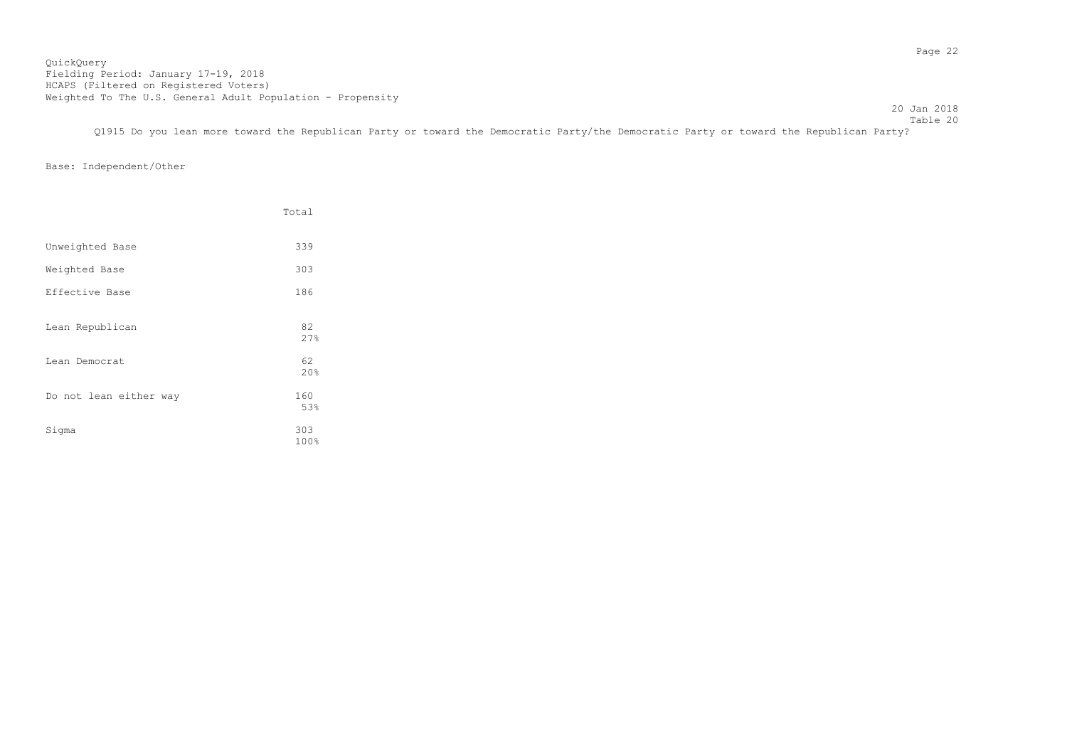QuickQuery
Fielding Period: January 17-19, 2018
HCAPS (Filtered on Registered Voters)
Weighted To The U.S. General Adult Population - Propensity

20 Jan 2018
Table 20

Q1915 Do you lean more toward the Republican Party or toward the Democratic Party/the Democratic Party or toward the Republican Party?

Base: Independent/Other

| | Total |
|---|---|
| Unweighted Base | 339 |
| Weighted Base | 303 |
| Effective Base | 186 |
| Lean Republican | 82<br>27% |
| Lean Democrat | 62<br>20% |
| Do not lean either way | 160<br>53% |
| Sigma | 303<br>100% |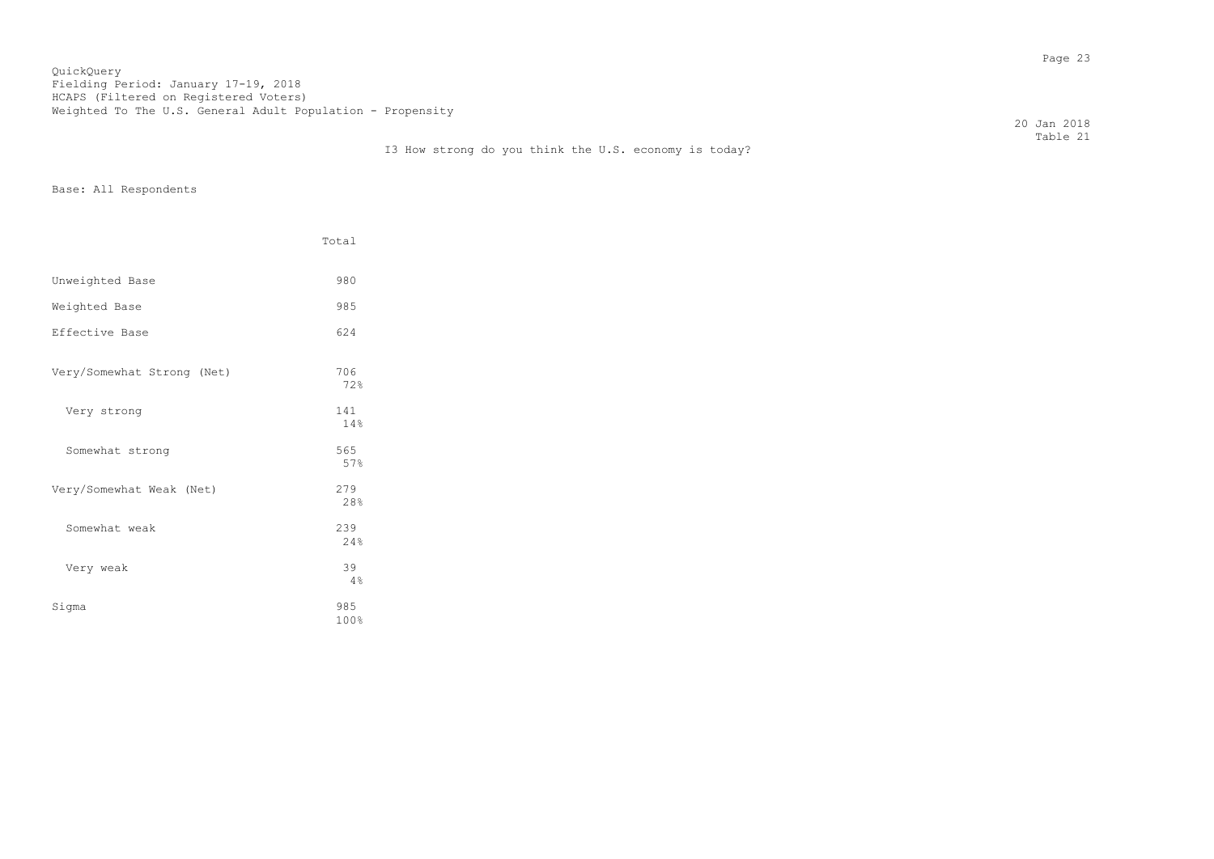QuickQuery
Fielding Period: January 17-19, 2018
HCAPS (Filtered on Registered Voters)
Weighted To The U.S. General Adult Population - Propensity

20 Jan 2018
Table 21

I3 How strong do you think the U.S. economy is today?

Base: All Respondents

| | Total |
|---|---|
| Unweighted Base | 980 |
| Weighted Base | 985 |
| Effective Base | 624 |
| Very/Somewhat Strong (Net) | 706<br>72% |
| Very strong | 141<br>14% |
| Somewhat strong | 565<br>57% |
| Very/Somewhat Weak (Net) | 279<br>28% |
| Somewhat weak | 239<br>24% |
| Very weak | 39<br>4% |
| Sigma | 985<br>100% |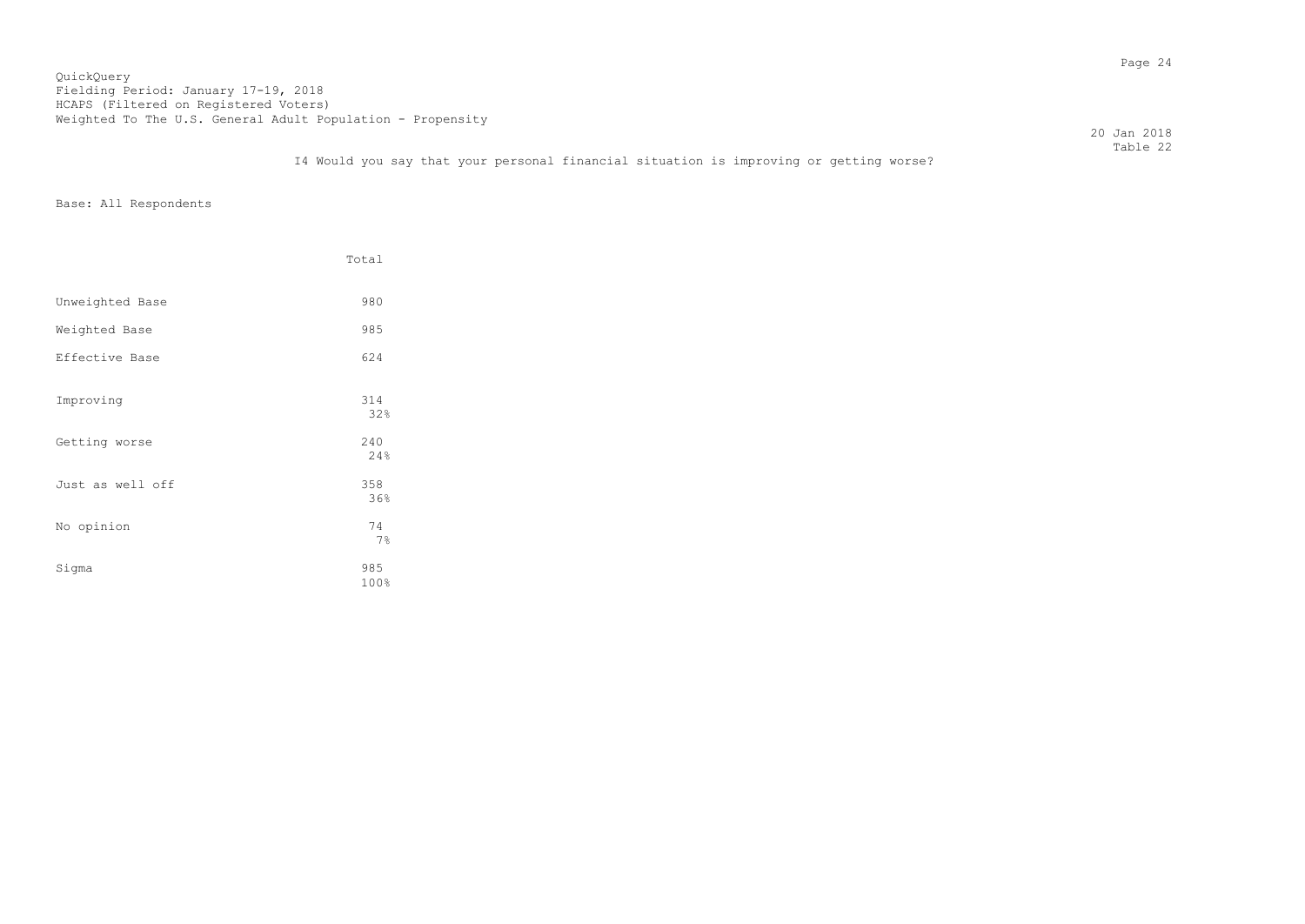QuickQuery
Fielding Period: January 17-19, 2018
HCAPS (Filtered on Registered Voters)
Weighted To The U.S. General Adult Population - Propensity

20 Jan 2018
Table 22

I4 Would you say that your personal financial situation is improving or getting worse?

Base: All Respondents

| | Total |
|---|---|
| Unweighted Base | 980 |
| Weighted Base | 985 |
| Effective Base | 624 |
| Improving | 314<br>32% |
| Getting worse | 240<br>24% |
| Just as well off | 358<br>36% |
| No opinion | 74<br>7% |
| Sigma | 985<br>100% |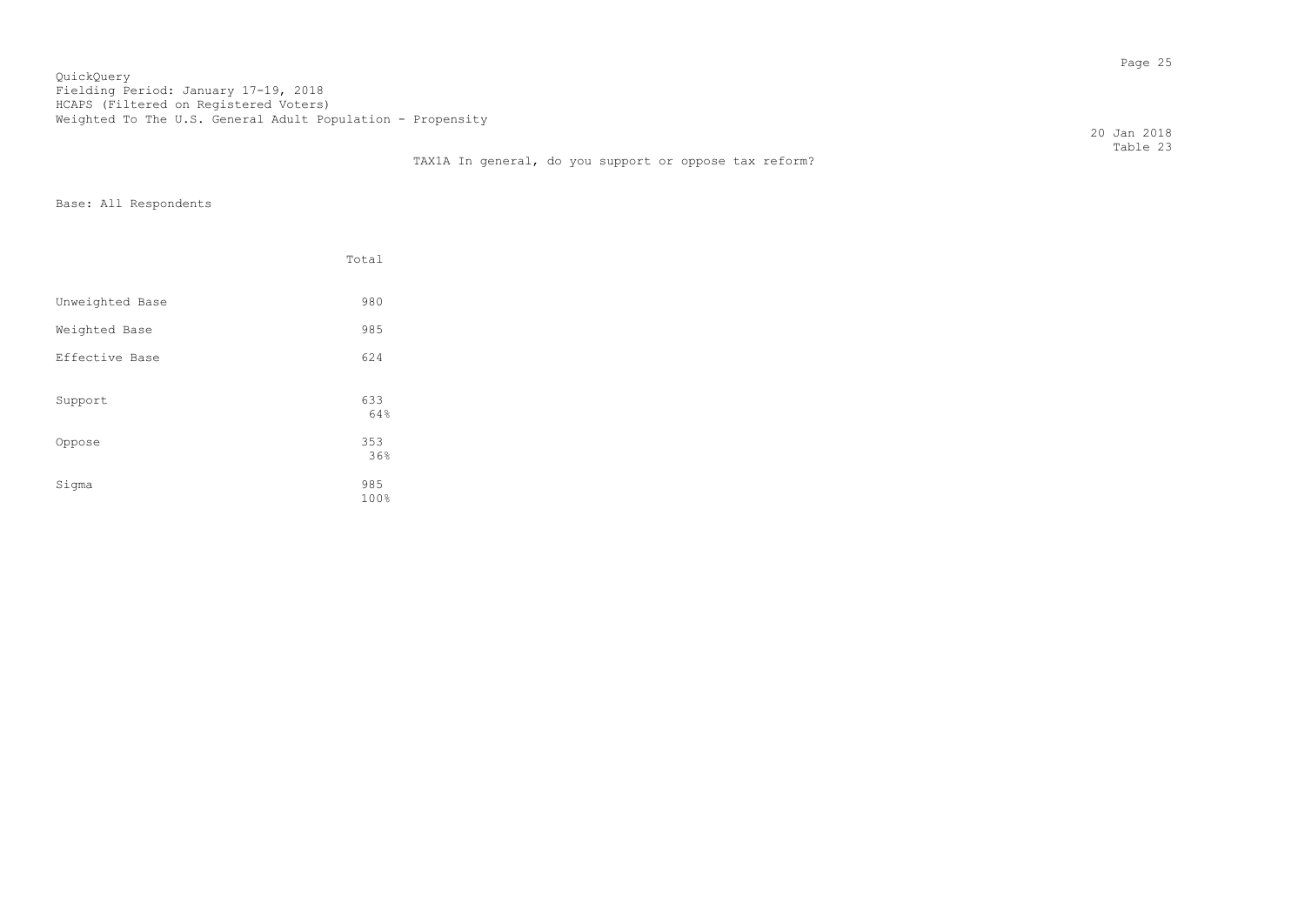QuickQuery
Fielding Period: January 17-19, 2018
HCAPS (Filtered on Registered Voters)
Weighted To The U.S. General Adult Population - Propensity

20 Jan 2018
Table 23

TAX1A In general, do you support or oppose tax reform?

Base: All Respondents

| | Total |
|---|---|
| Unweighted Base | 980 |
| Weighted Base | 985 |
| Effective Base | 624 |
| Support | 633<br>64% |
| Oppose | 353<br>36% |
| Sigma | 985<br>100% |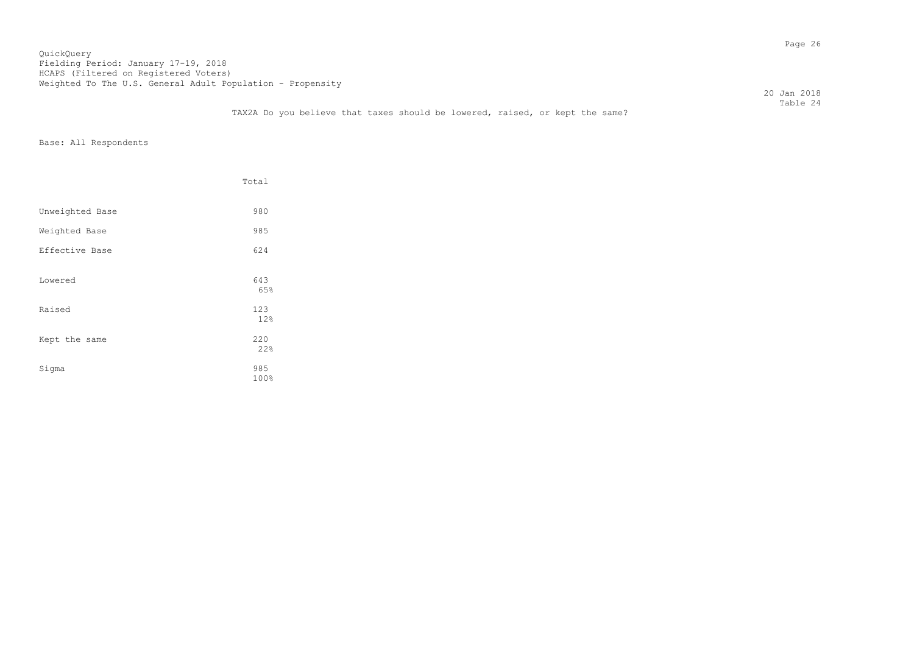QuickQuery
Fielding Period: January 17-19, 2018
HCAPS (Filtered on Registered Voters)
Weighted To The U.S. General Adult Population - Propensity

20 Jan 2018
Table 24

TAX2A Do you believe that taxes should be lowered, raised, or kept the same?

Base: All Respondents

| | Total |
|---|---|
| Unweighted Base | 980 |
| Weighted Base | 985 |
| Effective Base | 624 |
| Lowered | 643<br>65% |
| Raised | 123<br>12% |
| Kept the same | 220<br>22% |
| Sigma | 985<br>100% |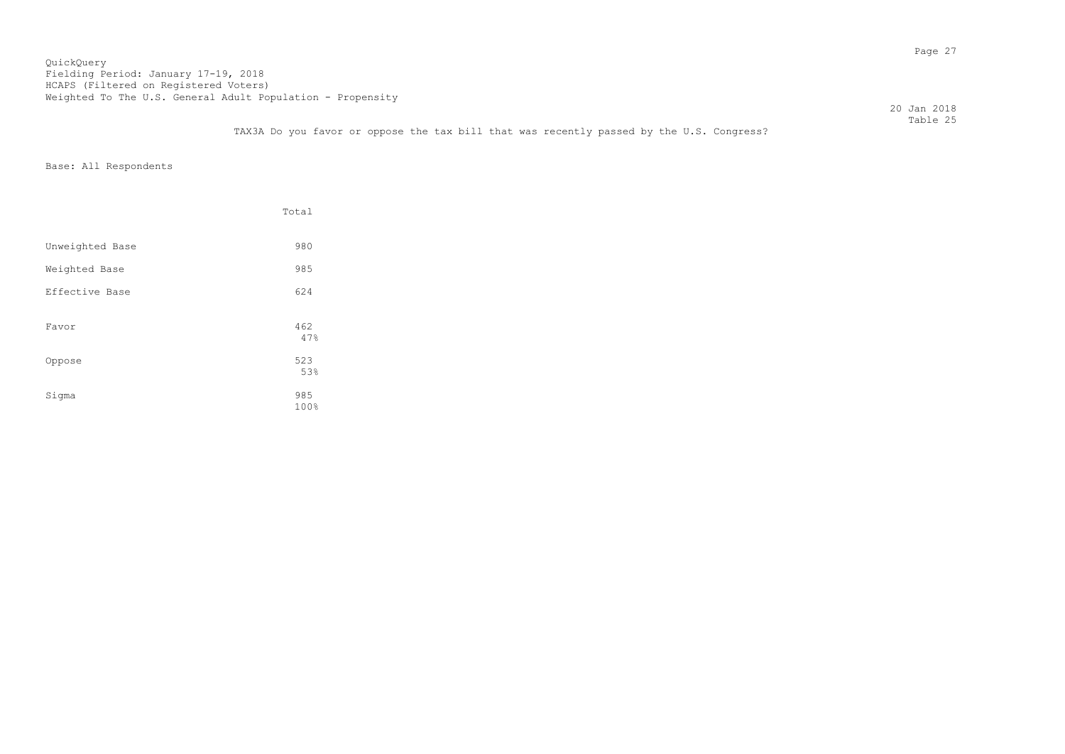QuickQuery
Fielding Period: January 17-19, 2018
HCAPS (Filtered on Registered Voters)
Weighted To The U.S. General Adult Population - Propensity

20 Jan 2018
Table 25

TAX3A Do you favor or oppose the tax bill that was recently passed by the U.S. Congress?

Base: All Respondents

| | Total |
|---|---|
| Unweighted Base | 980 |
| Weighted Base | 985 |
| Effective Base | 624 |
| Favor | 462<br>47% |
| Oppose | 523<br>53% |
| Sigma | 985<br>100% |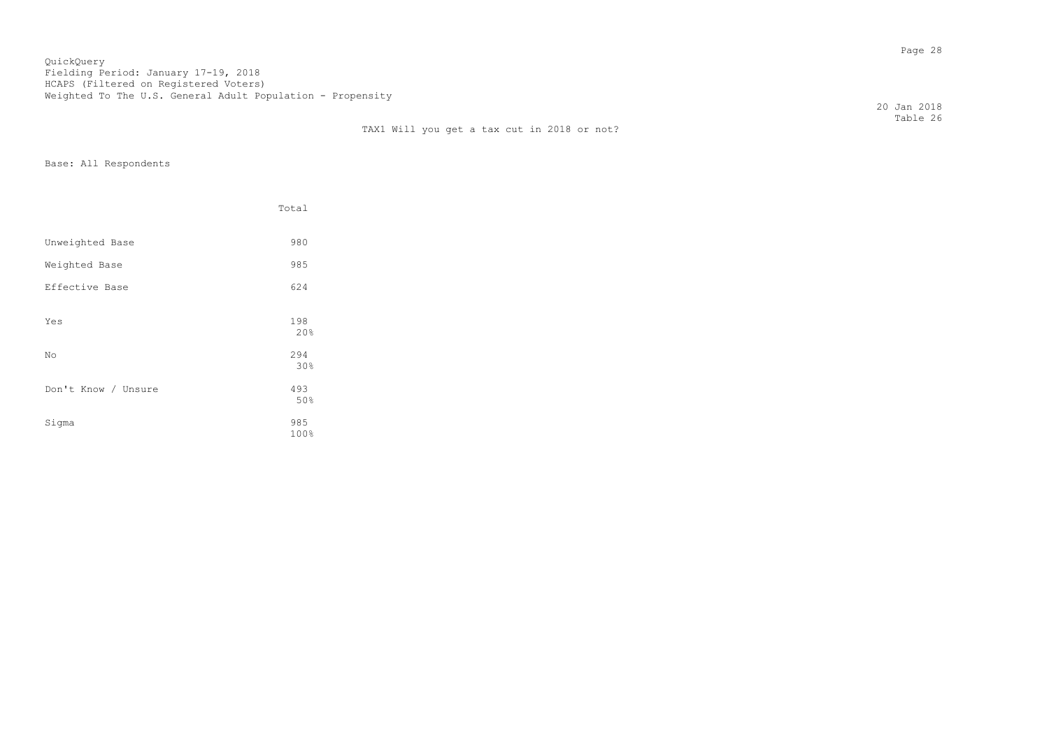QuickQuery
Fielding Period: January 17-19, 2018
HCAPS (Filtered on Registered Voters)
Weighted To The U.S. General Adult Population - Propensity

20 Jan 2018
Table 26

TAX1 Will you get a tax cut in 2018 or not?

Base: All Respondents

| | Total |
|---|---|
| Unweighted Base | 980 |
| Weighted Base | 985 |
| Effective Base | 624 |
| Yes | 198<br>20% |
| No | 294<br>30% |
| Don't Know / Unsure | 493<br>50% |
| Sigma | 985<br>100% |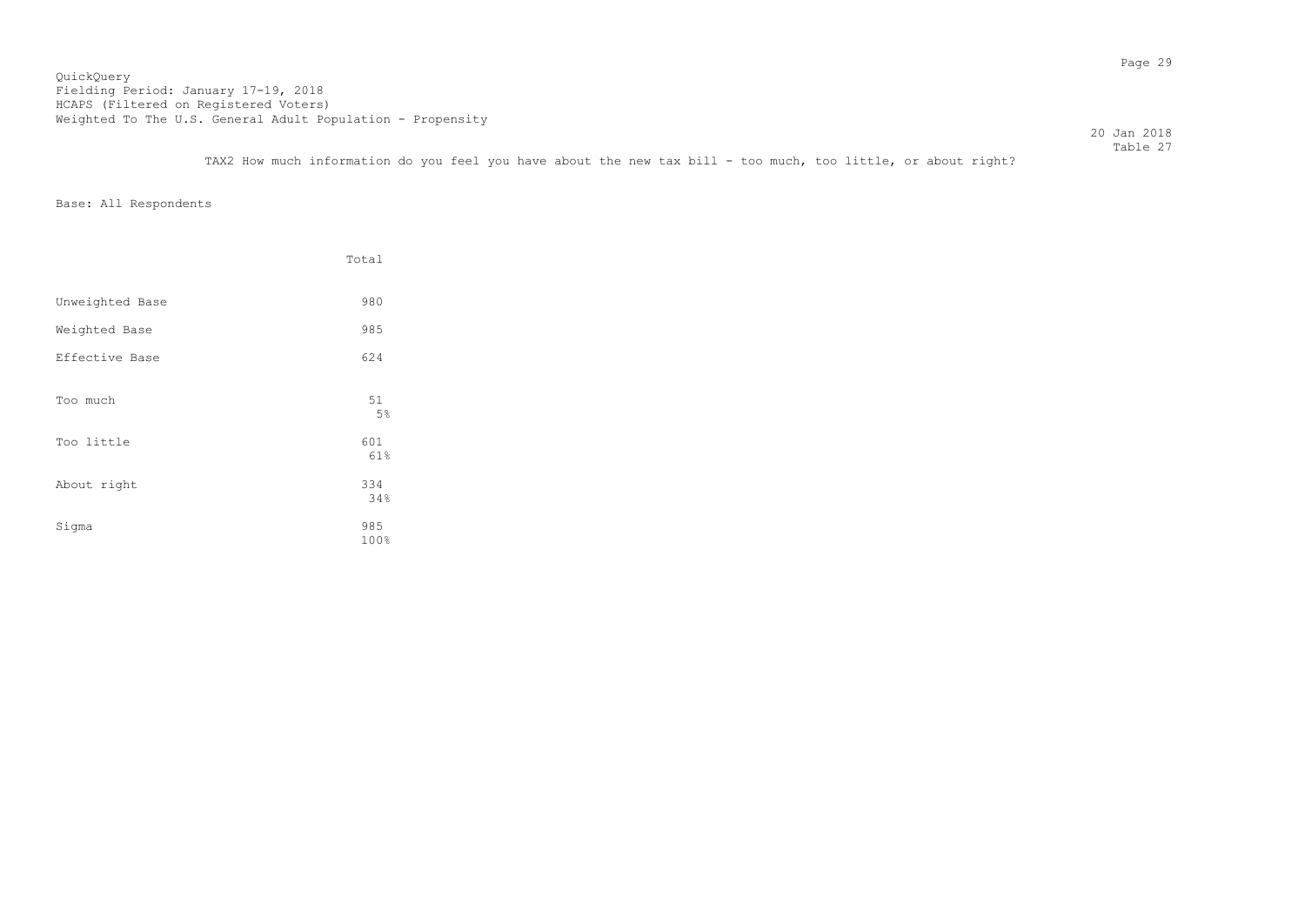QuickQuery
Fielding Period: January 17-19, 2018
HCAPS (Filtered on Registered Voters)
Weighted To The U.S. General Adult Population - Propensity

20 Jan 2018
Table 27

TAX2 How much information do you feel you have about the new tax bill - too much, too little, or about right?

Base: All Respondents

| | Total |
|---|---|
| Unweighted Base | 980 |
| Weighted Base | 985 |
| Effective Base | 624 |
| Too much | 51<br>5% |
| Too little | 601<br>61% |
| About right | 334<br>34% |
| Sigma | 985<br>100% |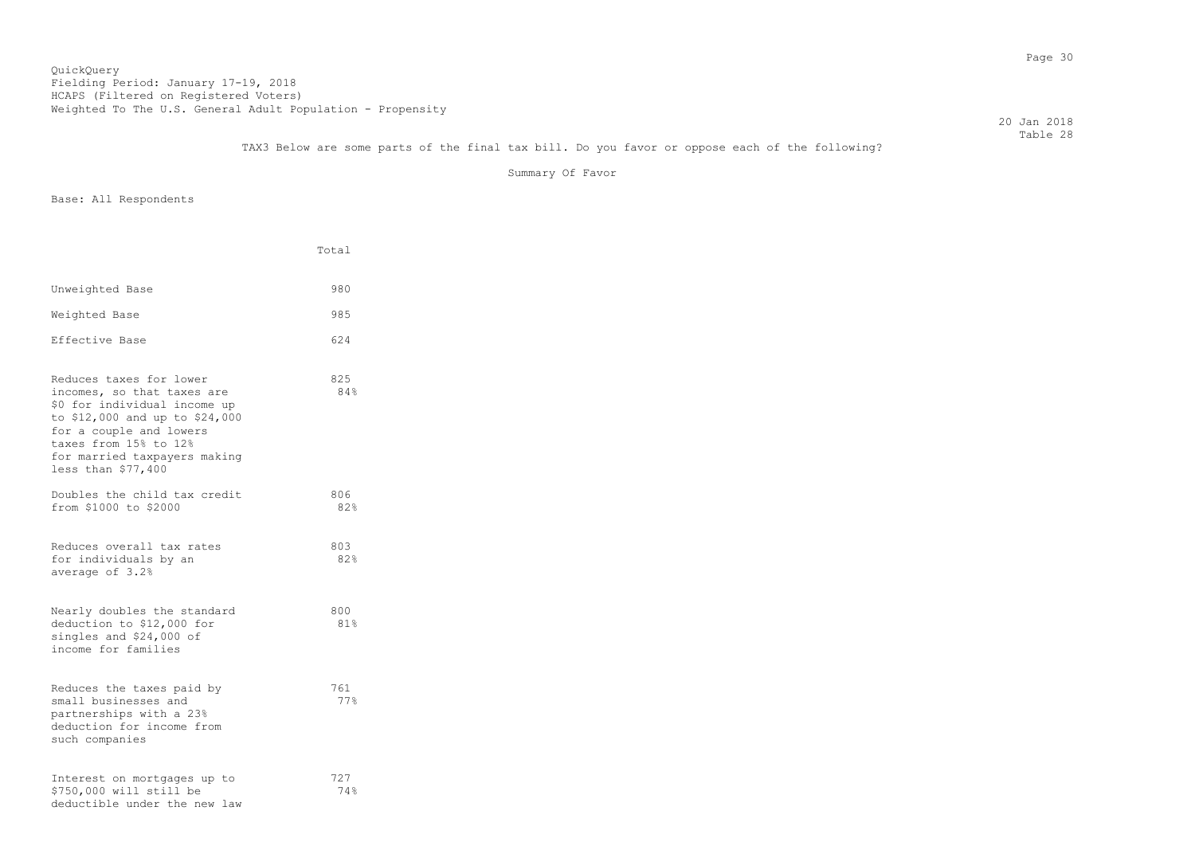QuickQuery
Fielding Period: January 17-19, 2018
HCAPS (Filtered on Registered Voters)
Weighted To The U.S. General Adult Population - Propensity

20 Jan 2018
Table 28

TAX3 Below are some parts of the final tax bill. Do you favor or oppose each of the following?

Summary Of Favor

Base: All Respondents

| | Total |
|---|---|
| Unweighted Base | 980 |
| Weighted Base | 985 |
| Effective Base | 624 |
| Reduces taxes for lower incomes, so that taxes are $0 for individual income up to $12,000 and up to $24,000 for a couple and lowers taxes from 15% to 12% for married taxpayers making less than $77,400 | 825<br>84% |
| Doubles the child tax credit from $1000 to $2000 | 806<br>82% |
| Reduces overall tax rates for individuals by an average of 3.2% | 803<br>82% |
| Nearly doubles the standard deduction to $12,000 for singles and $24,000 of income for families | 800<br>81% |
| Reduces the taxes paid by small businesses and partnerships with a 23% deduction for income from such companies | 761<br>77% |
| Interest on mortgages up to $750,000 will still be deductible under the new law | 727<br>74% |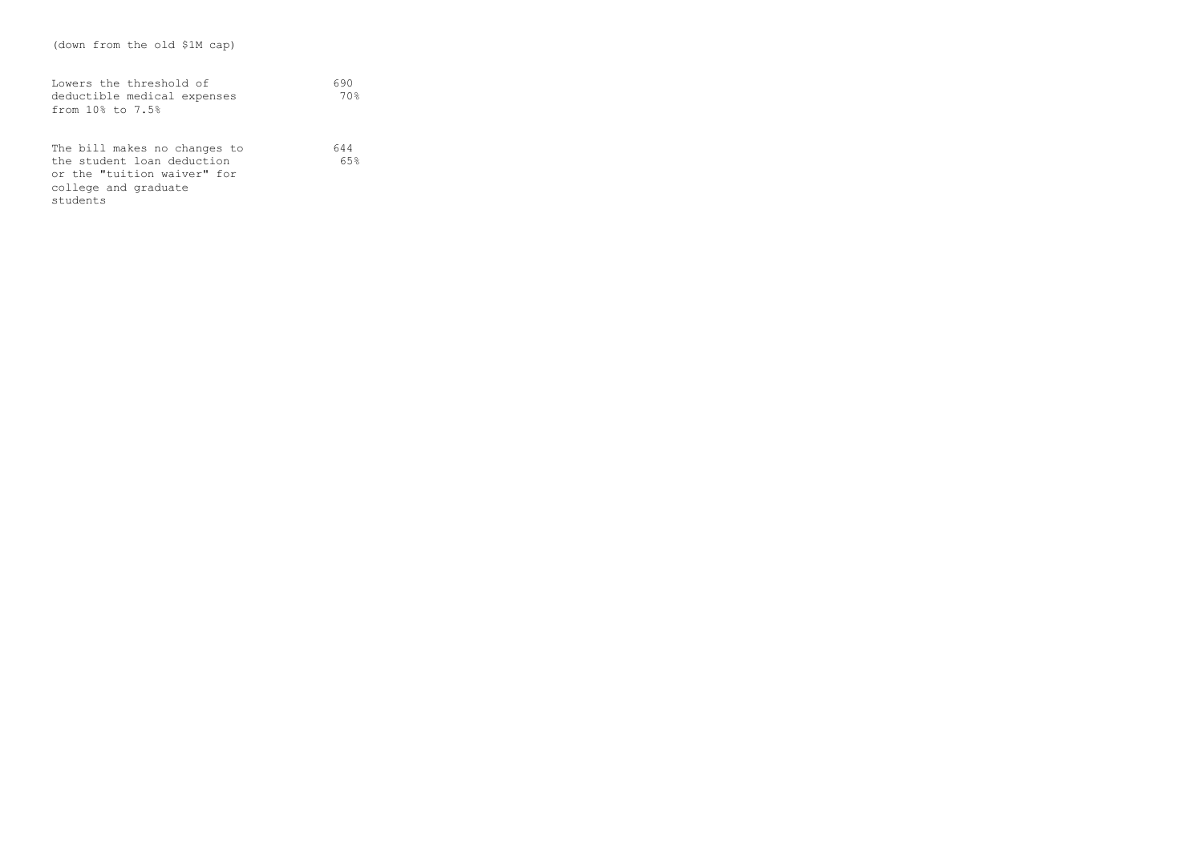(down from the old $1M cap)

| | |
|---|---|
| Lowers the threshold of deductible medical expenses from 10% to 7.5% | 690<br>70% |
| The bill makes no changes to the student loan deduction or the "tuition waiver" for college and graduate students | 644<br>65% |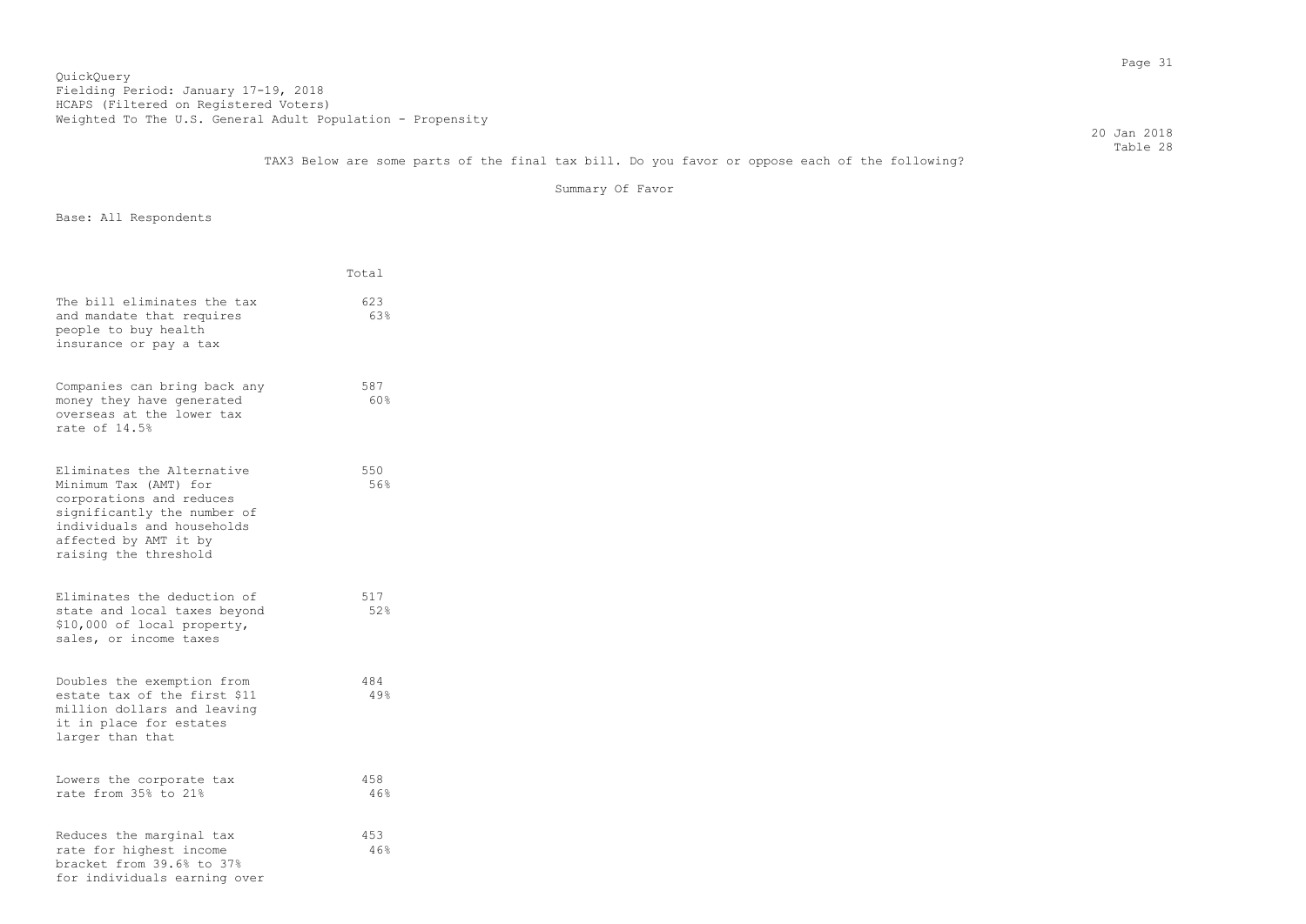QuickQuery
Fielding Period: January 17-19, 2018
HCAPS (Filtered on Registered Voters)
Weighted To The U.S. General Adult Population - Propensity

20 Jan 2018
Table 28

TAX3 Below are some parts of the final tax bill. Do you favor or oppose each of the following?

Summary Of Favor

Base: All Respondents

| | Total |
|---|---|
| The bill eliminates the tax and mandate that requires people to buy health insurance or pay a tax | 623<br>63% |
| Companies can bring back any money they have generated overseas at the lower tax rate of 14.5% | 587<br>60% |
| Eliminates the Alternative Minimum Tax (AMT) for corporations and reduces significantly the number of individuals and households affected by AMT it by raising the threshold | 550<br>56% |
| Eliminates the deduction of state and local taxes beyond $10,000 of local property, sales, or income taxes | 517<br>52% |
| Doubles the exemption from estate tax of the first $11 million dollars and leaving it in place for estates larger than that | 484<br>49% |
| Lowers the corporate tax rate from 35% to 21% | 458<br>46% |
| Reduces the marginal tax rate for highest income bracket from 39.6% to 37% for individuals earning over | 453<br>46% |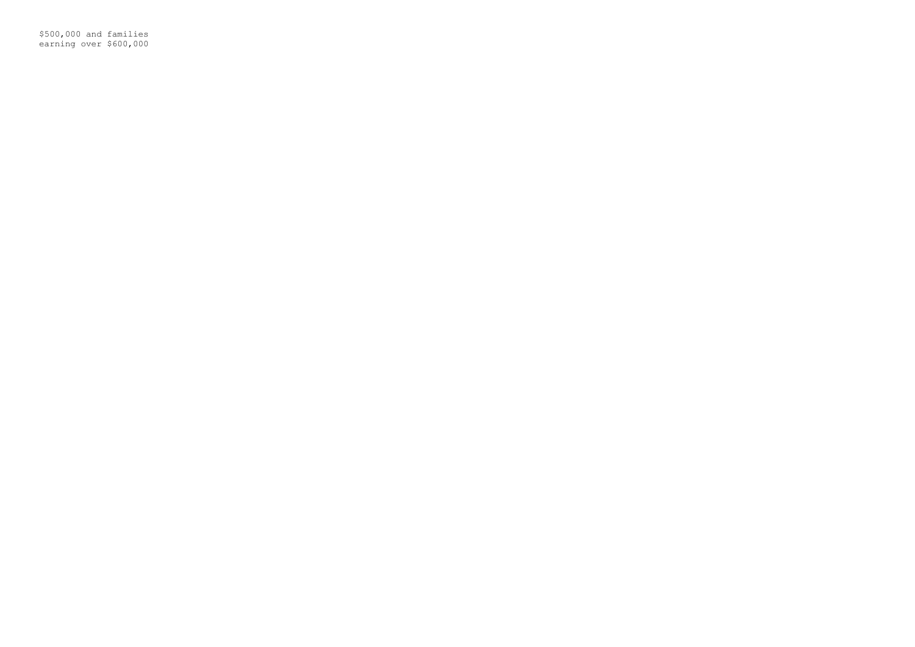$500,000 and families
earning over $600,000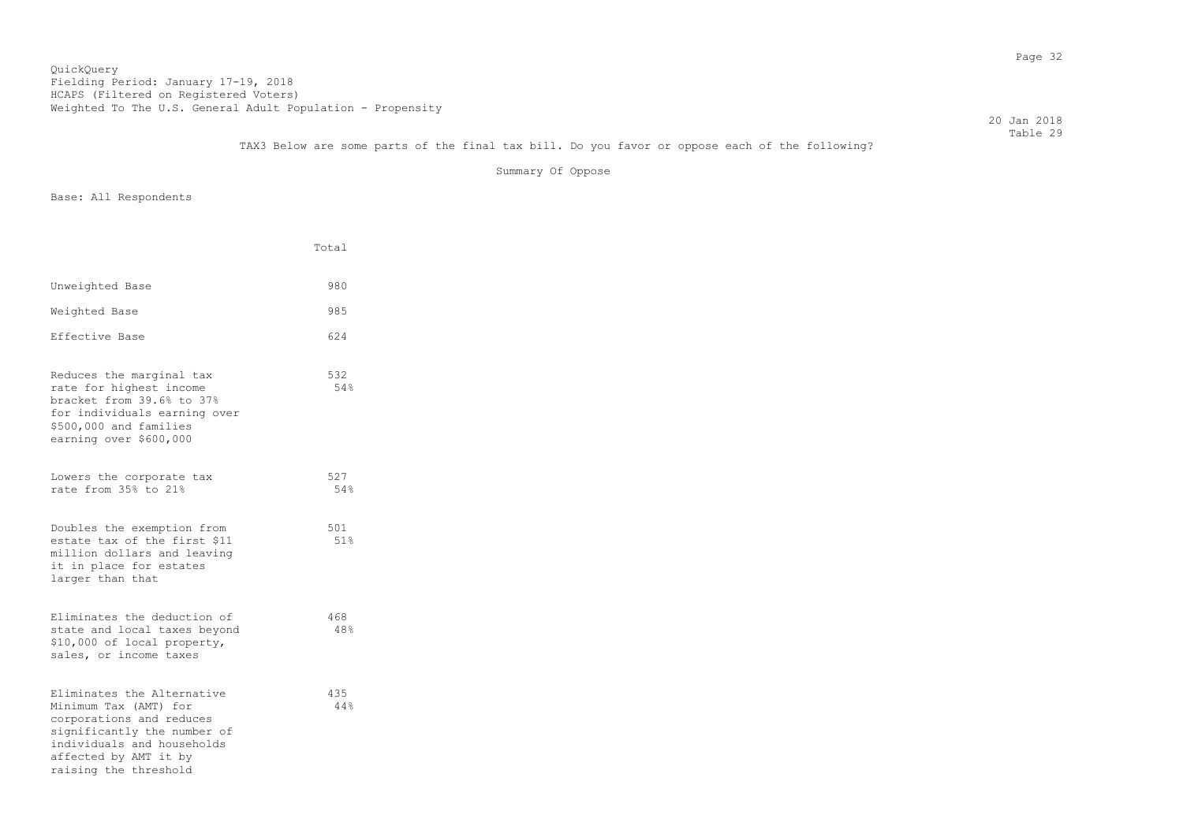QuickQuery
Fielding Period: January 17-19, 2018
HCAPS (Filtered on Registered Voters)
Weighted To The U.S. General Adult Population - Propensity

20 Jan 2018
Table 29

TAX3 Below are some parts of the final tax bill. Do you favor or oppose each of the following?

Summary Of Oppose

Base: All Respondents

| | Total |
|---|---|
| Unweighted Base | 980 |
| Weighted Base | 985 |
| Effective Base | 624 |
| Reduces the marginal tax rate for highest income bracket from 39.6% to 37% for individuals earning over $500,000 and families earning over $600,000 | 532<br>54% |
| Lowers the corporate tax rate from 35% to 21% | 527<br>54% |
| Doubles the exemption from estate tax of the first $11 million dollars and leaving it in place for estates larger than that | 501<br>51% |
| Eliminates the deduction of state and local taxes beyond $10,000 of local property, sales, or income taxes | 468<br>48% |
| Eliminates the Alternative Minimum Tax (AMT) for corporations and reduces significantly the number of individuals and households affected by AMT it by raising the threshold | 435<br>44% |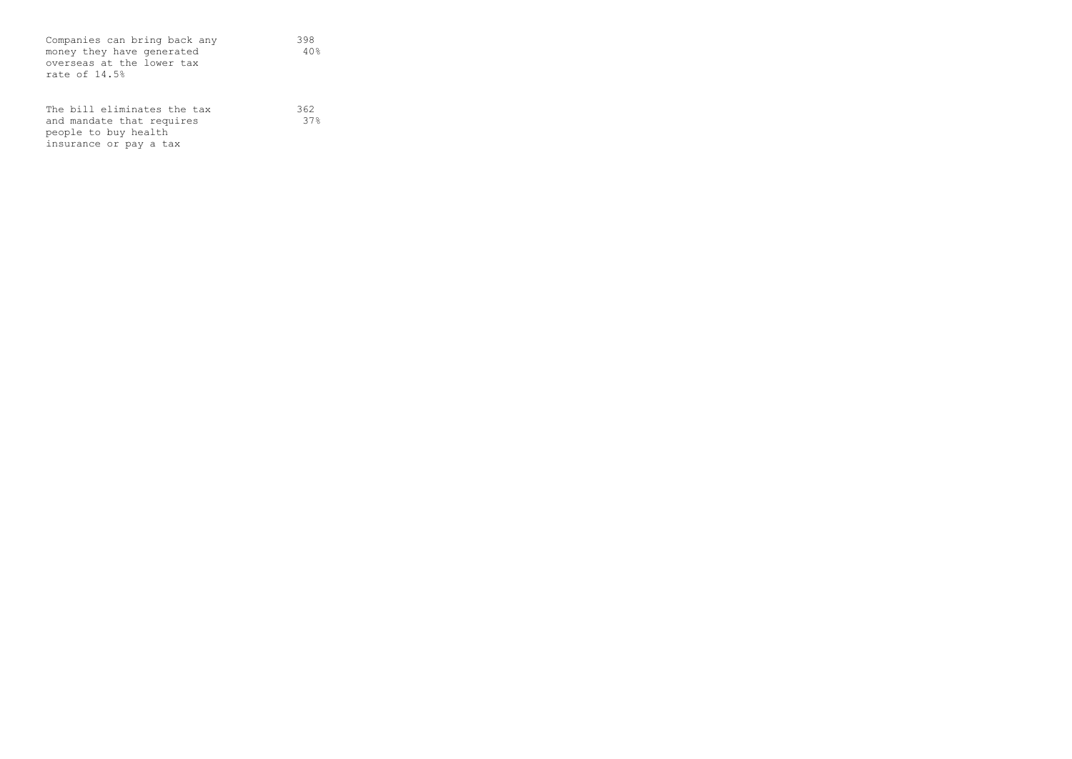| | | |
|---|---|---|
| Companies can bring back any money they have generated overseas at the lower tax rate of 14.5% | 398 | 40% |
| The bill eliminates the tax and mandate that requires people to buy health insurance or pay a tax | 362 | 37% |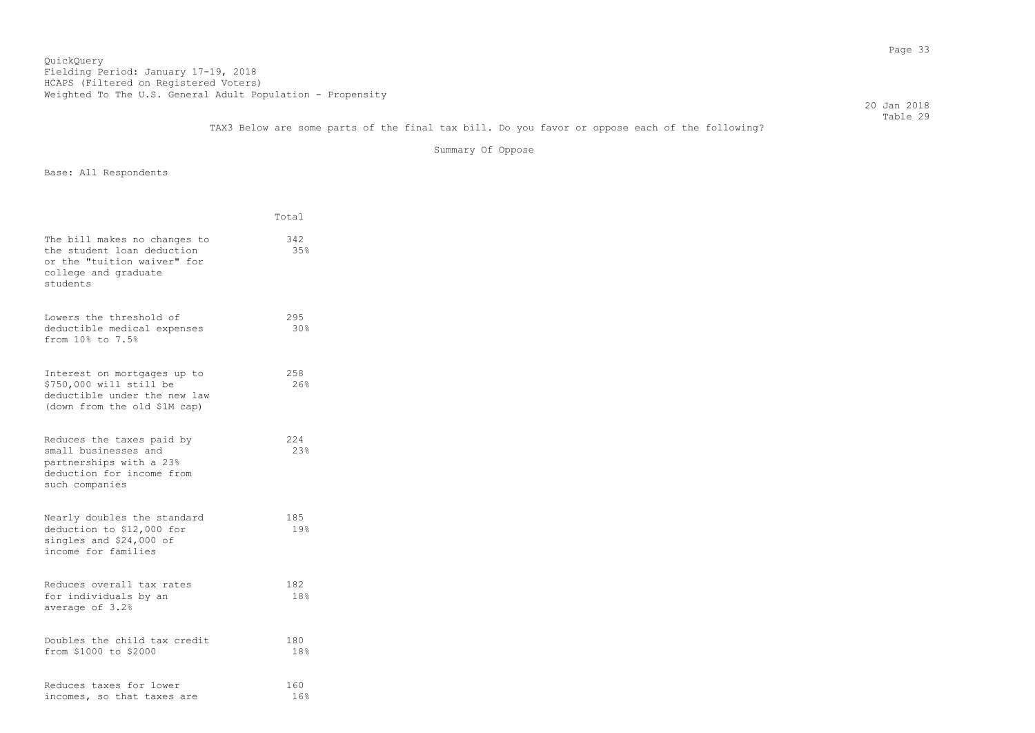QuickQuery
Fielding Period: January 17-19, 2018
HCAPS (Filtered on Registered Voters)
Weighted To The U.S. General Adult Population - Propensity

20 Jan 2018
Table 29

TAX3 Below are some parts of the final tax bill. Do you favor or oppose each of the following?

Summary Of Oppose

Base: All Respondents

| | Total |
|---|---|
| The bill makes no changes to the student loan deduction or the "tuition waiver" for college and graduate students | 342<br>35% |
| Lowers the threshold of deductible medical expenses from 10% to 7.5% | 295<br>30% |
| Interest on mortgages up to $750,000 will still be deductible under the new law (down from the old $1M cap) | 258<br>26% |
| Reduces the taxes paid by small businesses and partnerships with a 23% deduction for income from such companies | 224<br>23% |
| Nearly doubles the standard deduction to $12,000 for singles and $24,000 of income for families | 185<br>19% |
| Reduces overall tax rates for individuals by an average of 3.2% | 182<br>18% |
| Doubles the child tax credit from $1000 to $2000 | 180<br>18% |
| Reduces taxes for lower incomes, so that taxes are | 160<br>16% |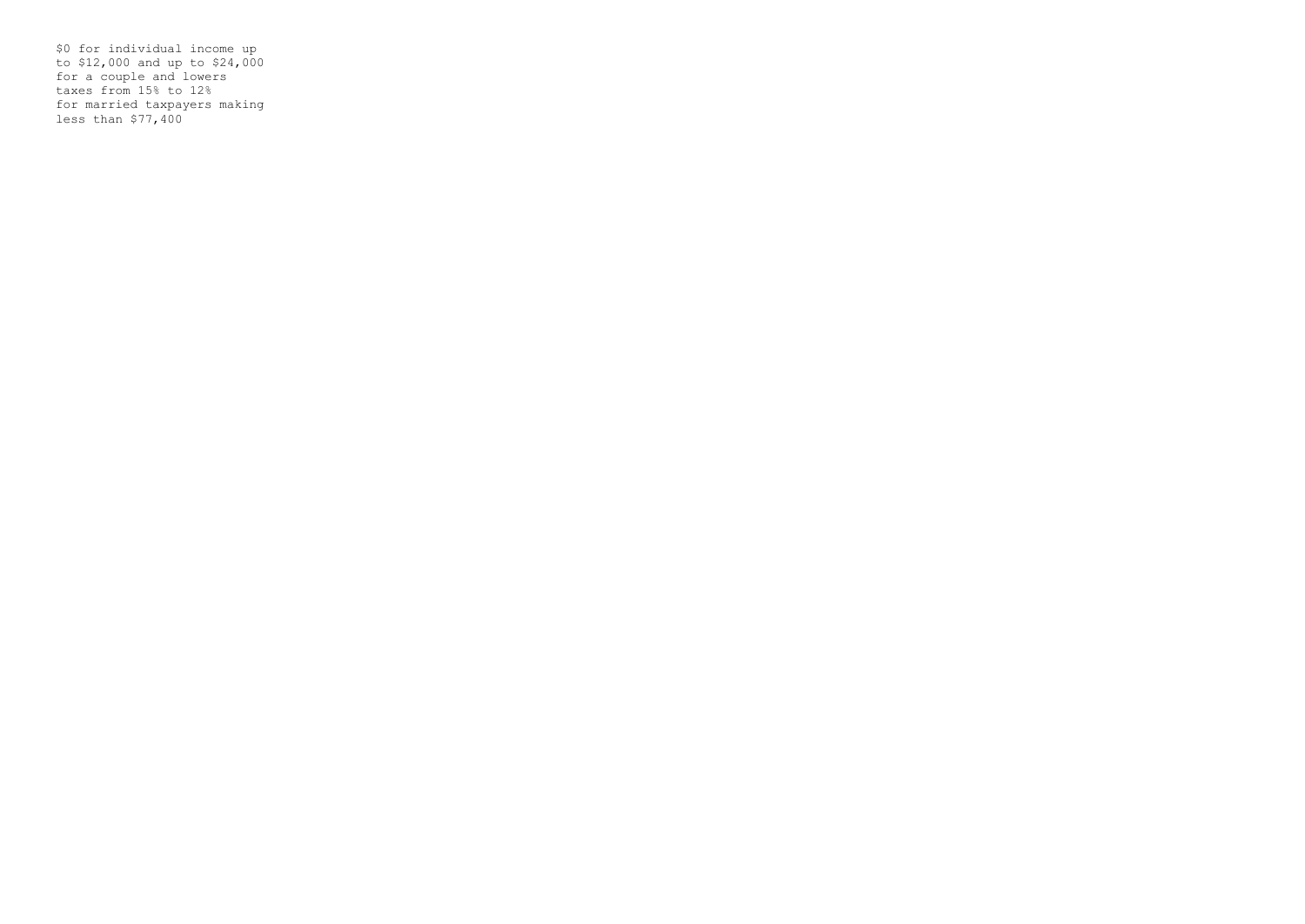$0 for individual income up to $12,000 and up to $24,000 for a couple and lowers taxes from 15% to 12% for married taxpayers making less than $77,400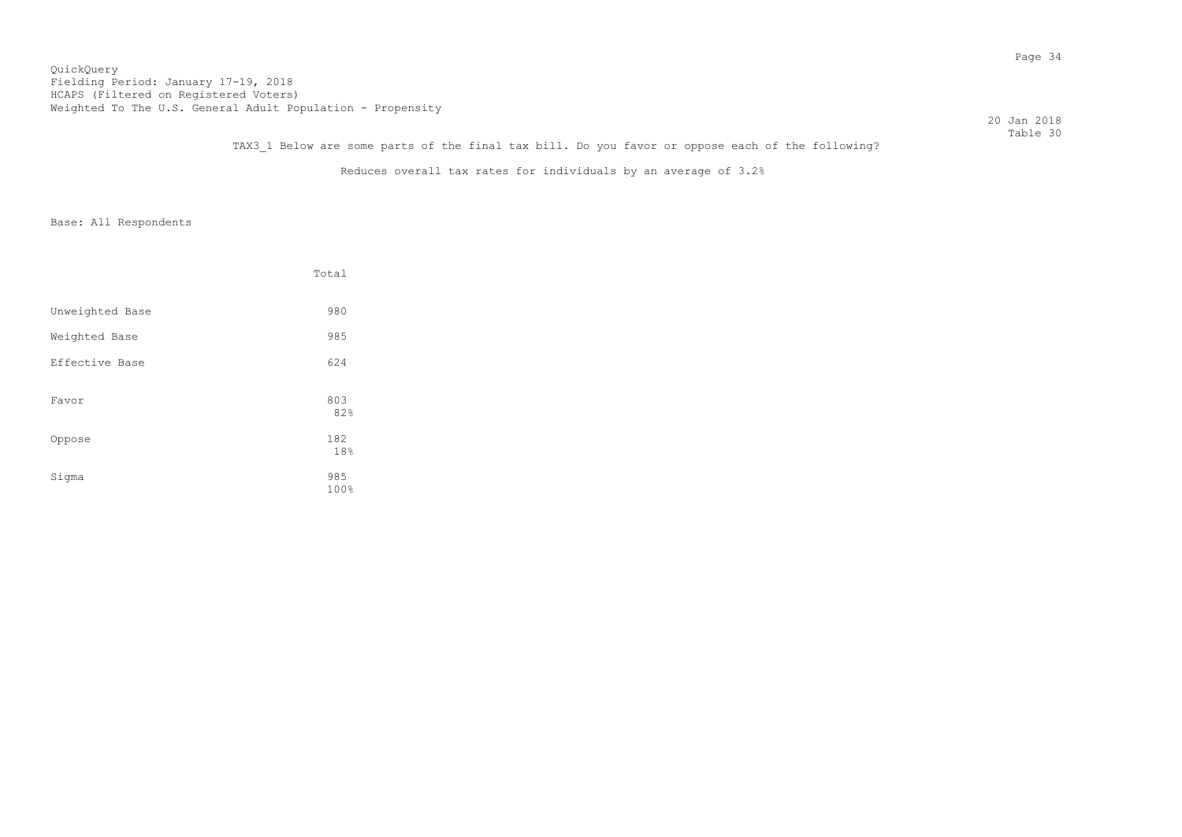QuickQuery
Fielding Period: January 17-19, 2018
HCAPS (Filtered on Registered Voters)
Weighted To The U.S. General Adult Population - Propensity

20 Jan 2018
Table 30

TAX3_1 Below are some parts of the final tax bill. Do you favor or oppose each of the following?

Reduces overall tax rates for individuals by an average of 3.2%

Base: All Respondents

| | Total |
|---|---|
| Unweighted Base | 980 |
| Weighted Base | 985 |
| Effective Base | 624 |
| Favor | 803<br>82% |
| Oppose | 182<br>18% |
| Sigma | 985<br>100% |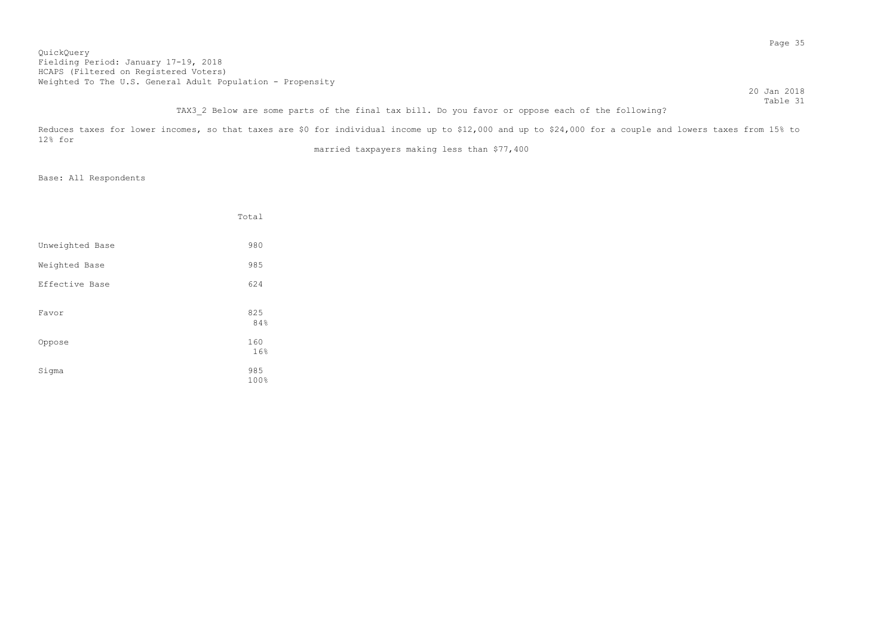QuickQuery
Fielding Period: January 17-19, 2018
HCAPS (Filtered on Registered Voters)
Weighted To The U.S. General Adult Population - Propensity

20 Jan 2018
Table 31

TAX3_2 Below are some parts of the final tax bill. Do you favor or oppose each of the following?

Reduces taxes for lower incomes, so that taxes are $0 for individual income up to $12,000 and up to $24,000 for a couple and lowers taxes from 15% to 12% for married taxpayers making less than $77,400

Base: All Respondents

| | Total |
|---|---|
| Unweighted Base | 980 |
| Weighted Base | 985 |
| Effective Base | 624 |
| Favor | 825<br>84% |
| Oppose | 160<br>16% |
| Sigma | 985<br>100% |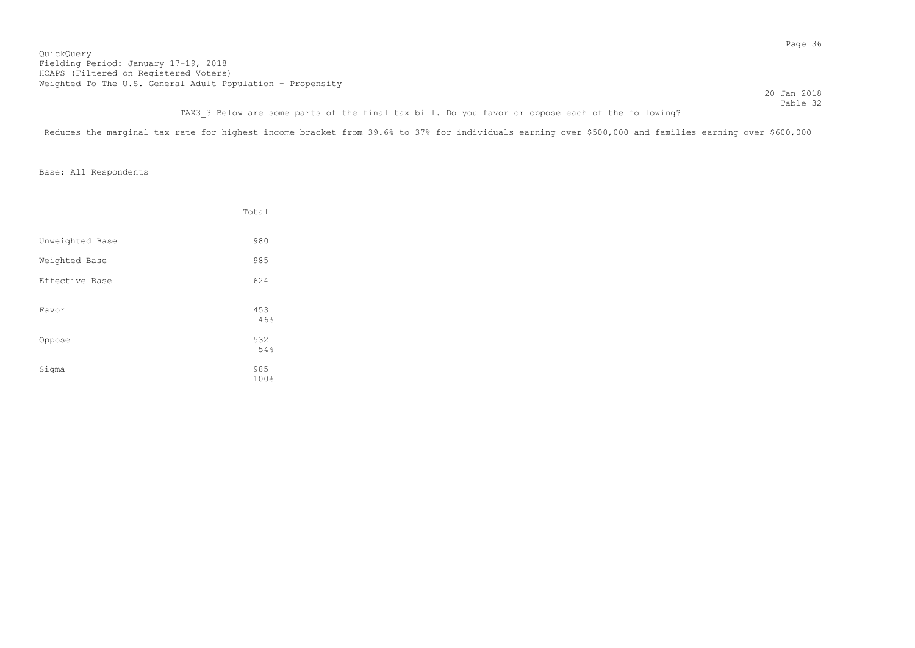QuickQuery
Fielding Period: January 17-19, 2018
HCAPS (Filtered on Registered Voters)
Weighted To The U.S. General Adult Population - Propensity

20 Jan 2018
Table 32

TAX3_3 Below are some parts of the final tax bill. Do you favor or oppose each of the following?

Reduces the marginal tax rate for highest income bracket from 39.6% to 37% for individuals earning over $500,000 and families earning over $600,000

Base: All Respondents

| | Total |
|---|---|
| Unweighted Base | 980 |
| Weighted Base | 985 |
| Effective Base | 624 |
| Favor | 453<br>46% |
| Oppose | 532<br>54% |
| Sigma | 985<br>100% |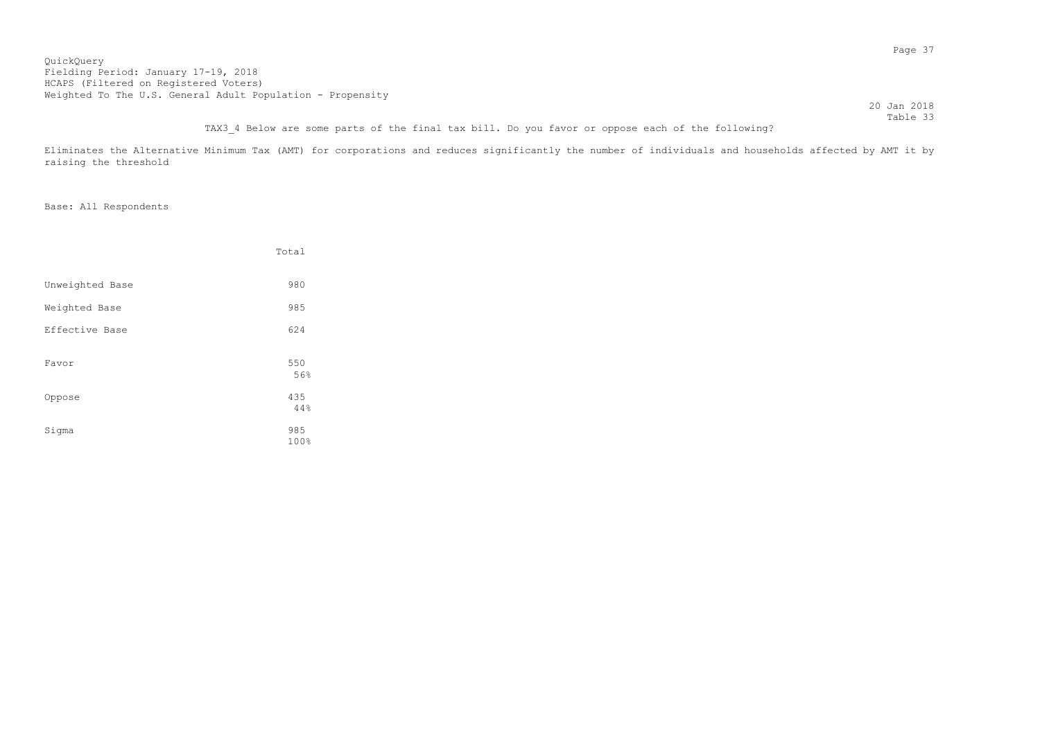QuickQuery
Fielding Period: January 17-19, 2018
HCAPS (Filtered on Registered Voters)
Weighted To The U.S. General Adult Population - Propensity

20 Jan 2018
Table 33

TAX3_4 Below are some parts of the final tax bill. Do you favor or oppose each of the following?

Eliminates the Alternative Minimum Tax (AMT) for corporations and reduces significantly the number of individuals and households affected by AMT it by raising the threshold

Base: All Respondents

| | Total |
|---|---|
| Unweighted Base | 980 |
| Weighted Base | 985 |
| Effective Base | 624 |
| Favor | 550<br>56% |
| Oppose | 435<br>44% |
| Sigma | 985<br>100% |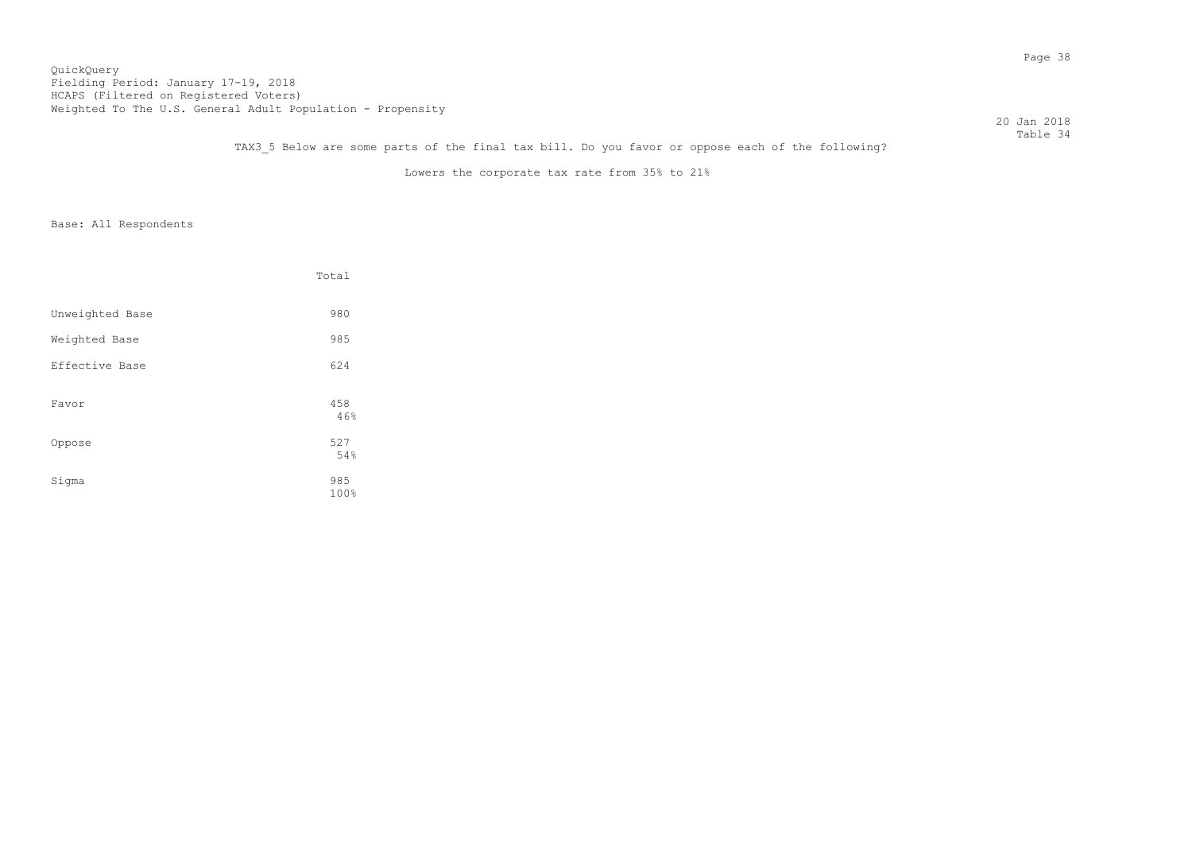QuickQuery
Fielding Period: January 17-19, 2018
HCAPS (Filtered on Registered Voters)
Weighted To The U.S. General Adult Population - Propensity

20 Jan 2018
Table 34

TAX3_5 Below are some parts of the final tax bill. Do you favor or oppose each of the following?

Lowers the corporate tax rate from 35% to 21%

Base: All Respondents

| | Total |
|---|---|
| Unweighted Base | 980 |
| Weighted Base | 985 |
| Effective Base | 624 |
| Favor | 458<br>46% |
| Oppose | 527<br>54% |
| Sigma | 985<br>100% |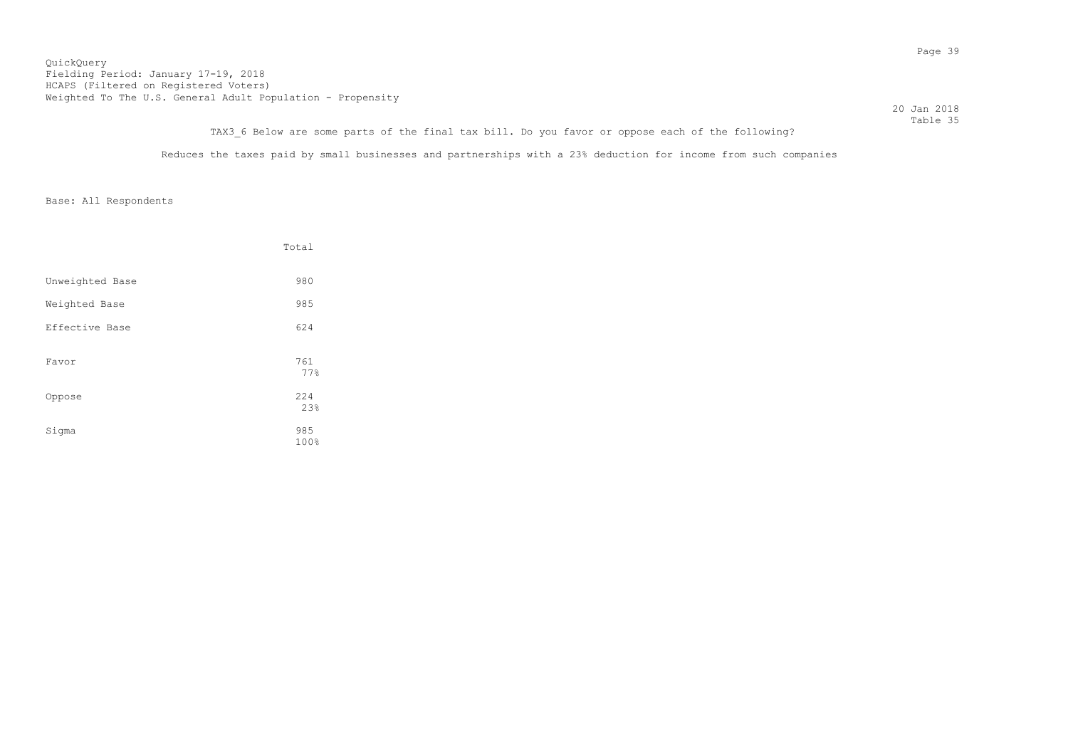QuickQuery
Fielding Period: January 17-19, 2018
HCAPS (Filtered on Registered Voters)
Weighted To The U.S. General Adult Population - Propensity

20 Jan 2018
Table 35

TAX3_6 Below are some parts of the final tax bill. Do you favor or oppose each of the following?

Reduces the taxes paid by small businesses and partnerships with a 23% deduction for income from such companies

Base: All Respondents

| | Total |
|---|---|
| Unweighted Base | 980 |
| Weighted Base | 985 |
| Effective Base | 624 |
| Favor | 761<br>77% |
| Oppose | 224<br>23% |
| Sigma | 985<br>100% |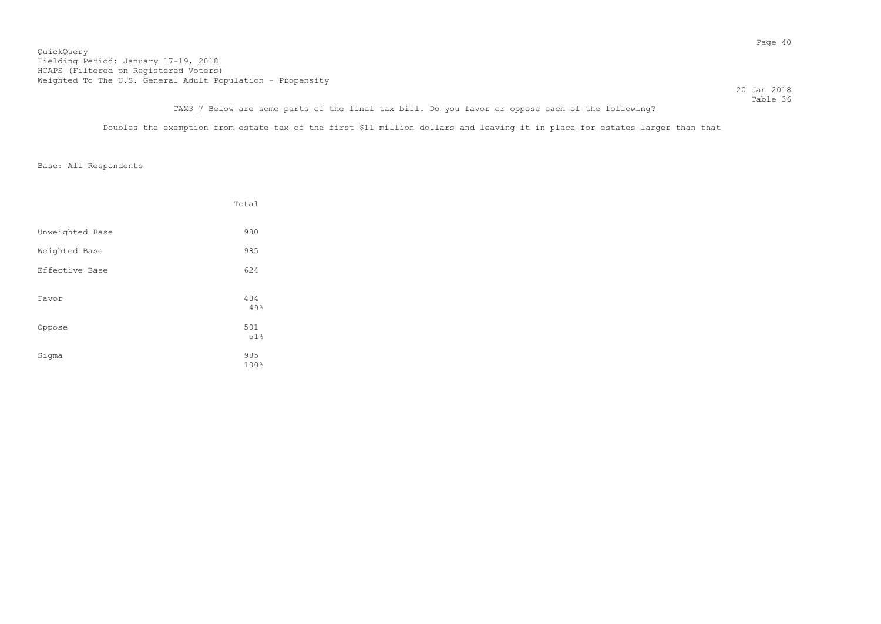QuickQuery
Fielding Period: January 17-19, 2018
HCAPS (Filtered on Registered Voters)
Weighted To The U.S. General Adult Population - Propensity

20 Jan 2018
Table 36

TAX3_7 Below are some parts of the final tax bill. Do you favor or oppose each of the following?

Doubles the exemption from estate tax of the first $11 million dollars and leaving it in place for estates larger than that

Base: All Respondents

| | Total |
|---|---|
| Unweighted Base | 980 |
| Weighted Base | 985 |
| Effective Base | 624 |
| Favor | 484<br>49% |
| Oppose | 501<br>51% |
| Sigma | 985<br>100% |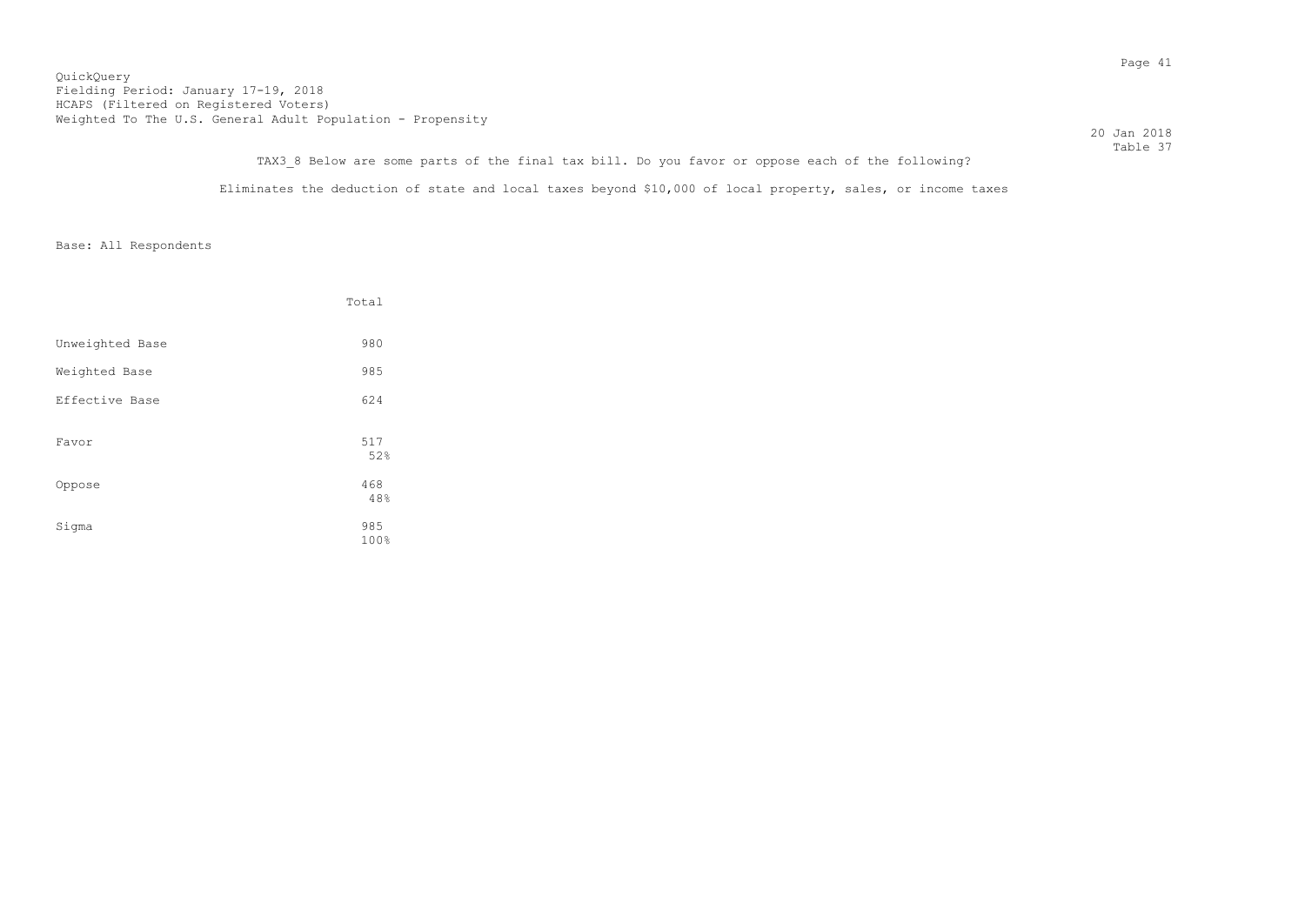QuickQuery
Fielding Period: January 17-19, 2018
HCAPS (Filtered on Registered Voters)
Weighted To The U.S. General Adult Population - Propensity

20 Jan 2018
Table 37

TAX3_8 Below are some parts of the final tax bill. Do you favor or oppose each of the following?

Eliminates the deduction of state and local taxes beyond $10,000 of local property, sales, or income taxes

Base: All Respondents

| | Total |
|---|---|
| Unweighted Base | 980 |
| Weighted Base | 985 |
| Effective Base | 624 |
| Favor | 517<br>52% |
| Oppose | 468<br>48% |
| Sigma | 985<br>100% |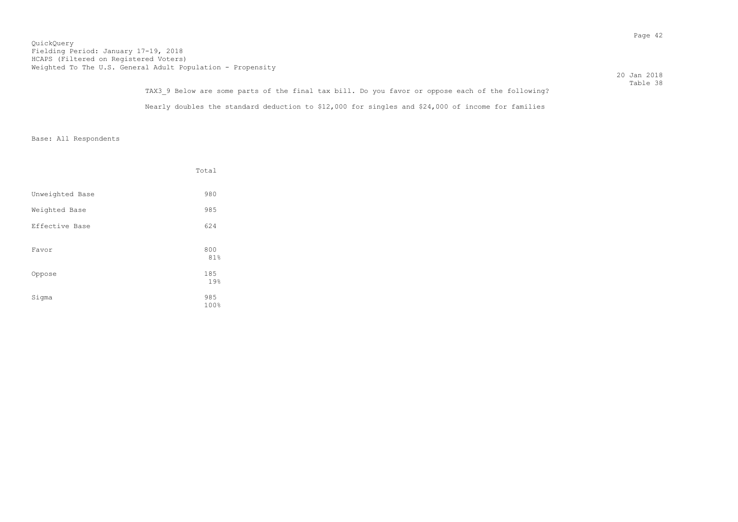QuickQuery
Fielding Period: January 17-19, 2018
HCAPS (Filtered on Registered Voters)
Weighted To The U.S. General Adult Population - Propensity

20 Jan 2018
Table 38

TAX3_9 Below are some parts of the final tax bill. Do you favor or oppose each of the following?

Nearly doubles the standard deduction to $12,000 for singles and $24,000 of income for families

Base: All Respondents

| | Total |
|---|---|
| Unweighted Base | 980 |
| Weighted Base | 985 |
| Effective Base | 624 |
| Favor | 800<br>81% |
| Oppose | 185<br>19% |
| Sigma | 985<br>100% |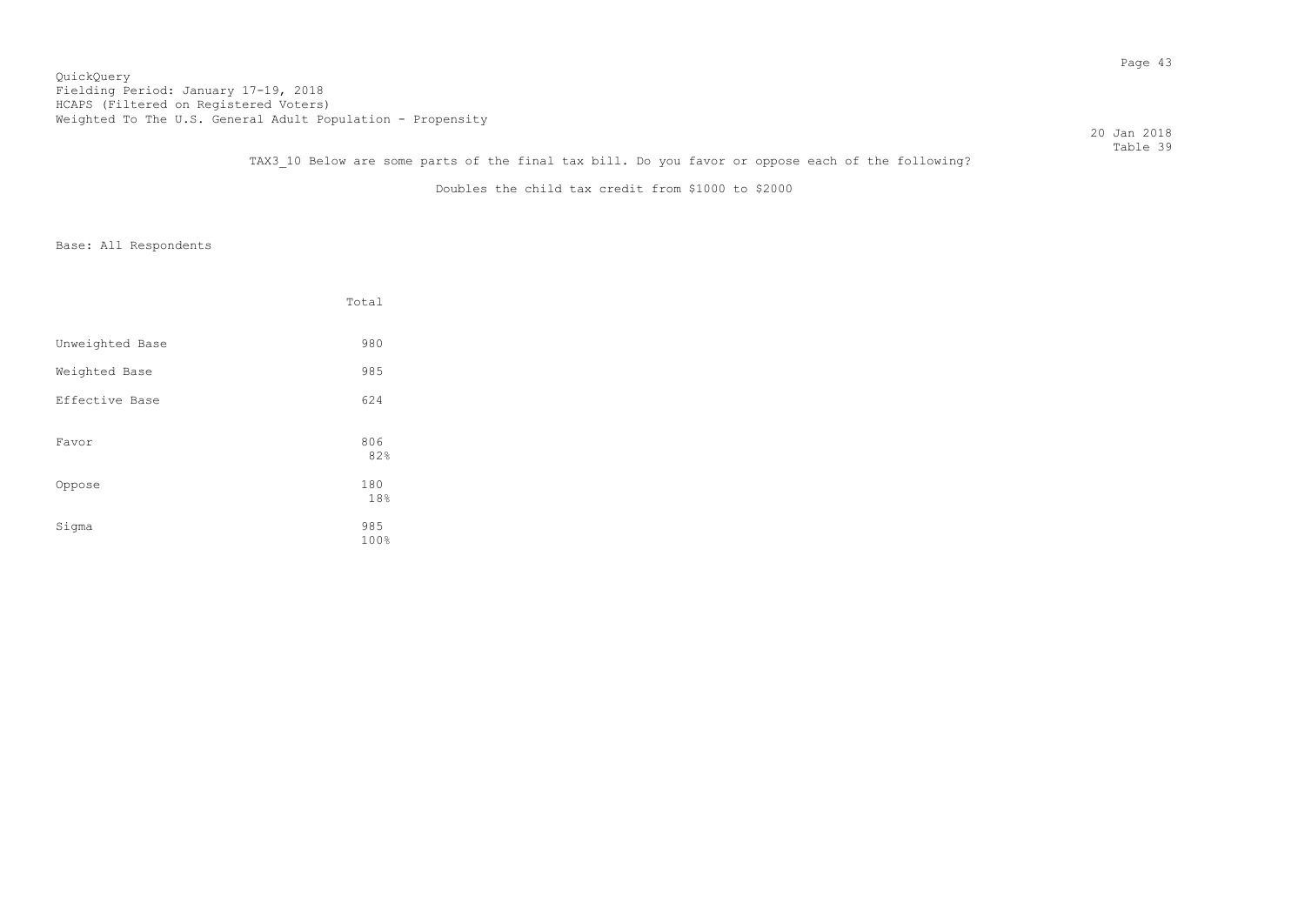QuickQuery
Fielding Period: January 17-19, 2018
HCAPS (Filtered on Registered Voters)
Weighted To The U.S. General Adult Population - Propensity

20 Jan 2018
Table 39

TAX3_10 Below are some parts of the final tax bill. Do you favor or oppose each of the following?

Doubles the child tax credit from $1000 to $2000

Base: All Respondents

| | Total |
|---|---|
| Unweighted Base | 980 |
| Weighted Base | 985 |
| Effective Base | 624 |
| Favor | 806<br>82% |
| Oppose | 180<br>18% |
| Sigma | 985<br>100% |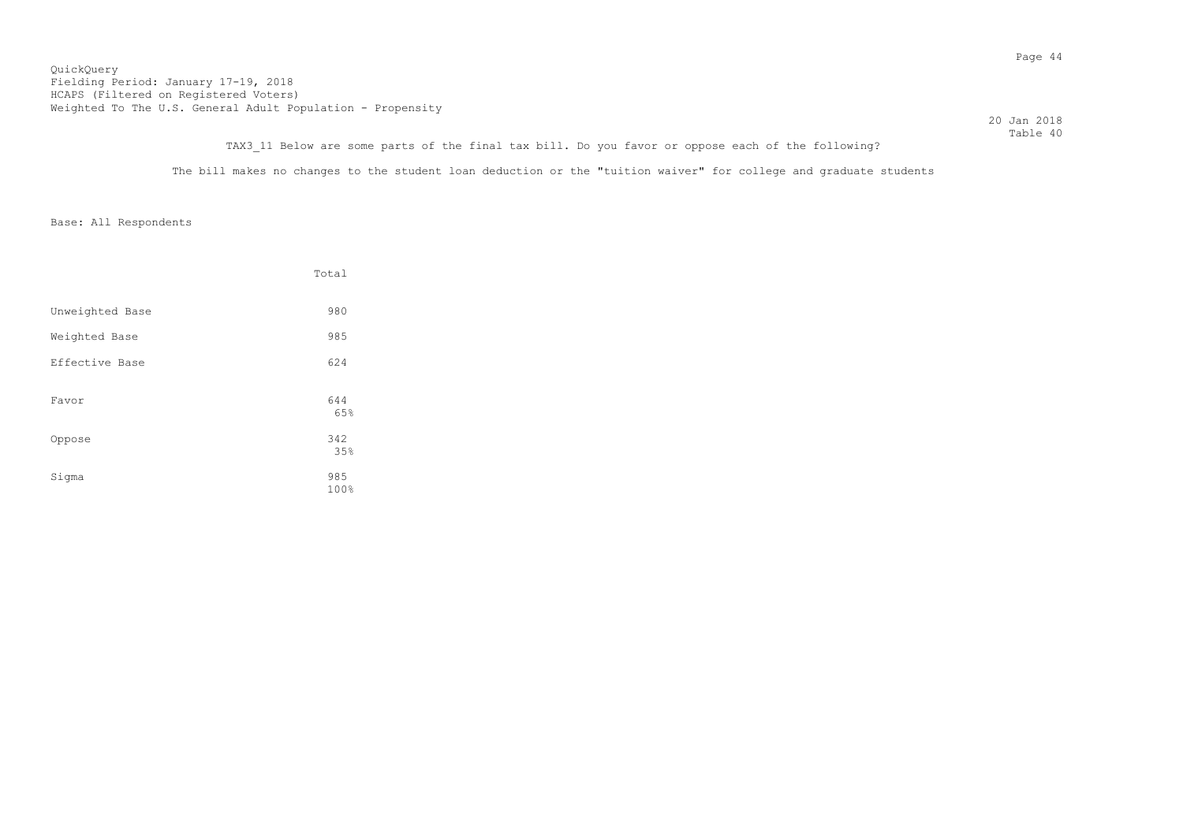QuickQuery
Fielding Period: January 17-19, 2018
HCAPS (Filtered on Registered Voters)
Weighted To The U.S. General Adult Population - Propensity

20 Jan 2018
Table 40

TAX3_11 Below are some parts of the final tax bill. Do you favor or oppose each of the following?

The bill makes no changes to the student loan deduction or the "tuition waiver" for college and graduate students

Base: All Respondents

| | Total |
|---|---|
| Unweighted Base | 980 |
| Weighted Base | 985 |
| Effective Base | 624 |
| Favor | 644<br>65% |
| Oppose | 342<br>35% |
| Sigma | 985<br>100% |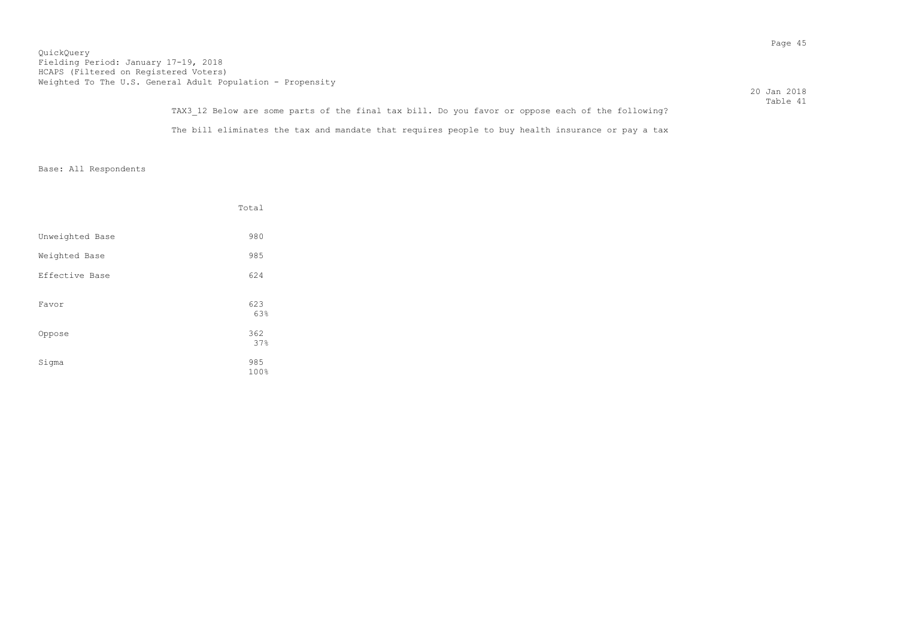QuickQuery
Fielding Period: January 17-19, 2018
HCAPS (Filtered on Registered Voters)
Weighted To The U.S. General Adult Population - Propensity

20 Jan 2018
Table 41

TAX3_12 Below are some parts of the final tax bill. Do you favor or oppose each of the following?

The bill eliminates the tax and mandate that requires people to buy health insurance or pay a tax

Base: All Respondents

| | Total |
|---|---|
| Unweighted Base | 980 |
| Weighted Base | 985 |
| Effective Base | 624 |
| Favor | 623<br>63% |
| Oppose | 362<br>37% |
| Sigma | 985<br>100% |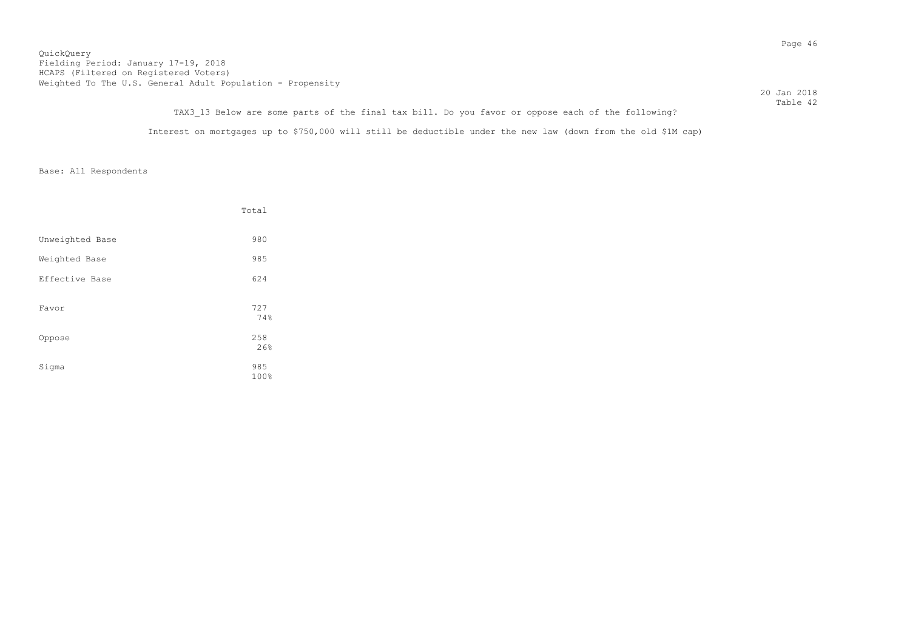QuickQuery
Fielding Period: January 17-19, 2018
HCAPS (Filtered on Registered Voters)
Weighted To The U.S. General Adult Population - Propensity

20 Jan 2018
Table 42

TAX3_13 Below are some parts of the final tax bill. Do you favor or oppose each of the following?

Interest on mortgages up to $750,000 will still be deductible under the new law (down from the old $1M cap)

Base: All Respondents

| | Total |
|---|---|
| Unweighted Base | 980 |
| Weighted Base | 985 |
| Effective Base | 624 |
| Favor | 727<br>74% |
| Oppose | 258<br>26% |
| Sigma | 985<br>100% |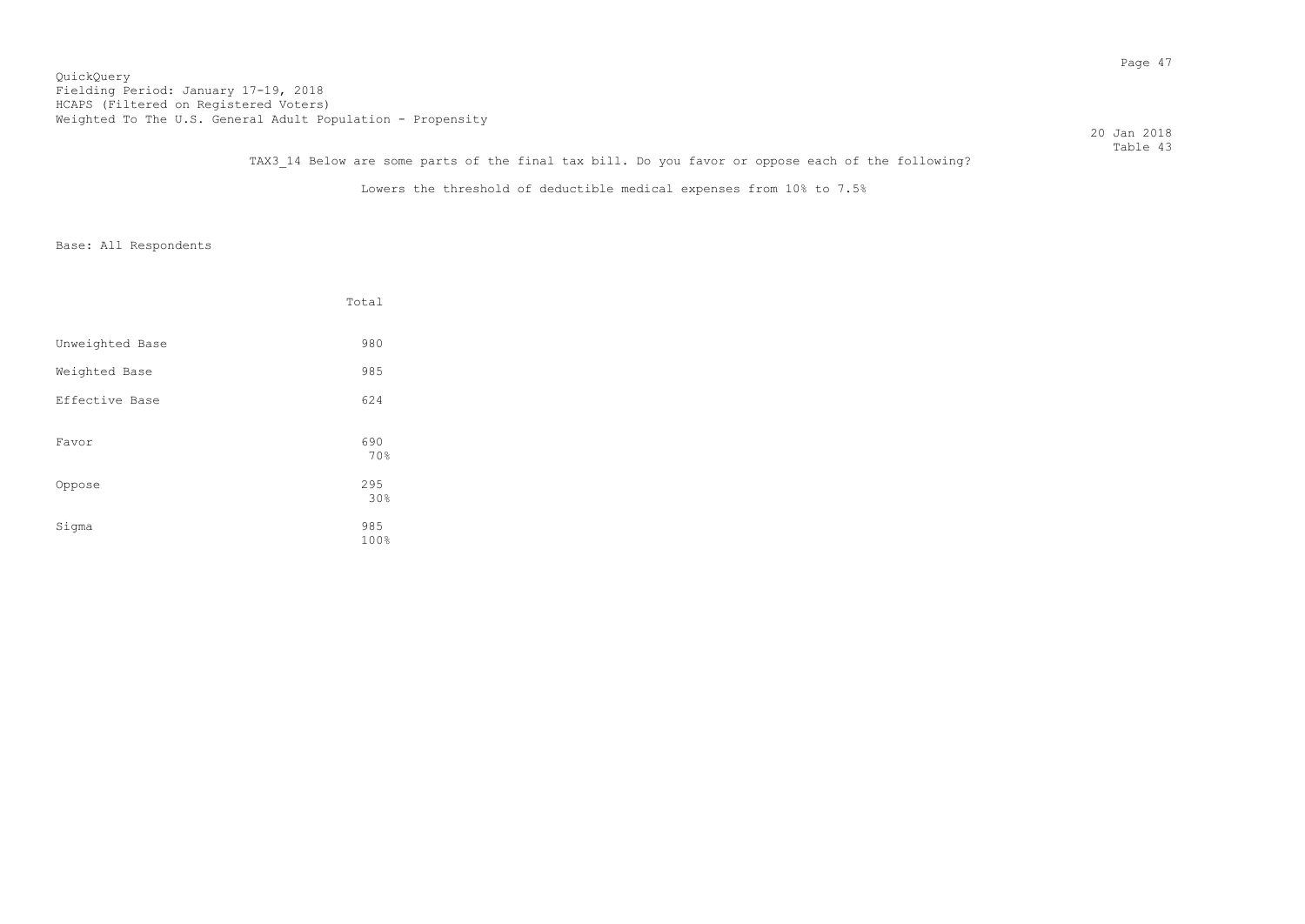QuickQuery
Fielding Period: January 17-19, 2018
HCAPS (Filtered on Registered Voters)
Weighted To The U.S. General Adult Population - Propensity

20 Jan 2018
Table 43

TAX3_14 Below are some parts of the final tax bill. Do you favor or oppose each of the following?

Lowers the threshold of deductible medical expenses from 10% to 7.5%

Base: All Respondents

| | Total |
|---|---|
| Unweighted Base | 980 |
| Weighted Base | 985 |
| Effective Base | 624 |
| Favor | 690<br>70% |
| Oppose | 295<br>30% |
| Sigma | 985<br>100% |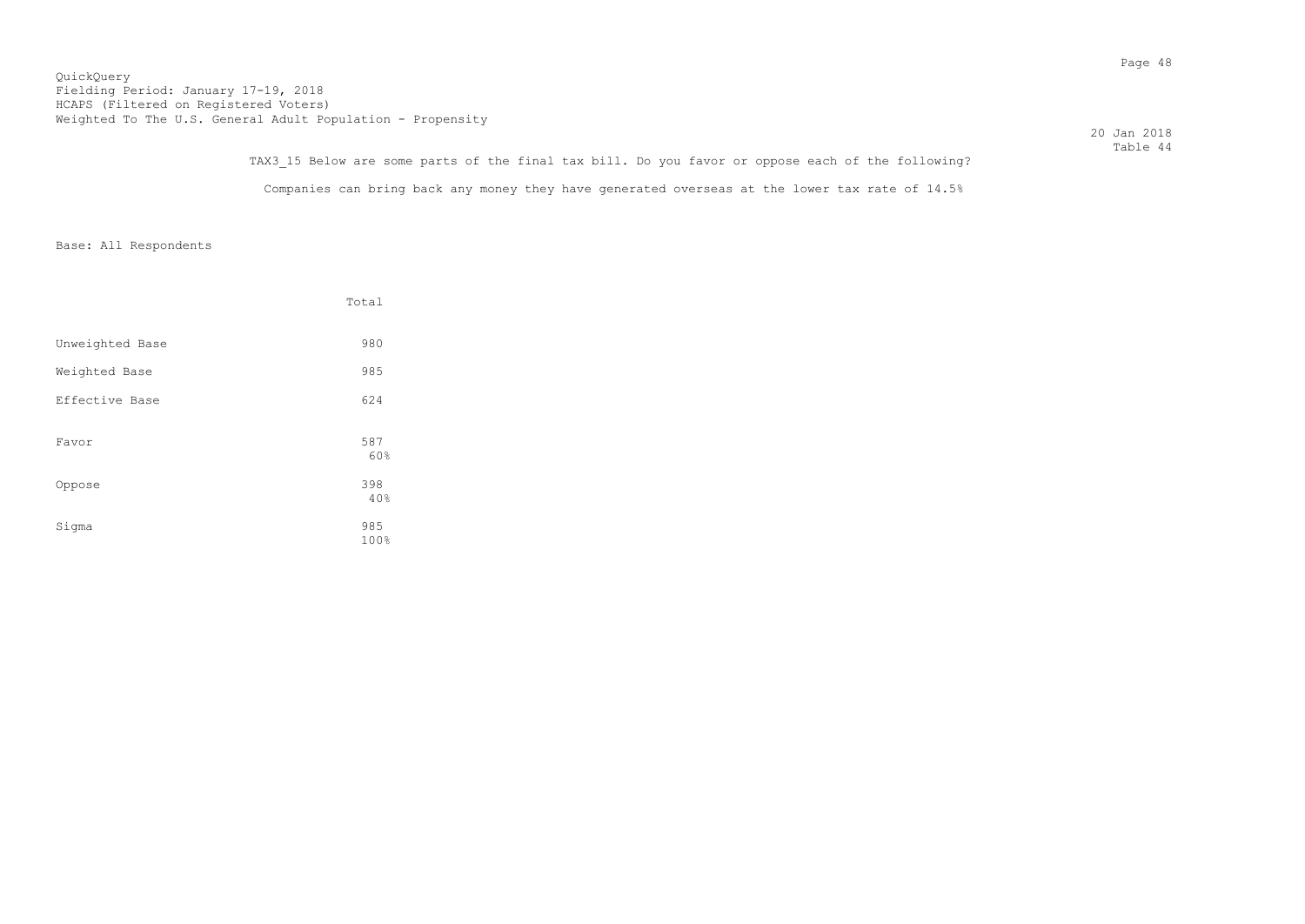QuickQuery
Fielding Period: January 17-19, 2018
HCAPS (Filtered on Registered Voters)
Weighted To The U.S. General Adult Population - Propensity

20 Jan 2018
Table 44

TAX3_15 Below are some parts of the final tax bill. Do you favor or oppose each of the following?

Companies can bring back any money they have generated overseas at the lower tax rate of 14.5%

Base: All Respondents

| | Total |
|---|---|
| Unweighted Base | 980 |
| Weighted Base | 985 |
| Effective Base | 624 |
| Favor | 587<br>60% |
| Oppose | 398<br>40% |
| Sigma | 985<br>100% |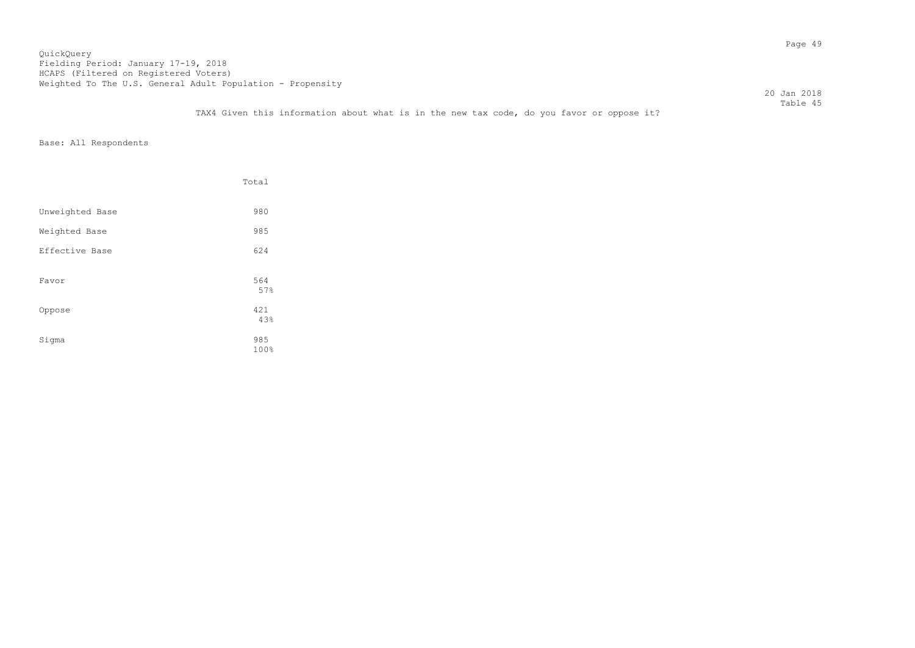QuickQuery
Fielding Period: January 17-19, 2018
HCAPS (Filtered on Registered Voters)
Weighted To The U.S. General Adult Population - Propensity

20 Jan 2018
Table 45

TAX4 Given this information about what is in the new tax code, do you favor or oppose it?

Base: All Respondents

| | Total |
|---|---|
| Unweighted Base | 980 |
| Weighted Base | 985 |
| Effective Base | 624 |
| Favor | 564<br>57% |
| Oppose | 421<br>43% |
| Sigma | 985<br>100% |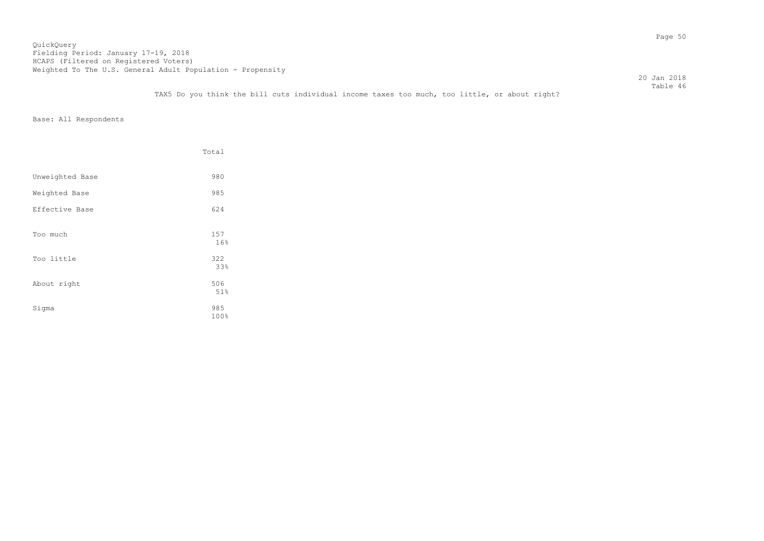QuickQuery
Fielding Period: January 17-19, 2018
HCAPS (Filtered on Registered Voters)
Weighted To The U.S. General Adult Population - Propensity

20 Jan 2018
Table 46

TAX5 Do you think the bill cuts individual income taxes too much, too little, or about right?

Base: All Respondents

| | Total |
|---|---|
| Unweighted Base | 980 |
| Weighted Base | 985 |
| Effective Base | 624 |
| Too much | 157<br>16% |
| Too little | 322<br>33% |
| About right | 506<br>51% |
| Sigma | 985<br>100% |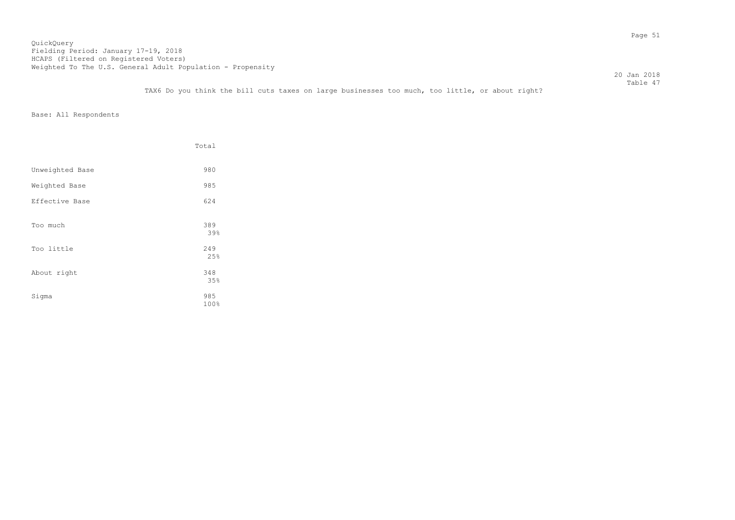QuickQuery
Fielding Period: January 17-19, 2018
HCAPS (Filtered on Registered Voters)
Weighted To The U.S. General Adult Population - Propensity

20 Jan 2018
Table 47

TAX6 Do you think the bill cuts taxes on large businesses too much, too little, or about right?

Base: All Respondents

| | Total |
|---|---|
| Unweighted Base | 980 |
| Weighted Base | 985 |
| Effective Base | 624 |
| Too much | 389<br>39% |
| Too little | 249<br>25% |
| About right | 348<br>35% |
| Sigma | 985<br>100% |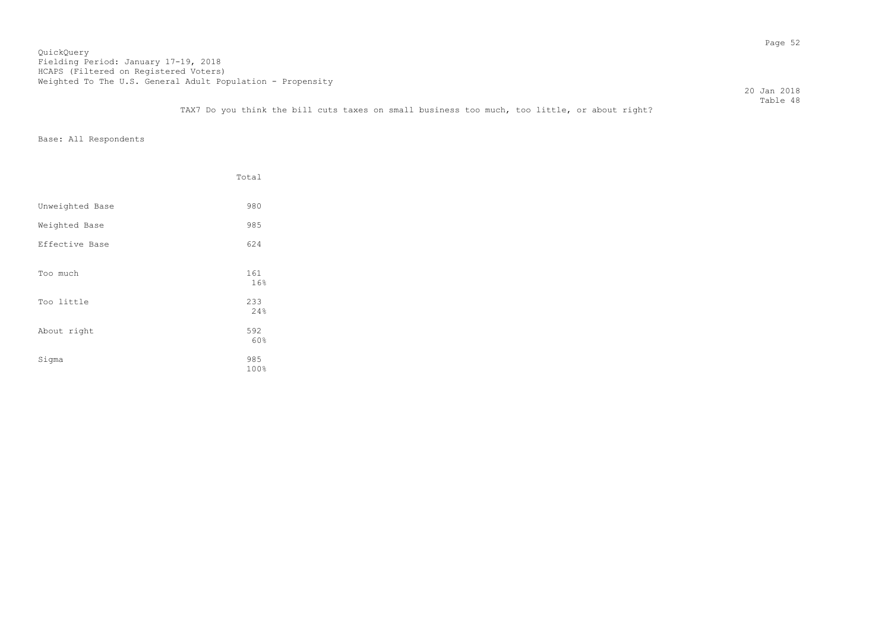QuickQuery
Fielding Period: January 17-19, 2018
HCAPS (Filtered on Registered Voters)
Weighted To The U.S. General Adult Population - Propensity

20 Jan 2018
Table 48

TAX7 Do you think the bill cuts taxes on small business too much, too little, or about right?

Base: All Respondents

| | Total |
|---|---|
| Unweighted Base | 980 |
| Weighted Base | 985 |
| Effective Base | 624 |
| Too much | 161<br>16% |
| Too little | 233<br>24% |
| About right | 592<br>60% |
| Sigma | 985<br>100% |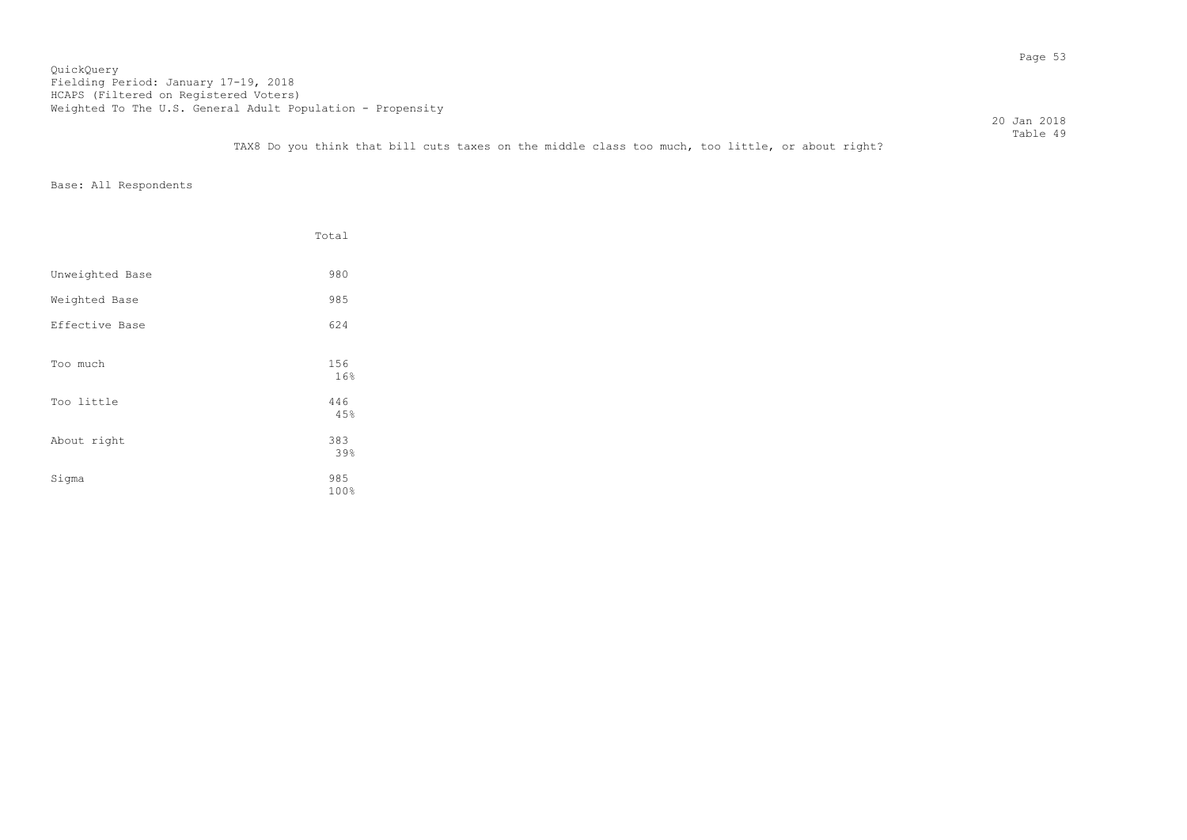QuickQuery
Fielding Period: January 17-19, 2018
HCAPS (Filtered on Registered Voters)
Weighted To The U.S. General Adult Population - Propensity

20 Jan 2018
Table 49

TAX8 Do you think that bill cuts taxes on the middle class too much, too little, or about right?

Base: All Respondents

| | Total |
|---|---|
| Unweighted Base | 980 |
| Weighted Base | 985 |
| Effective Base | 624 |
| Too much | 156<br>16% |
| Too little | 446<br>45% |
| About right | 383<br>39% |
| Sigma | 985<br>100% |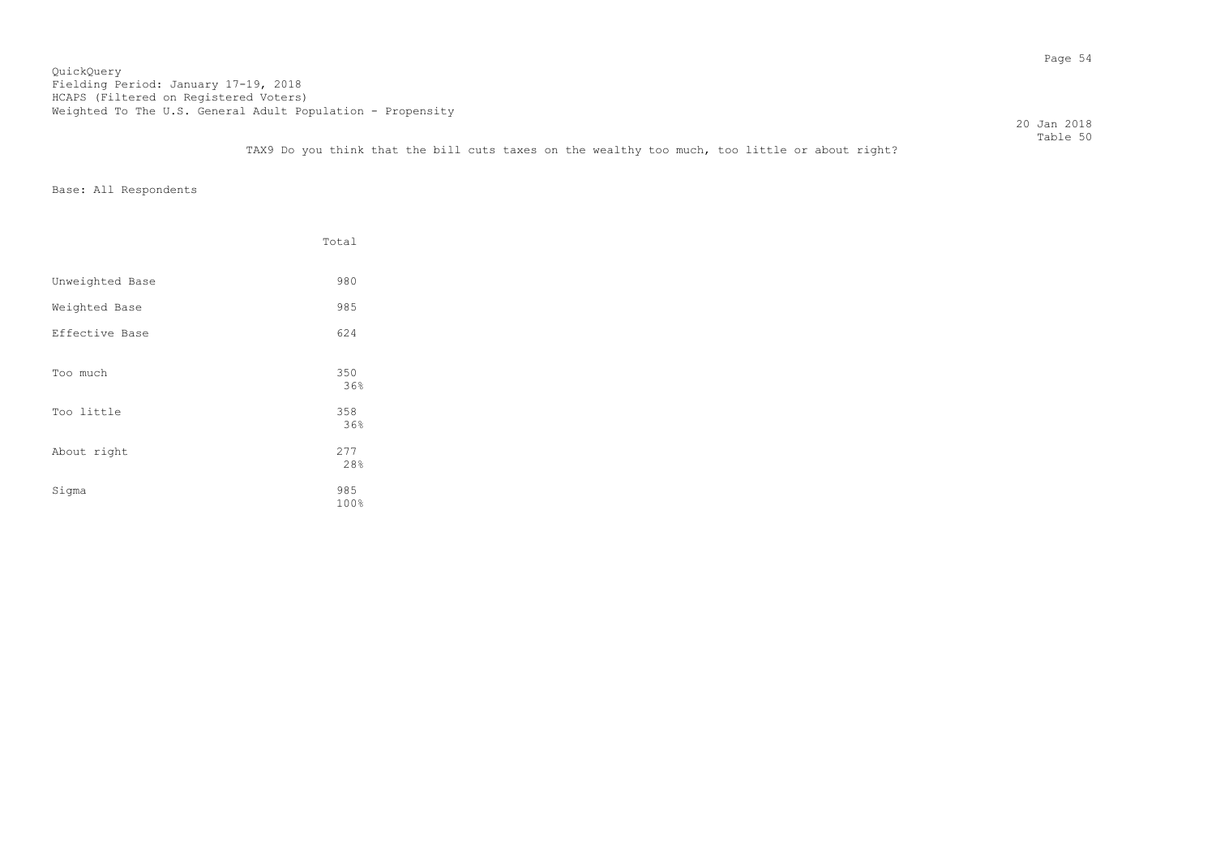QuickQuery
Fielding Period: January 17-19, 2018
HCAPS (Filtered on Registered Voters)
Weighted To The U.S. General Adult Population - Propensity

20 Jan 2018
Table 50

TAX9 Do you think that the bill cuts taxes on the wealthy too much, too little or about right?

Base: All Respondents

| | Total |
|---|---|
| Unweighted Base | 980 |
| Weighted Base | 985 |
| Effective Base | 624 |
| Too much | 350<br>36% |
| Too little | 358<br>36% |
| About right | 277<br>28% |
| Sigma | 985<br>100% |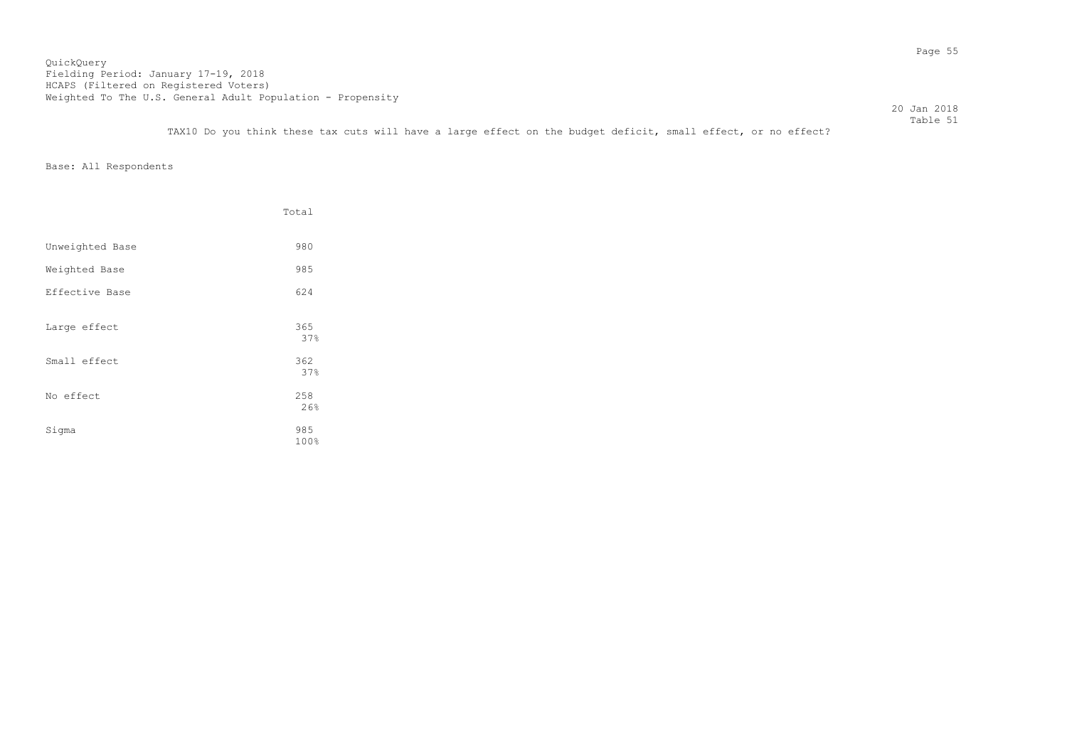QuickQuery
Fielding Period: January 17-19, 2018
HCAPS (Filtered on Registered Voters)
Weighted To The U.S. General Adult Population - Propensity

20 Jan 2018
Table 51

TAX10 Do you think these tax cuts will have a large effect on the budget deficit, small effect, or no effect?

Base: All Respondents

| | Total |
|---|---|
| Unweighted Base | 980 |
| Weighted Base | 985 |
| Effective Base | 624 |
| Large effect | 365<br>37% |
| Small effect | 362<br>37% |
| No effect | 258<br>26% |
| Sigma | 985<br>100% |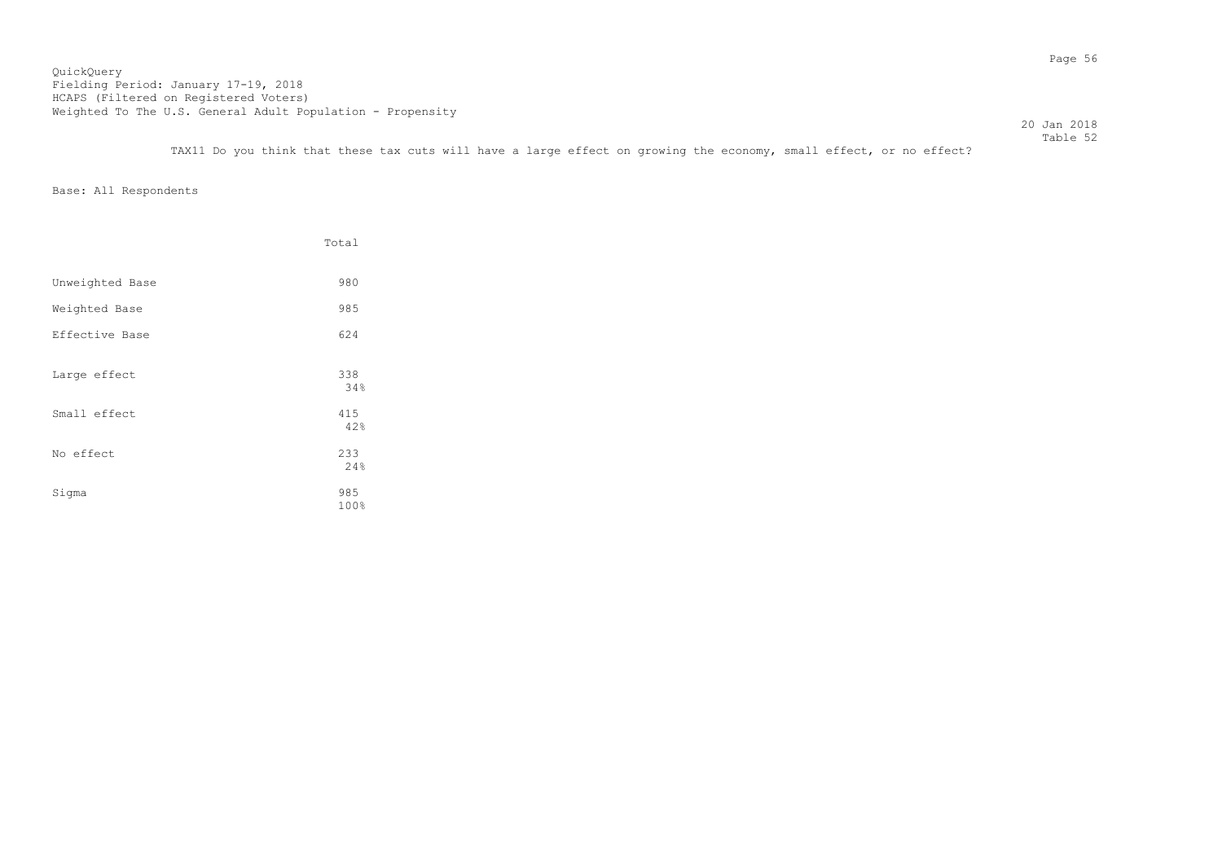QuickQuery
Fielding Period: January 17-19, 2018
HCAPS (Filtered on Registered Voters)
Weighted To The U.S. General Adult Population - Propensity

20 Jan 2018
Table 52

TAX11 Do you think that these tax cuts will have a large effect on growing the economy, small effect, or no effect?

Base: All Respondents

| | Total |
|---|---|
| Unweighted Base | 980 |
| Weighted Base | 985 |
| Effective Base | 624 |
| Large effect | 338<br>34% |
| Small effect | 415<br>42% |
| No effect | 233<br>24% |
| Sigma | 985<br>100% |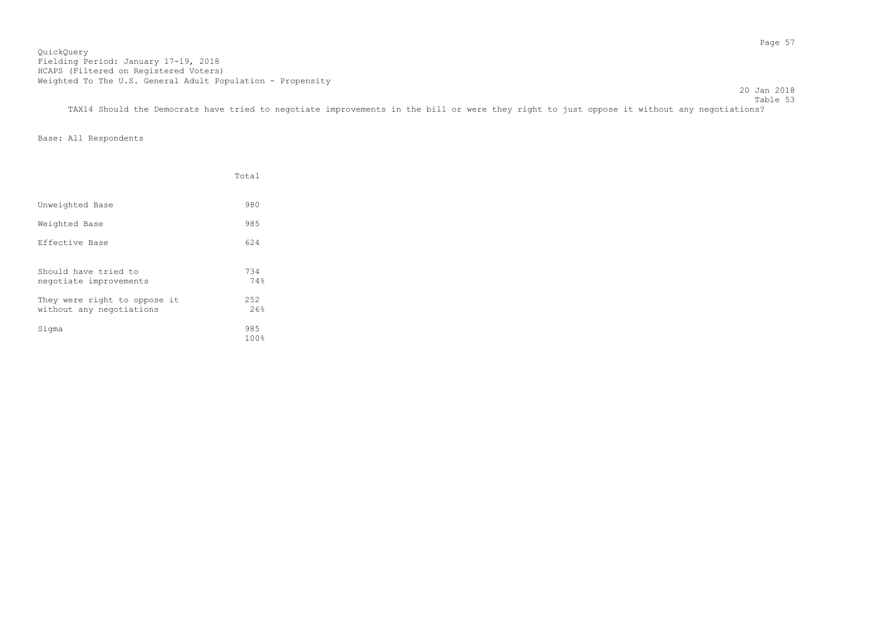QuickQuery
Fielding Period: January 17-19, 2018
HCAPS (Filtered on Registered Voters)
Weighted To The U.S. General Adult Population - Propensity

20 Jan 2018
Table 53

TAX14 Should the Democrats have tried to negotiate improvements in the bill or were they right to just oppose it without any negotiations?

Base: All Respondents

| | Total |
|---|---|
| Unweighted Base | 980 |
| Weighted Base | 985 |
| Effective Base | 624 |
| Should have tried to negotiate improvements | 734<br>74% |
| They were right to oppose it without any negotiations | 252<br>26% |
| Sigma | 985<br>100% |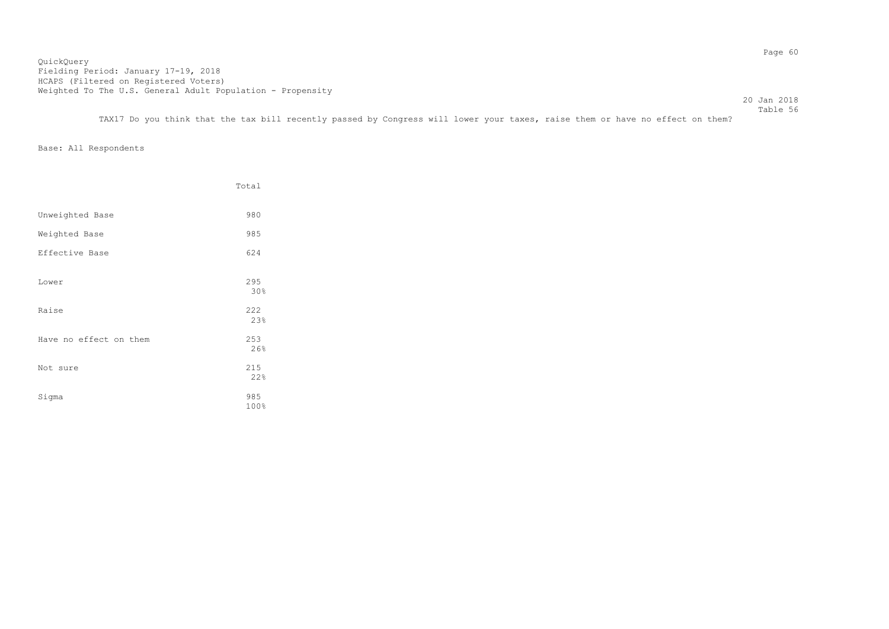QuickQuery
Fielding Period: January 17-19, 2018
HCAPS (Filtered on Registered Voters)
Weighted To The U.S. General Adult Population - Propensity

20 Jan 2018
Table 56

TAX17 Do you think that the tax bill recently passed by Congress will lower your taxes, raise them or have no effect on them?

Base: All Respondents

| | Total |
|---|---|
| Unweighted Base | 980 |
| Weighted Base | 985 |
| Effective Base | 624 |
| Lower | 295<br>30% |
| Raise | 222<br>23% |
| Have no effect on them | 253<br>26% |
| Not sure | 215<br>22% |
| Sigma | 985<br>100% |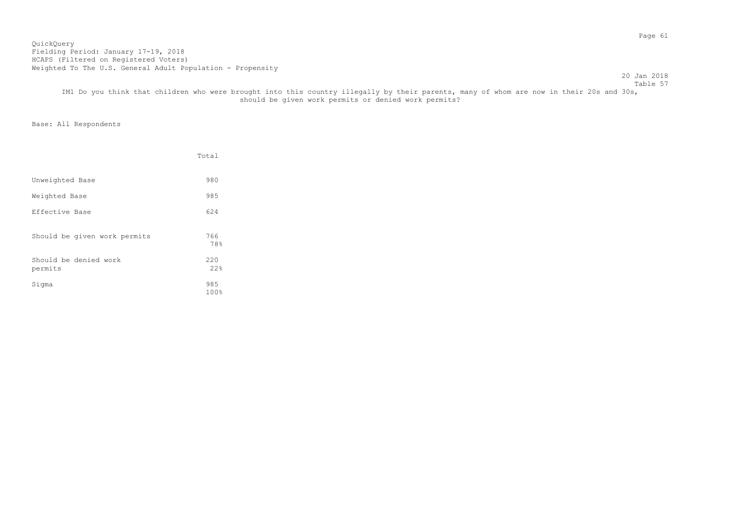QuickQuery
Fielding Period: January 17-19, 2018
HCAPS (Filtered on Registered Voters)
Weighted To The U.S. General Adult Population - Propensity

20 Jan 2018
Table 57

IM1 Do you think that children who were brought into this country illegally by their parents, many of whom are now in their 20s and 30s, should be given work permits or denied work permits?

Base: All Respondents

| | Total |
|---|---|
| Unweighted Base | 980 |
| Weighted Base | 985 |
| Effective Base | 624 |
| Should be given work permits | 766<br>78% |
| Should be denied work permits | 220<br>22% |
| Sigma | 985<br>100% |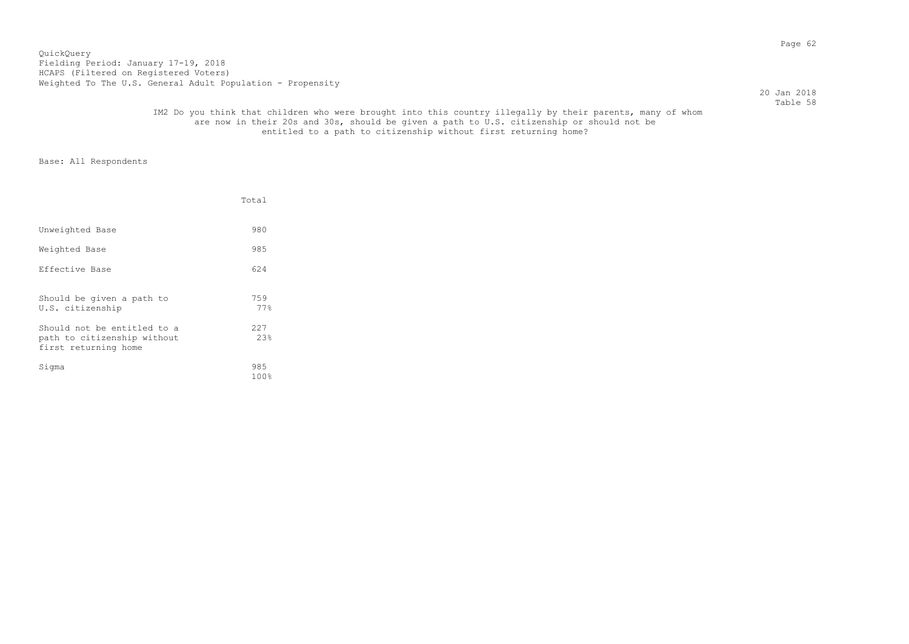QuickQuery
Fielding Period: January 17-19, 2018
HCAPS (Filtered on Registered Voters)
Weighted To The U.S. General Adult Population - Propensity

20 Jan 2018
Table 58

IM2 Do you think that children who were brought into this country illegally by their parents, many of whom are now in their 20s and 30s, should be given a path to U.S. citizenship or should not be entitled to a path to citizenship without first returning home?

Base: All Respondents

| | Total |
|---|---|
| Unweighted Base | 980 |
| Weighted Base | 985 |
| Effective Base | 624 |
| Should be given a path to U.S. citizenship | 759<br>77% |
| Should not be entitled to a path to citizenship without first returning home | 227<br>23% |
| Sigma | 985<br>100% |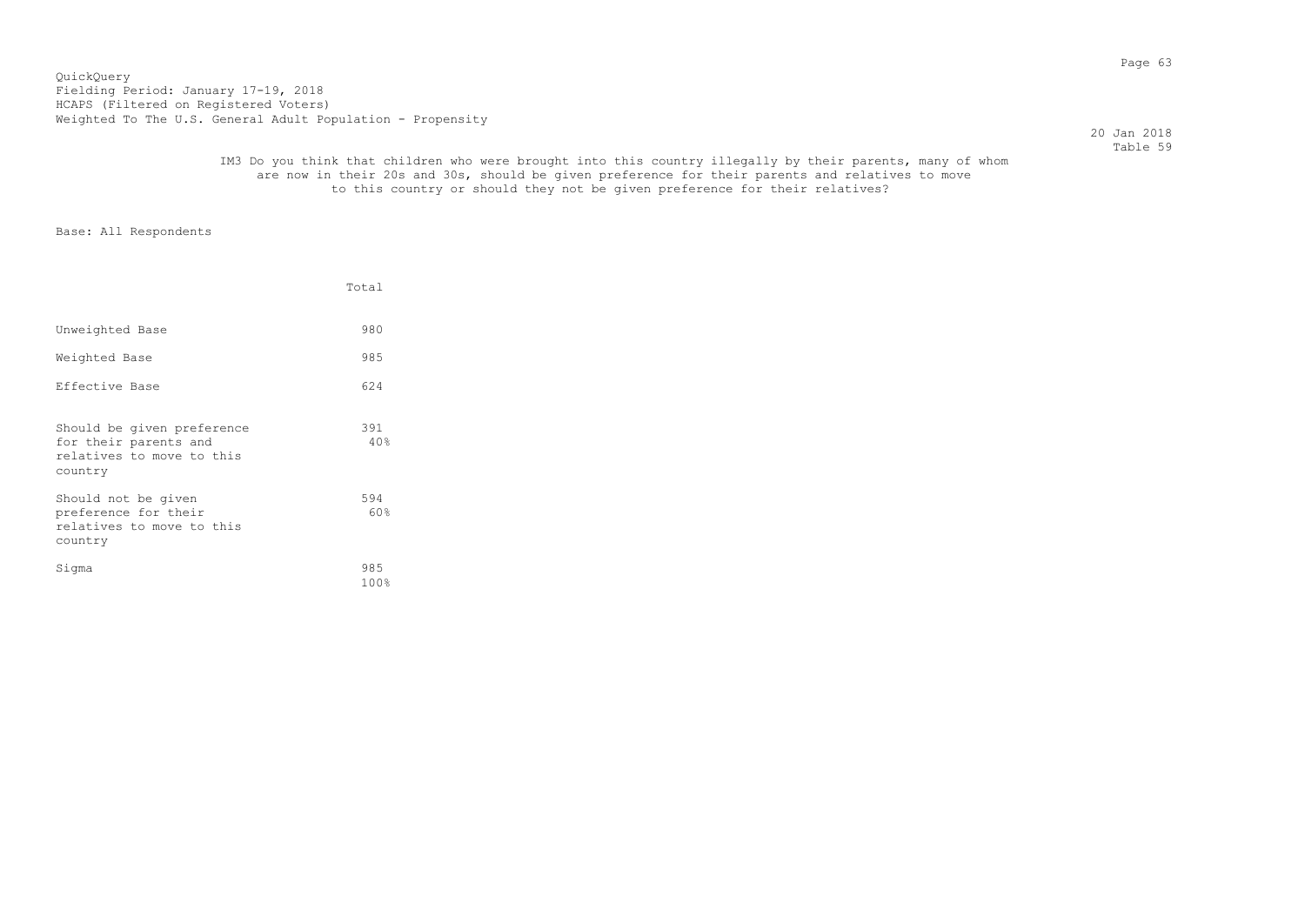QuickQuery
Fielding Period: January 17-19, 2018
HCAPS (Filtered on Registered Voters)
Weighted To The U.S. General Adult Population - Propensity

20 Jan 2018
Table 59

IM3 Do you think that children who were brought into this country illegally by their parents, many of whom are now in their 20s and 30s, should be given preference for their parents and relatives to move to this country or should they not be given preference for their relatives?

Base: All Respondents

| | Total |
|---|---|
| Unweighted Base | 980 |
| Weighted Base | 985 |
| Effective Base | 624 |
| Should be given preference for their parents and relatives to move to this country | 391<br>40% |
| Should not be given preference for their relatives to move to this country | 594<br>60% |
| Sigma | 985<br>100% |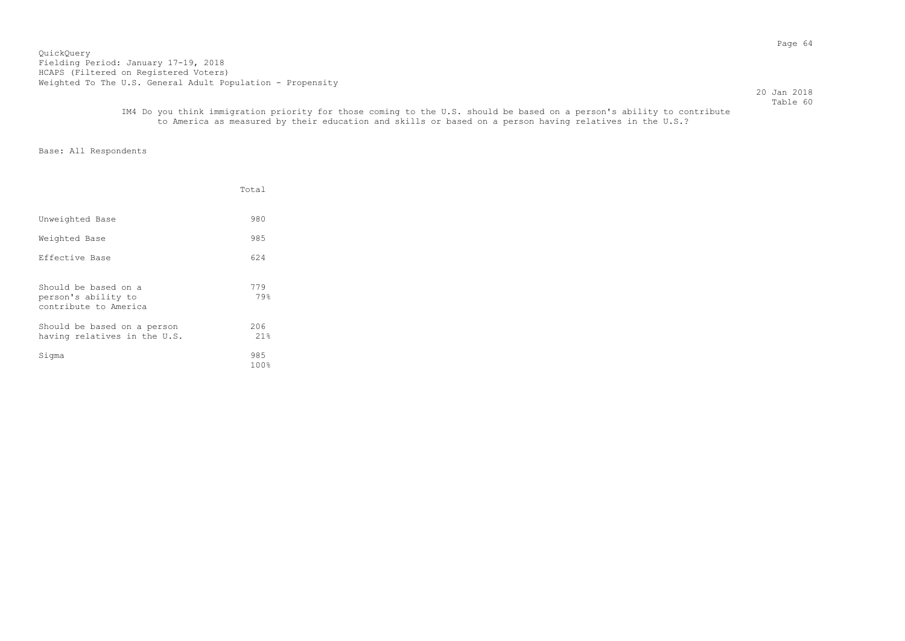QuickQuery
Fielding Period: January 17-19, 2018
HCAPS (Filtered on Registered Voters)
Weighted To The U.S. General Adult Population - Propensity

20 Jan 2018
Table 60

IM4 Do you think immigration priority for those coming to the U.S. should be based on a person's ability to contribute to America as measured by their education and skills or based on a person having relatives in the U.S.?

Base: All Respondents

| | Total |
|---|---|
| Unweighted Base | 980 |
| Weighted Base | 985 |
| Effective Base | 624 |
| Should be based on a person's ability to contribute to America | 779<br>79% |
| Should be based on a person having relatives in the U.S. | 206<br>21% |
| Sigma | 985<br>100% |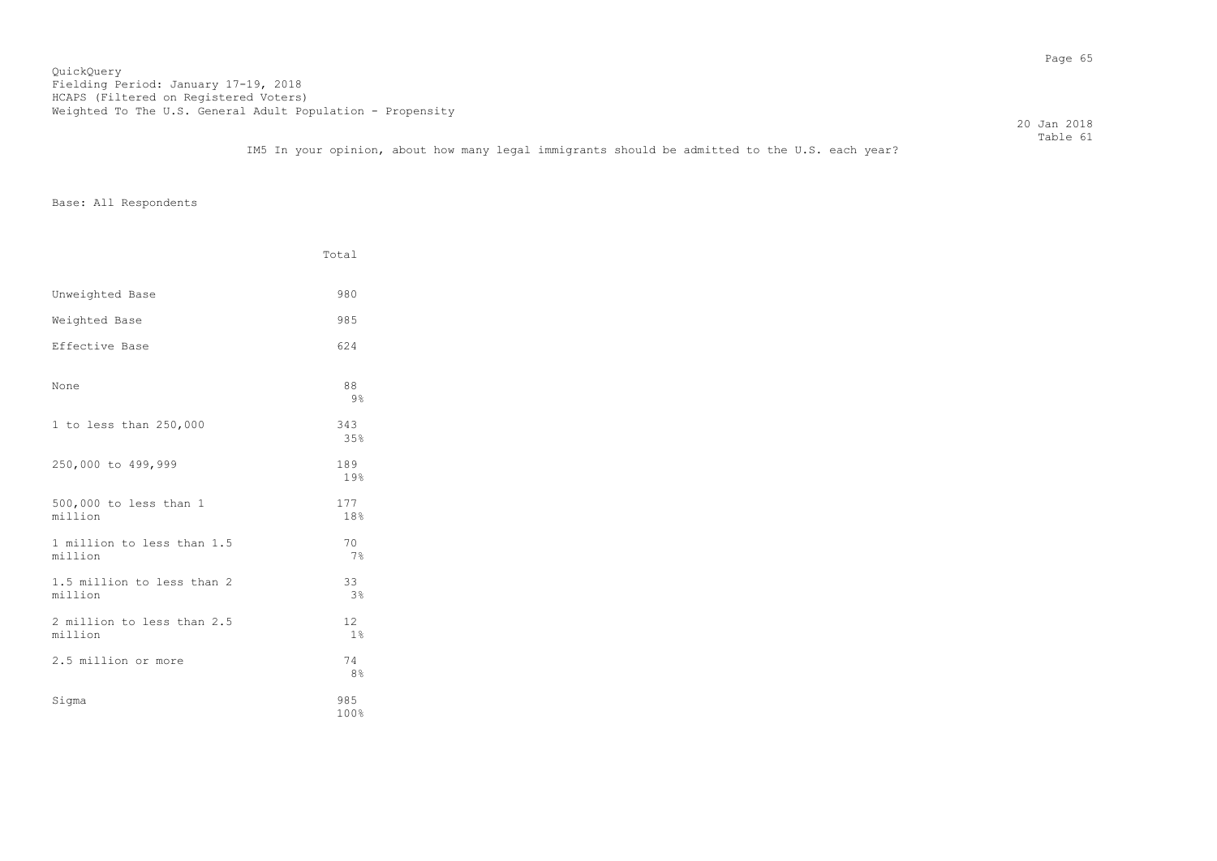QuickQuery
Fielding Period: January 17-19, 2018
HCAPS (Filtered on Registered Voters)
Weighted To The U.S. General Adult Population - Propensity

20 Jan 2018
Table 61

IM5 In your opinion, about how many legal immigrants should be admitted to the U.S. each year?

Base: All Respondents

| | Total |
|---|---|
| Unweighted Base | 980 |
| Weighted Base | 985 |
| Effective Base | 624 |
| None | 88<br>9% |
| 1 to less than 250,000 | 343<br>35% |
| 250,000 to 499,999 | 189<br>19% |
| 500,000 to less than 1 million | 177<br>18% |
| 1 million to less than 1.5 million | 70<br>7% |
| 1.5 million to less than 2 million | 33<br>3% |
| 2 million to less than 2.5 million | 12<br>1% |
| 2.5 million or more | 74<br>8% |
| Sigma | 985<br>100% |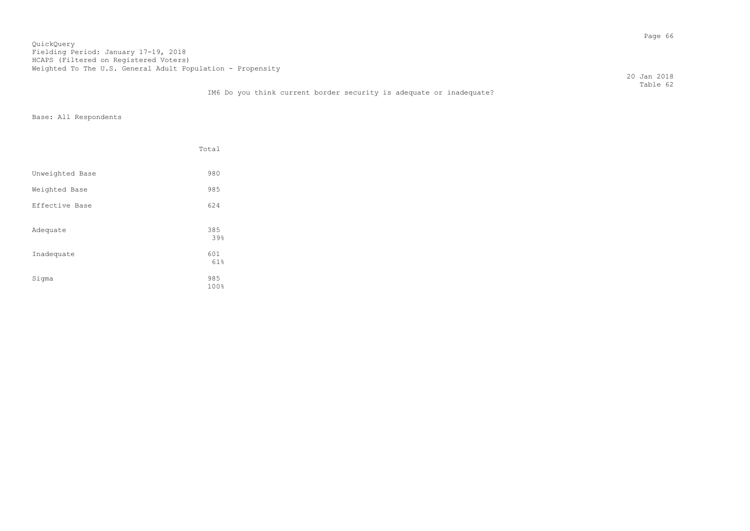QuickQuery
Fielding Period: January 17-19, 2018
HCAPS (Filtered on Registered Voters)
Weighted To The U.S. General Adult Population - Propensity

20 Jan 2018
Table 62

IM6 Do you think current border security is adequate or inadequate?

Base: All Respondents

| | Total |
|---|---|
| Unweighted Base | 980 |
| Weighted Base | 985 |
| Effective Base | 624 |
| Adequate | 385<br>39% |
| Inadequate | 601<br>61% |
| Sigma | 985<br>100% |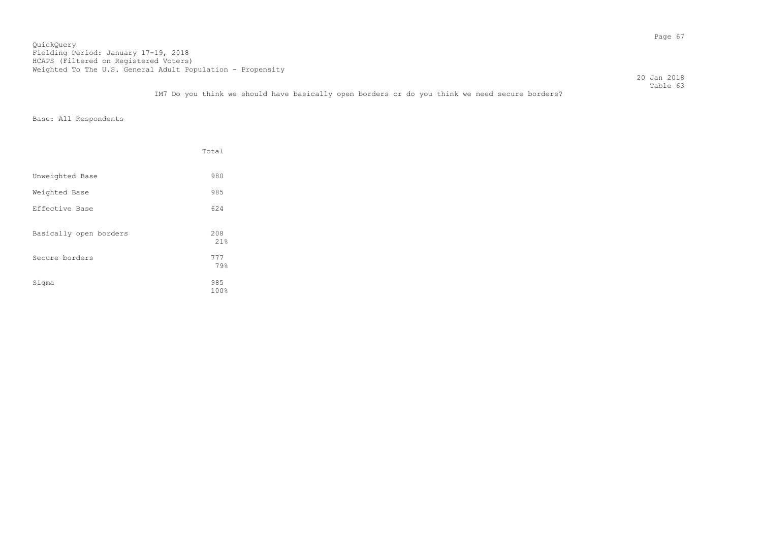QuickQuery
Fielding Period: January 17-19, 2018
HCAPS (Filtered on Registered Voters)
Weighted To The U.S. General Adult Population - Propensity

20 Jan 2018
Table 63

IM7 Do you think we should have basically open borders or do you think we need secure borders?

Base: All Respondents

| | Total |
|---|---|
| Unweighted Base | 980 |
| Weighted Base | 985 |
| Effective Base | 624 |
| Basically open borders | 208<br>21% |
| Secure borders | 777<br>79% |
| Sigma | 985<br>100% |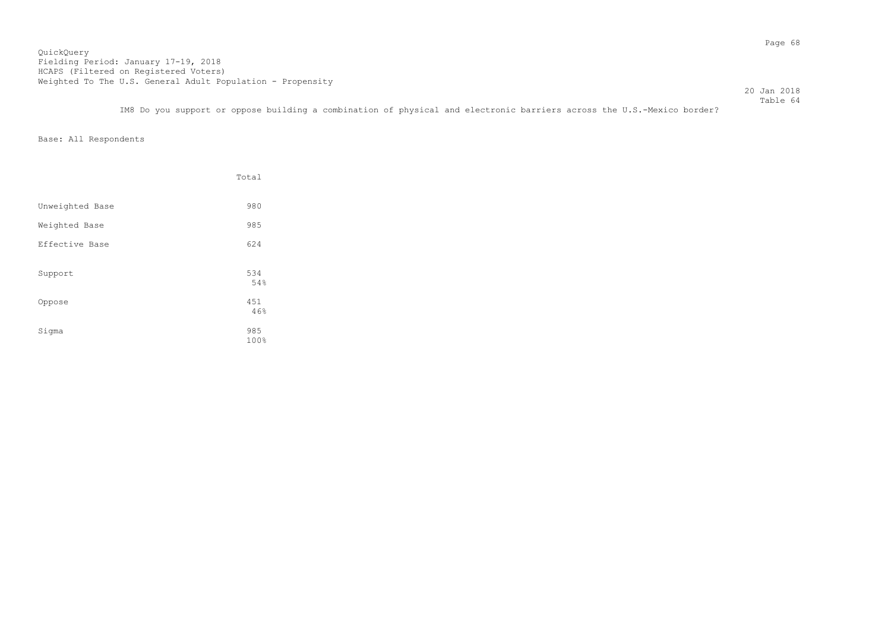QuickQuery
Fielding Period: January 17-19, 2018
HCAPS (Filtered on Registered Voters)
Weighted To The U.S. General Adult Population - Propensity

20 Jan 2018
Table 64

IM8 Do you support or oppose building a combination of physical and electronic barriers across the U.S.-Mexico border?

Base: All Respondents

| | Total |
|---|---|
| Unweighted Base | 980 |
| Weighted Base | 985 |
| Effective Base | 624 |
| Support | 534<br>54% |
| Oppose | 451<br>46% |
| Sigma | 985<br>100% |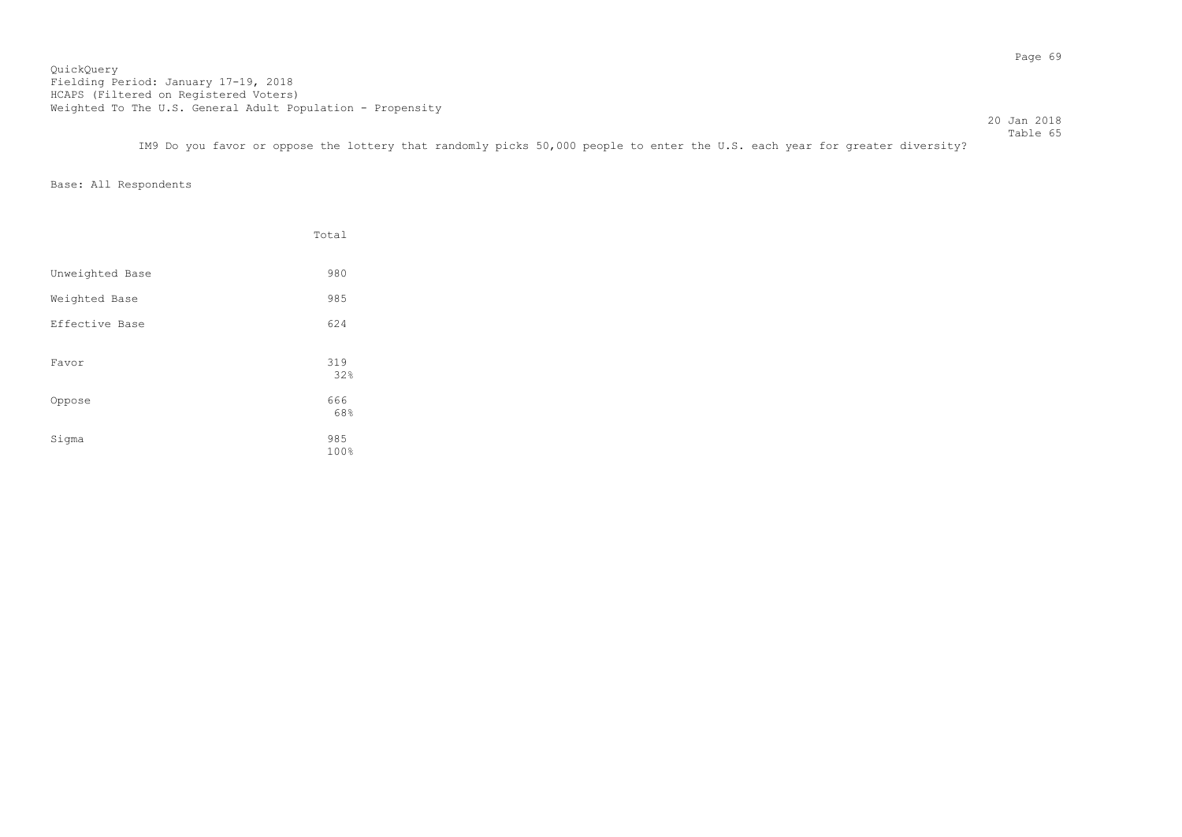QuickQuery
Fielding Period: January 17-19, 2018
HCAPS (Filtered on Registered Voters)
Weighted To The U.S. General Adult Population - Propensity

20 Jan 2018
Table 65

IM9 Do you favor or oppose the lottery that randomly picks 50,000 people to enter the U.S. each year for greater diversity?

Base: All Respondents

| | Total |
|---|---|
| Unweighted Base | 980 |
| Weighted Base | 985 |
| Effective Base | 624 |
| Favor | 319<br>32% |
| Oppose | 666<br>68% |
| Sigma | 985<br>100% |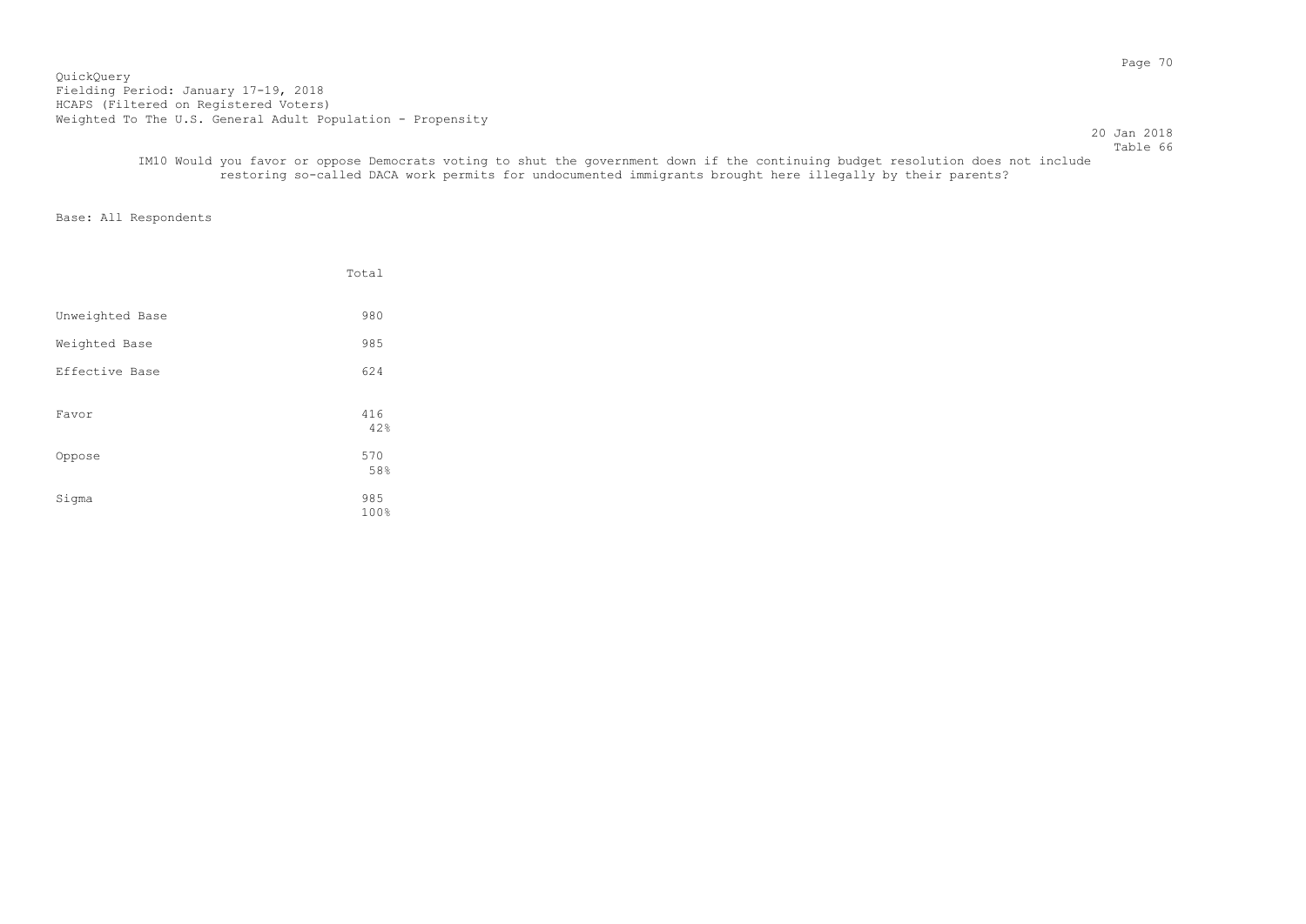QuickQuery
Fielding Period: January 17-19, 2018
HCAPS (Filtered on Registered Voters)
Weighted To The U.S. General Adult Population - Propensity

20 Jan 2018

Table 66

IM10 Would you favor or oppose Democrats voting to shut the government down if the continuing budget resolution does not include restoring so-called DACA work permits for undocumented immigrants brought here illegally by their parents?

Base: All Respondents

| | Total |
|---|---|
| Unweighted Base | 980 |
| Weighted Base | 985 |
| Effective Base | 624 |
| Favor | 416<br>42% |
| Oppose | 570<br>58% |
| Sigma | 985<br>100% |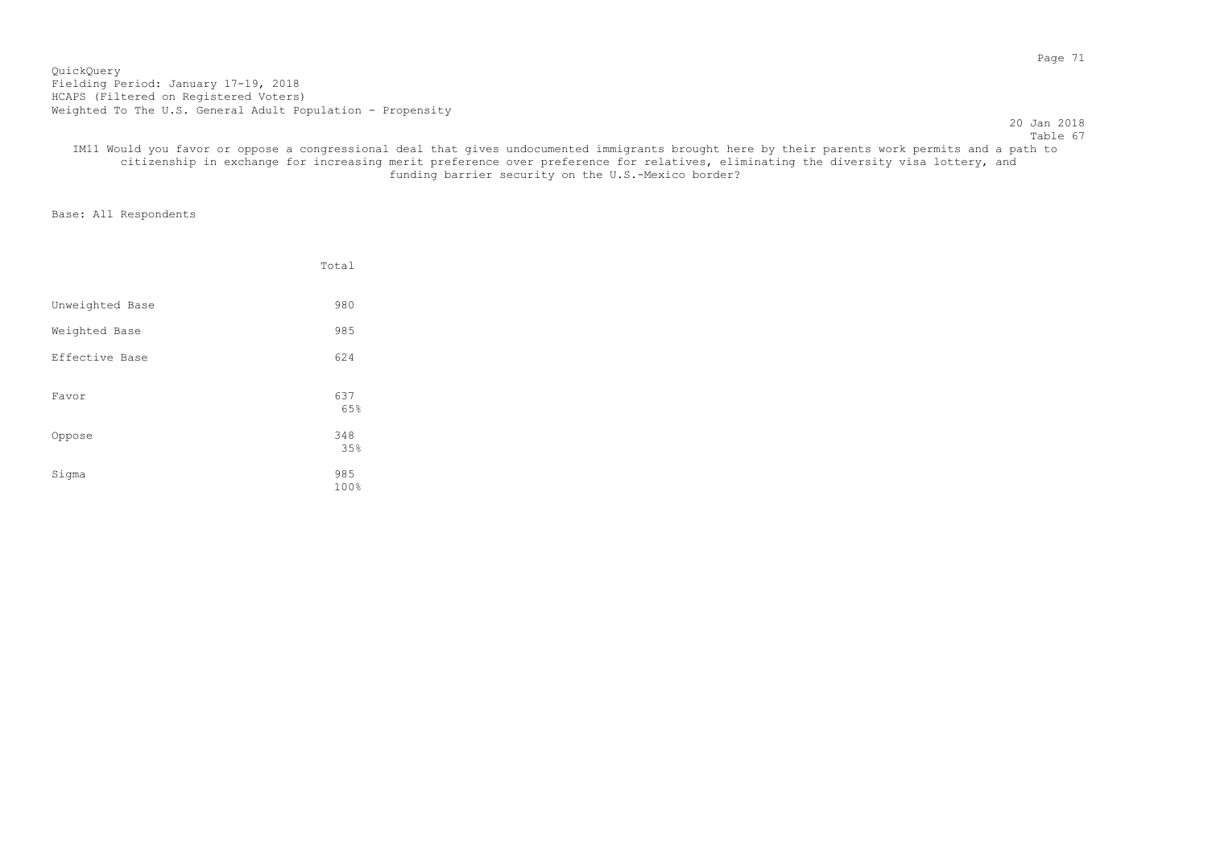QuickQuery
Fielding Period: January 17-19, 2018
HCAPS (Filtered on Registered Voters)
Weighted To The U.S. General Adult Population - Propensity

20 Jan 2018
Table 67

IM11 Would you favor or oppose a congressional deal that gives undocumented immigrants brought here by their parents work permits and a path to citizenship in exchange for increasing merit preference over preference for relatives, eliminating the diversity visa lottery, and funding barrier security on the U.S.-Mexico border?

Base: All Respondents

| | Total |
|---|---|
| Unweighted Base | 980 |
| Weighted Base | 985 |
| Effective Base | 624 |
| Favor | 637<br>65% |
| Oppose | 348<br>35% |
| Sigma | 985<br>100% |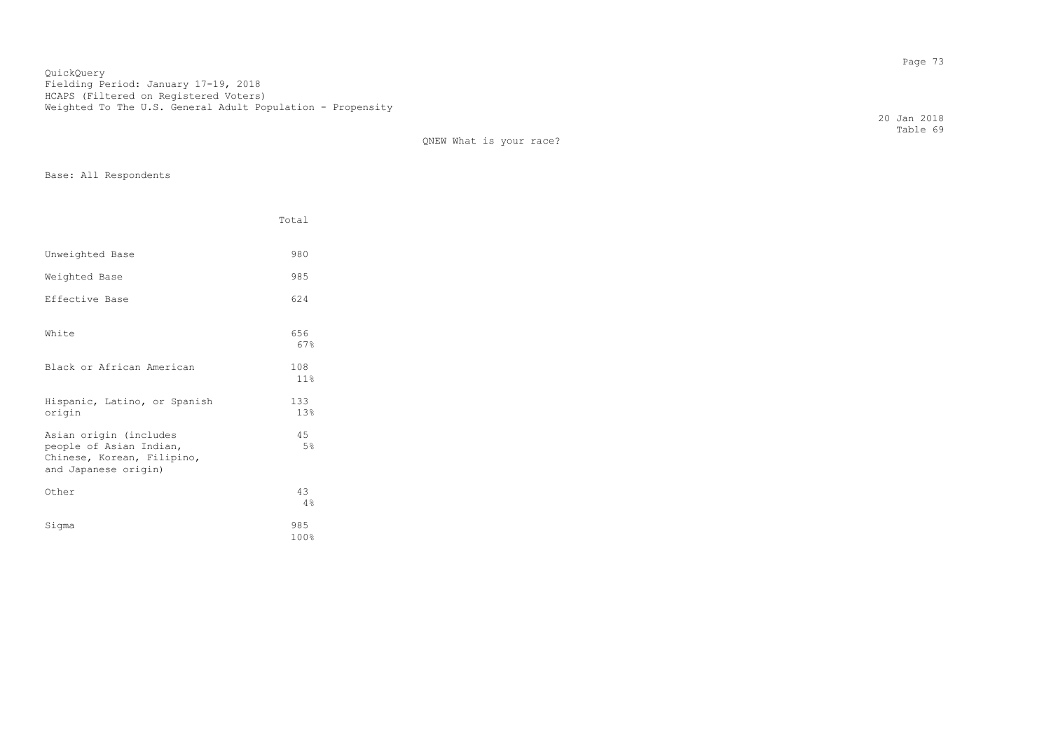QuickQuery
Fielding Period: January 17-19, 2018
HCAPS (Filtered on Registered Voters)
Weighted To The U.S. General Adult Population - Propensity

20 Jan 2018
Table 69

QNEW What is your race?

Base: All Respondents

| | Total |
|---|---|
| Unweighted Base | 980 |
| Weighted Base | 985 |
| Effective Base | 624 |
| White | 656<br>67% |
| Black or African American | 108<br>11% |
| Hispanic, Latino, or Spanish origin | 133<br>13% |
| Asian origin (includes people of Asian Indian, Chinese, Korean, Filipino, and Japanese origin) | 45<br>5% |
| Other | 43<br>4% |
| Sigma | 985<br>100% |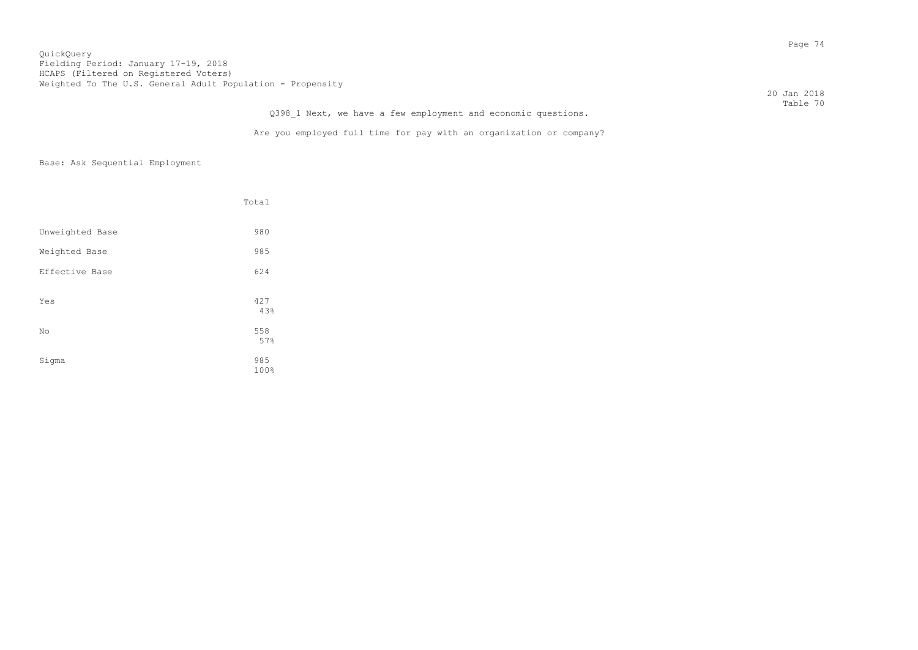QuickQuery
Fielding Period: January 17-19, 2018
HCAPS (Filtered on Registered Voters)
Weighted To The U.S. General Adult Population - Propensity

20 Jan 2018
Table 70

Q398_1 Next, we have a few employment and economic questions.

Are you employed full time for pay with an organization or company?

Base: Ask Sequential Employment

| | Total |
|---|---|
| Unweighted Base | 980 |
| Weighted Base | 985 |
| Effective Base | 624 |
| Yes | 427<br>43% |
| No | 558<br>57% |
| Sigma | 985<br>100% |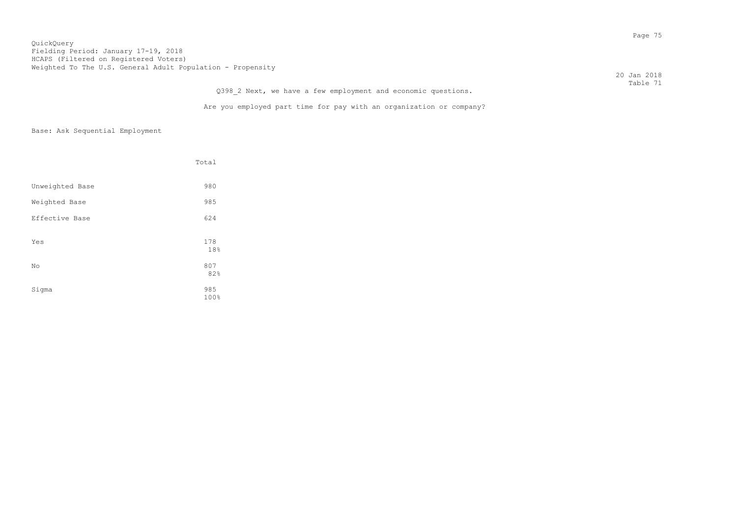QuickQuery
Fielding Period: January 17-19, 2018
HCAPS (Filtered on Registered Voters)
Weighted To The U.S. General Adult Population - Propensity

20 Jan 2018
Table 71

Q398_2 Next, we have a few employment and economic questions.

Are you employed part time for pay with an organization or company?

Base: Ask Sequential Employment

| | Total |
|---|---|
| Unweighted Base | 980 |
| Weighted Base | 985 |
| Effective Base | 624 |
| Yes | 178<br>18% |
| No | 807<br>82% |
| Sigma | 985<br>100% |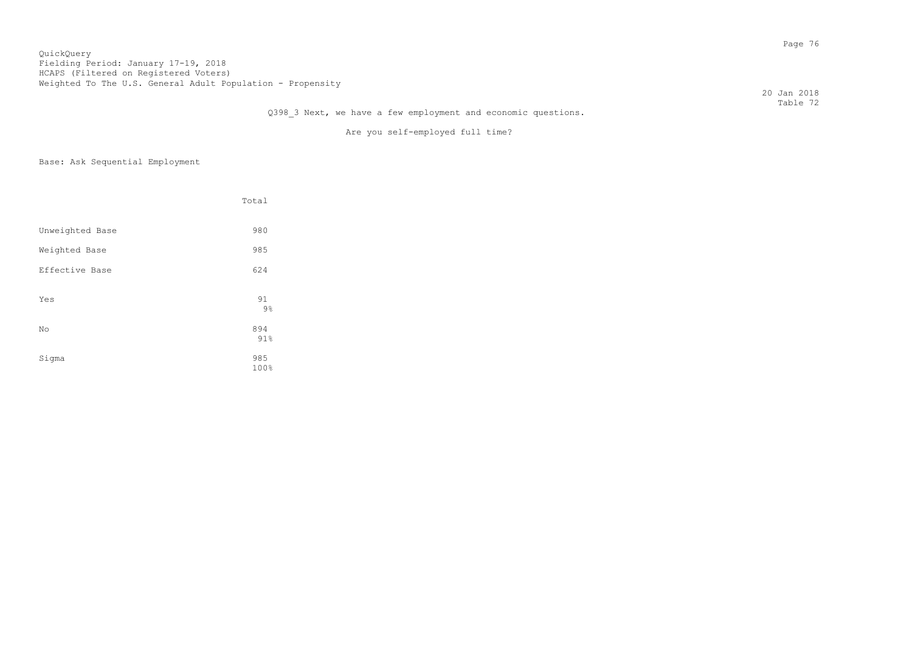QuickQuery
Fielding Period: January 17-19, 2018
HCAPS (Filtered on Registered Voters)
Weighted To The U.S. General Adult Population - Propensity

20 Jan 2018
Table 72

Q398_3 Next, we have a few employment and economic questions.

Are you self-employed full time?

Base: Ask Sequential Employment

| | Total |
|---|---|
| Unweighted Base | 980 |
| Weighted Base | 985 |
| Effective Base | 624 |
| Yes | 91<br>9% |
| No | 894<br>91% |
| Sigma | 985<br>100% |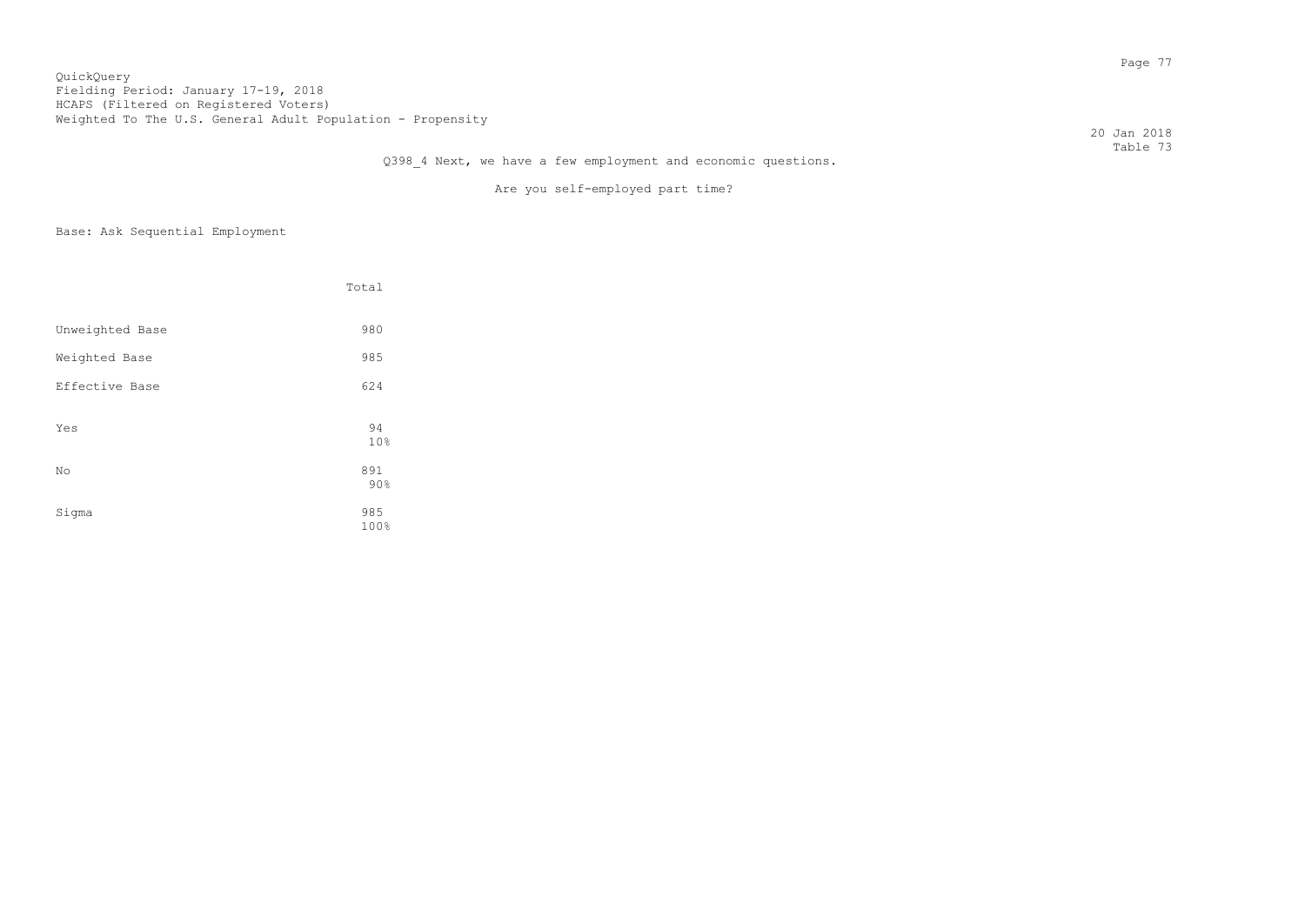QuickQuery
Fielding Period: January 17-19, 2018
HCAPS (Filtered on Registered Voters)
Weighted To The U.S. General Adult Population - Propensity

20 Jan 2018
Table 73

Q398_4 Next, we have a few employment and economic questions.

Are you self-employed part time?

Base: Ask Sequential Employment

| | Total |
|---|---|
| Unweighted Base | 980 |
| Weighted Base | 985 |
| Effective Base | 624 |
| Yes | 94<br>10% |
| No | 891<br>90% |
| Sigma | 985<br>100% |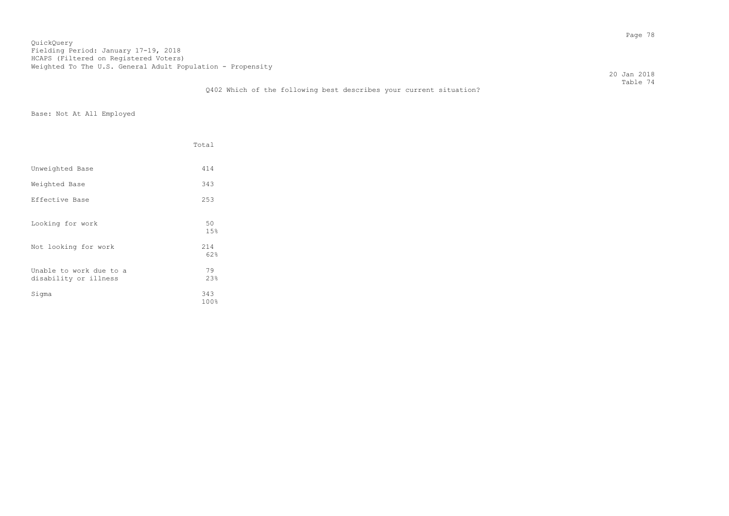QuickQuery
Fielding Period: January 17-19, 2018
HCAPS (Filtered on Registered Voters)
Weighted To The U.S. General Adult Population - Propensity

20 Jan 2018
Table 74

Q402 Which of the following best describes your current situation?

Base: Not At All Employed

| | Total |
|---|---|
| Unweighted Base | 414 |
| Weighted Base | 343 |
| Effective Base | 253 |
| Looking for work | 50<br>15% |
| Not looking for work | 214<br>62% |
| Unable to work due to a disability or illness | 79<br>23% |
| Sigma | 343<br>100% |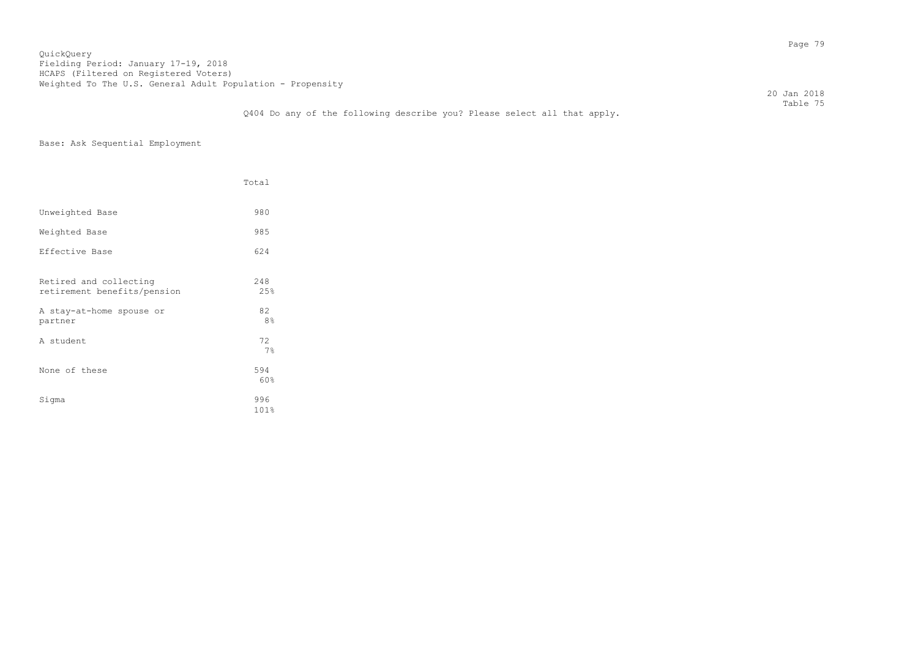QuickQuery
Fielding Period: January 17-19, 2018
HCAPS (Filtered on Registered Voters)
Weighted To The U.S. General Adult Population - Propensity

20 Jan 2018
Table 75

Q404 Do any of the following describe you? Please select all that apply.

Base: Ask Sequential Employment

| | Total |
|---|---|
| Unweighted Base | 980 |
| Weighted Base | 985 |
| Effective Base | 624 |
| Retired and collecting retirement benefits/pension | 248<br>25% |
| A stay-at-home spouse or partner | 82<br>8% |
| A student | 72<br>7% |
| None of these | 594<br>60% |
| Sigma | 996<br>101% |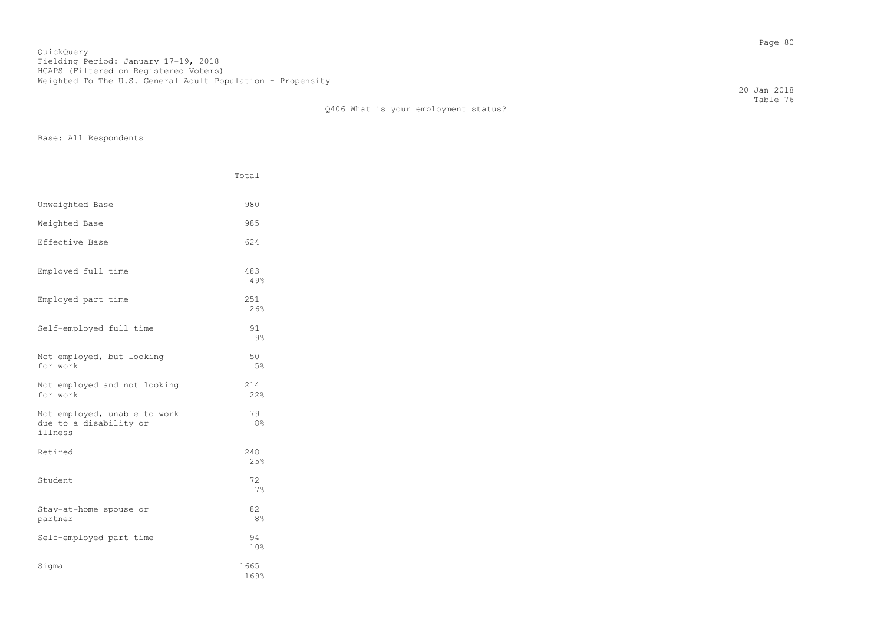QuickQuery
Fielding Period: January 17-19, 2018
HCAPS (Filtered on Registered Voters)
Weighted To The U.S. General Adult Population - Propensity

20 Jan 2018
Table 76

Q406 What is your employment status?

Base: All Respondents

| | Total |
|---|---|
| Unweighted Base | 980 |
| Weighted Base | 985 |
| Effective Base | 624 |
| Employed full time | 483<br>49% |
| Employed part time | 251<br>26% |
| Self-employed full time | 91<br>9% |
| Not employed, but looking for work | 50<br>5% |
| Not employed and not looking for work | 214<br>22% |
| Not employed, unable to work due to a disability or illness | 79<br>8% |
| Retired | 248<br>25% |
| Student | 72<br>7% |
| Stay-at-home spouse or partner | 82<br>8% |
| Self-employed part time | 94<br>10% |
| Sigma | 1665<br>169% |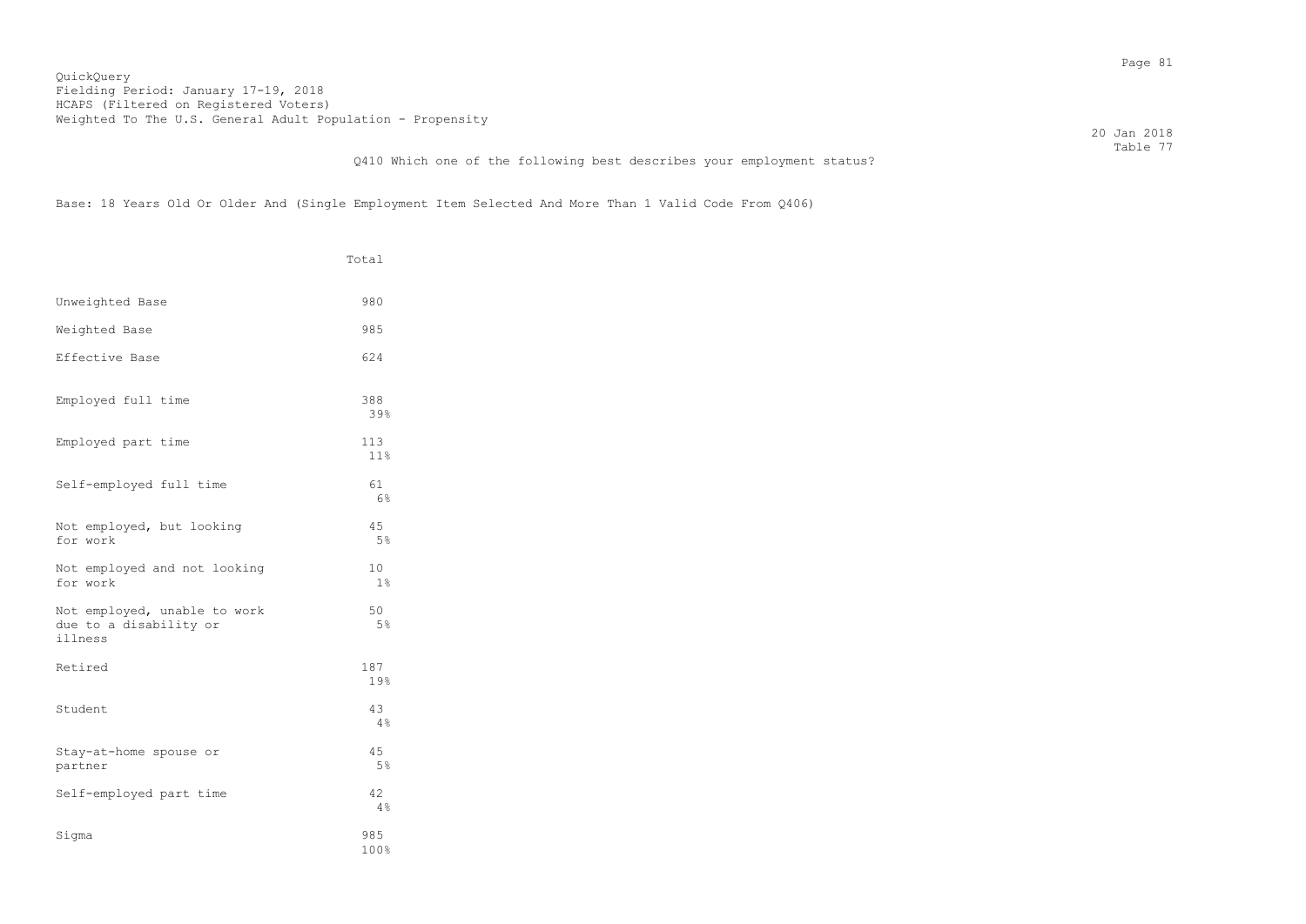QuickQuery
Fielding Period: January 17-19, 2018
HCAPS (Filtered on Registered Voters)
Weighted To The U.S. General Adult Population - Propensity

20 Jan 2018
Table 77

Q410 Which one of the following best describes your employment status?

Base: 18 Years Old Or Older And (Single Employment Item Selected And More Than 1 Valid Code From Q406)

| | Total |
|---|---|
| Unweighted Base | 980 |
| Weighted Base | 985 |
| Effective Base | 624 |
| Employed full time | 388<br>39% |
| Employed part time | 113<br>11% |
| Self-employed full time | 61<br>6% |
| Not employed, but looking for work | 45<br>5% |
| Not employed and not looking for work | 10<br>1% |
| Not employed, unable to work due to a disability or illness | 50<br>5% |
| Retired | 187<br>19% |
| Student | 43<br>4% |
| Stay-at-home spouse or partner | 45<br>5% |
| Self-employed part time | 42<br>4% |
| Sigma | 985<br>100% |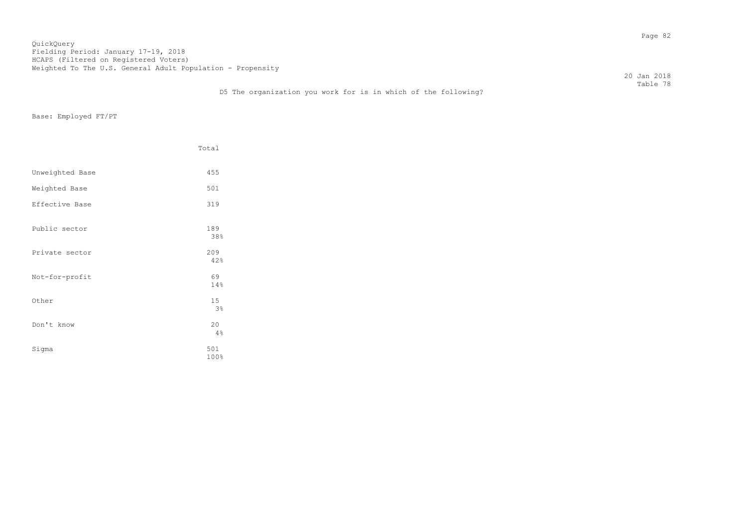QuickQuery
Fielding Period: January 17-19, 2018
HCAPS (Filtered on Registered Voters)
Weighted To The U.S. General Adult Population - Propensity

20 Jan 2018
Table 78

D5 The organization you work for is in which of the following?

Base: Employed FT/PT

| | Total |
|---|---|
| Unweighted Base | 455 |
| Weighted Base | 501 |
| Effective Base | 319 |
| Public sector | 189<br>38% |
| Private sector | 209<br>42% |
| Not-for-profit | 69<br>14% |
| Other | 15<br>3% |
| Don't know | 20<br>4% |
| Sigma | 501<br>100% |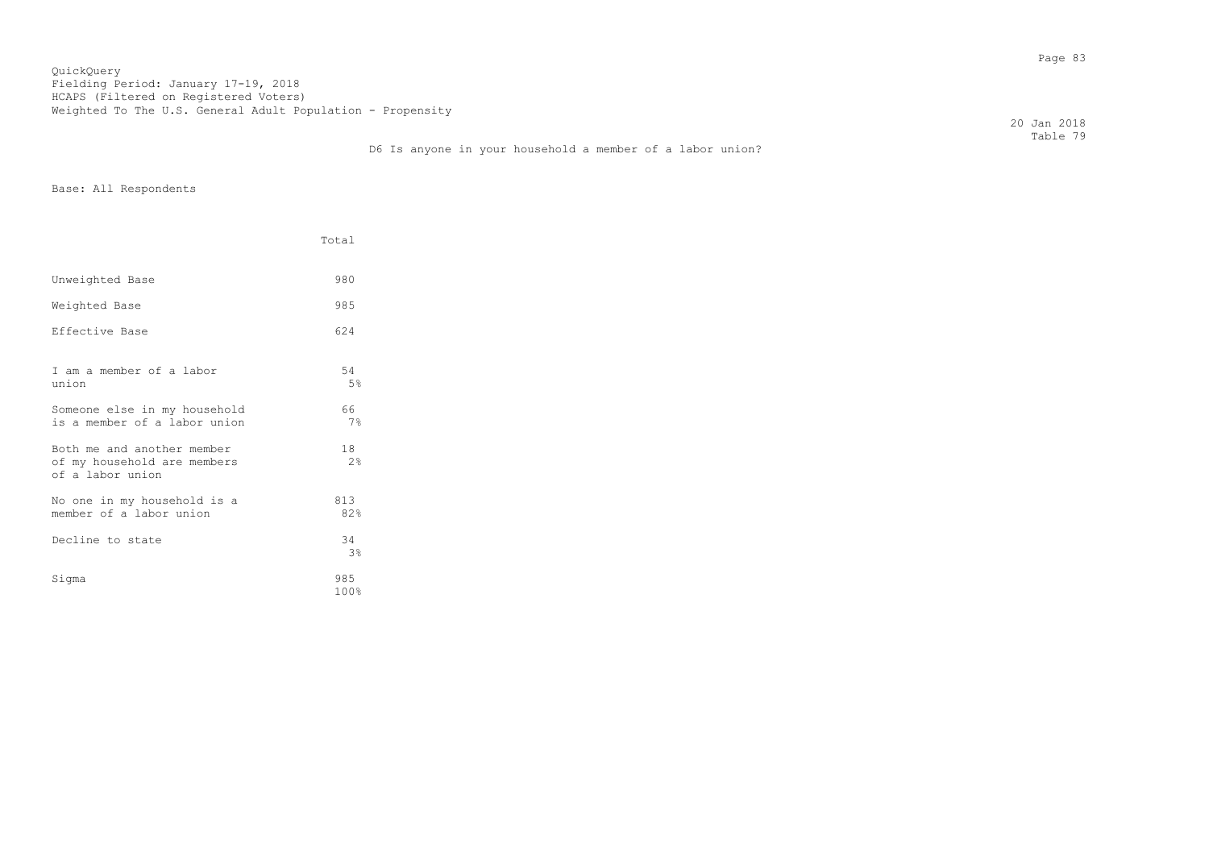QuickQuery
Fielding Period: January 17-19, 2018
HCAPS (Filtered on Registered Voters)
Weighted To The U.S. General Adult Population - Propensity

20 Jan 2018
Table 79

## D6 Is anyone in your household a member of a labor union?

Base: All Respondents

| | Total |
|---|---|
| Unweighted Base | 980 |
| Weighted Base | 985 |
| Effective Base | 624 |
| I am a member of a labor union | 54<br>5% |
| Someone else in my household is a member of a labor union | 66<br>7% |
| Both me and another member of my household are members of a labor union | 18<br>2% |
| No one in my household is a member of a labor union | 813<br>82% |
| Decline to state | 34<br>3% |
| Sigma | 985<br>100% |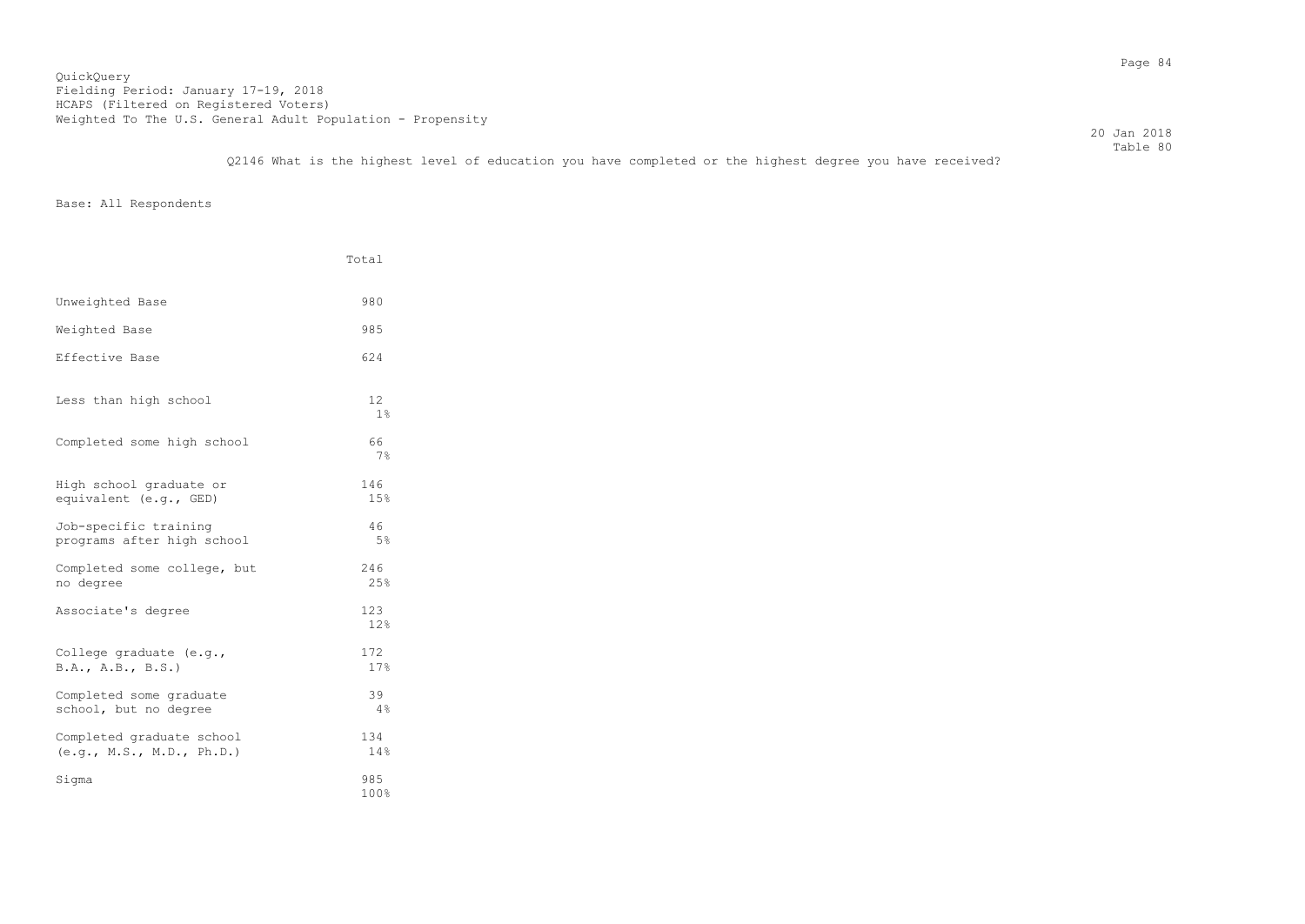QuickQuery
Fielding Period: January 17-19, 2018
HCAPS (Filtered on Registered Voters)
Weighted To The U.S. General Adult Population - Propensity

20 Jan 2018
Table 80

Q2146 What is the highest level of education you have completed or the highest degree you have received?

Base: All Respondents

| | Total |
|---|---|
| Unweighted Base | 980 |
| Weighted Base | 985 |
| Effective Base | 624 |
| Less than high school | 12<br>1% |
| Completed some high school | 66<br>7% |
| High school graduate or equivalent (e.g., GED) | 146<br>15% |
| Job-specific training programs after high school | 46<br>5% |
| Completed some college, but no degree | 246<br>25% |
| Associate's degree | 123<br>12% |
| College graduate (e.g., B.A., A.B., B.S.) | 172<br>17% |
| Completed some graduate school, but no degree | 39<br>4% |
| Completed graduate school (e.g., M.S., M.D., Ph.D.) | 134<br>14% |
| Sigma | 985<br>100% |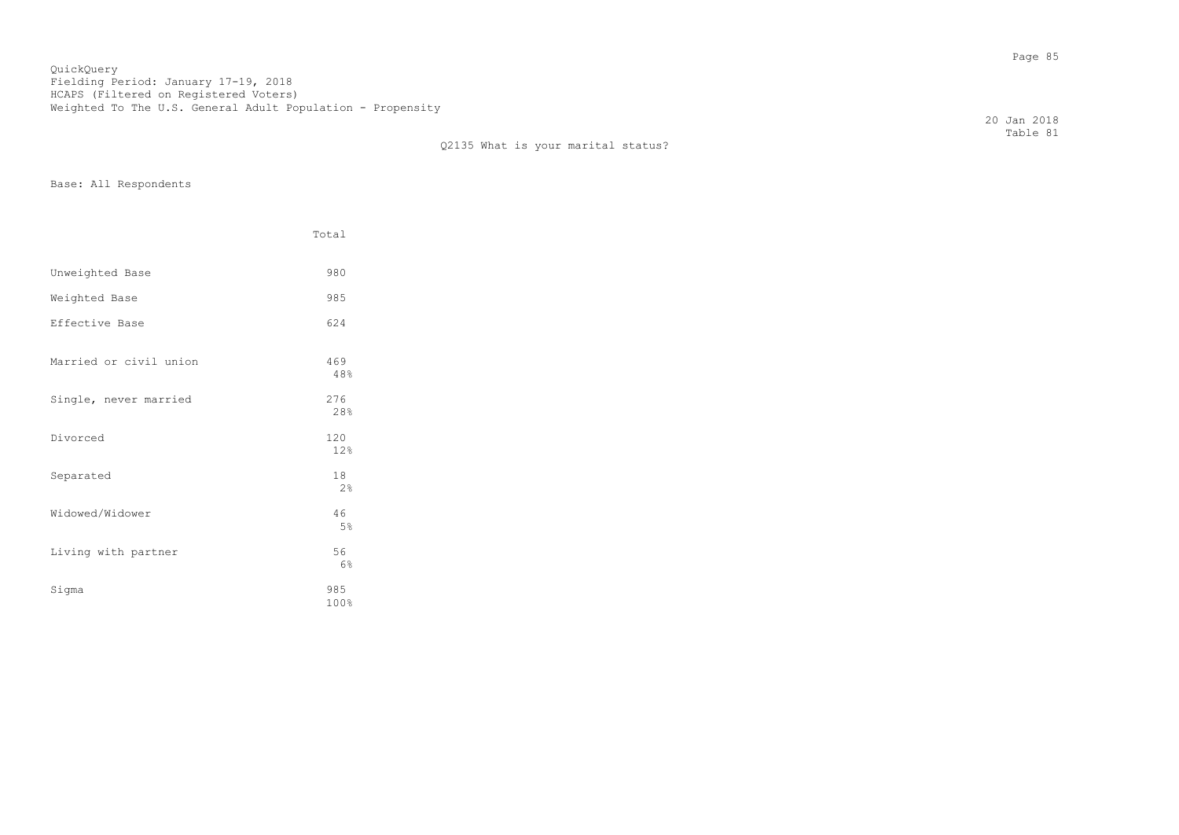QuickQuery
Fielding Period: January 17-19, 2018
HCAPS (Filtered on Registered Voters)
Weighted To The U.S. General Adult Population - Propensity

20 Jan 2018
Table 81

## Q2135 What is your marital status?

Base: All Respondents

| | Total |
|---|---|
| Unweighted Base | 980 |
| Weighted Base | 985 |
| Effective Base | 624 |
| Married or civil union | 469<br>48% |
| Single, never married | 276<br>28% |
| Divorced | 120<br>12% |
| Separated | 18<br>2% |
| Widowed/Widower | 46<br>5% |
| Living with partner | 56<br>6% |
| Sigma | 985<br>100% |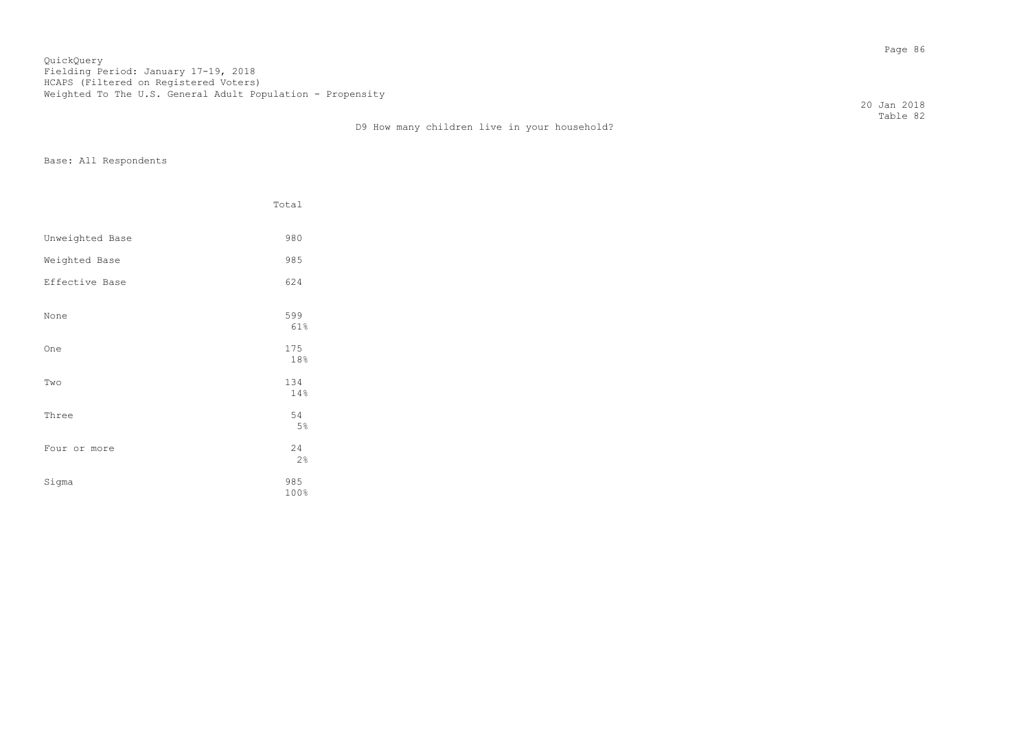QuickQuery
Fielding Period: January 17-19, 2018
HCAPS (Filtered on Registered Voters)
Weighted To The U.S. General Adult Population - Propensity

20 Jan 2018
Table 82

D9 How many children live in your household?

Base: All Respondents

| | Total |
|---|---|
| Unweighted Base | 980 |
| Weighted Base | 985 |
| Effective Base | 624 |
| None | 599<br>61% |
| One | 175<br>18% |
| Two | 134<br>14% |
| Three | 54<br>5% |
| Four or more | 24<br>2% |
| Sigma | 985<br>100% |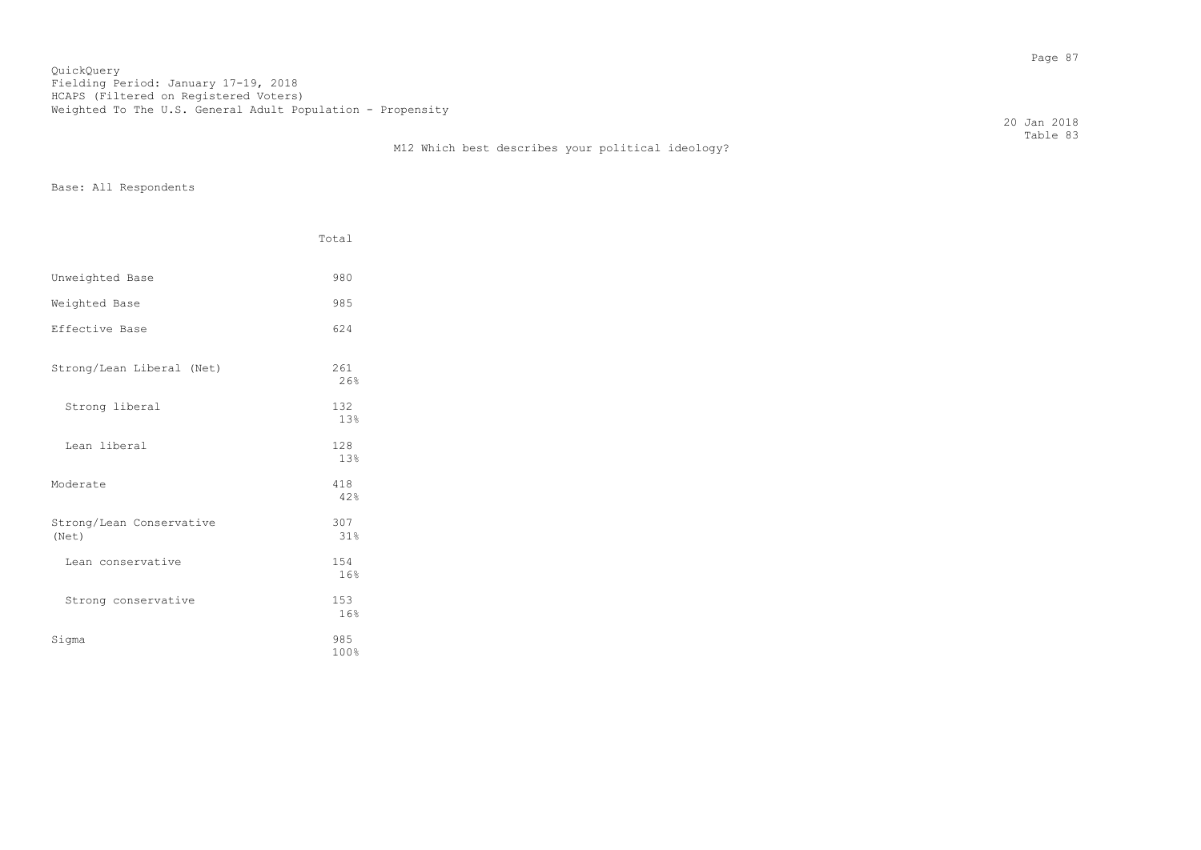QuickQuery
Fielding Period: January 17-19, 2018
HCAPS (Filtered on Registered Voters)
Weighted To The U.S. General Adult Population - Propensity

20 Jan 2018
Table 83

## M12 Which best describes your political ideology?

Base: All Respondents

| | Total |
|---|---|
| Unweighted Base | 980 |
| Weighted Base | 985 |
| Effective Base | 624 |
| Strong/Lean Liberal (Net) | 261<br>26% |
| Strong liberal | 132<br>13% |
| Lean liberal | 128<br>13% |
| Moderate | 418<br>42% |
| Strong/Lean Conservative (Net) | 307<br>31% |
| Lean conservative | 154<br>16% |
| Strong conservative | 153<br>16% |
| Sigma | 985<br>100% |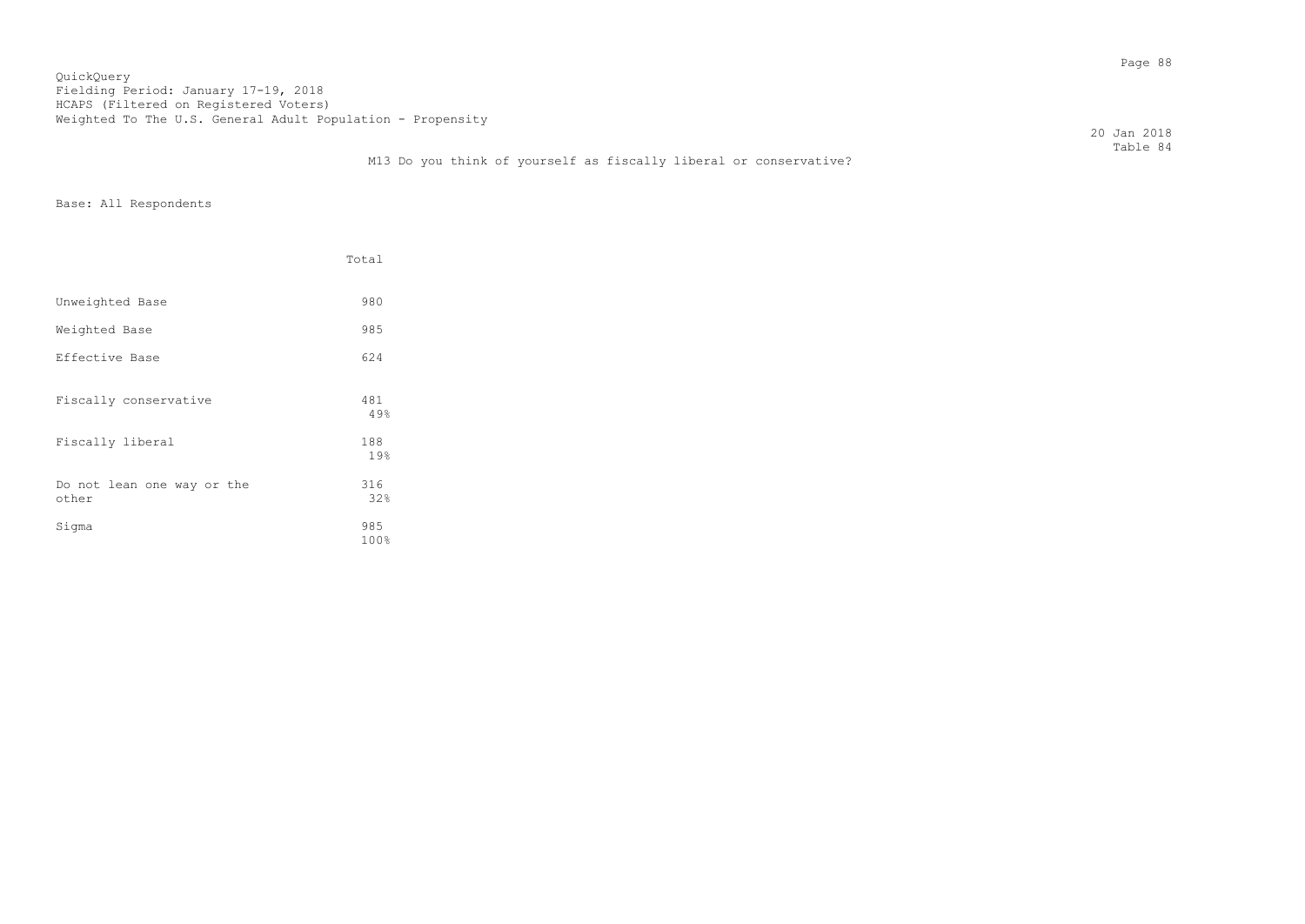QuickQuery
Fielding Period: January 17-19, 2018
HCAPS (Filtered on Registered Voters)
Weighted To The U.S. General Adult Population - Propensity

20 Jan 2018
Table 84

M13 Do you think of yourself as fiscally liberal or conservative?

Base: All Respondents

| | Total |
|---|---|
| Unweighted Base | 980 |
| Weighted Base | 985 |
| Effective Base | 624 |
| Fiscally conservative | 481<br>49% |
| Fiscally liberal | 188<br>19% |
| Do not lean one way or the other | 316<br>32% |
| Sigma | 985<br>100% |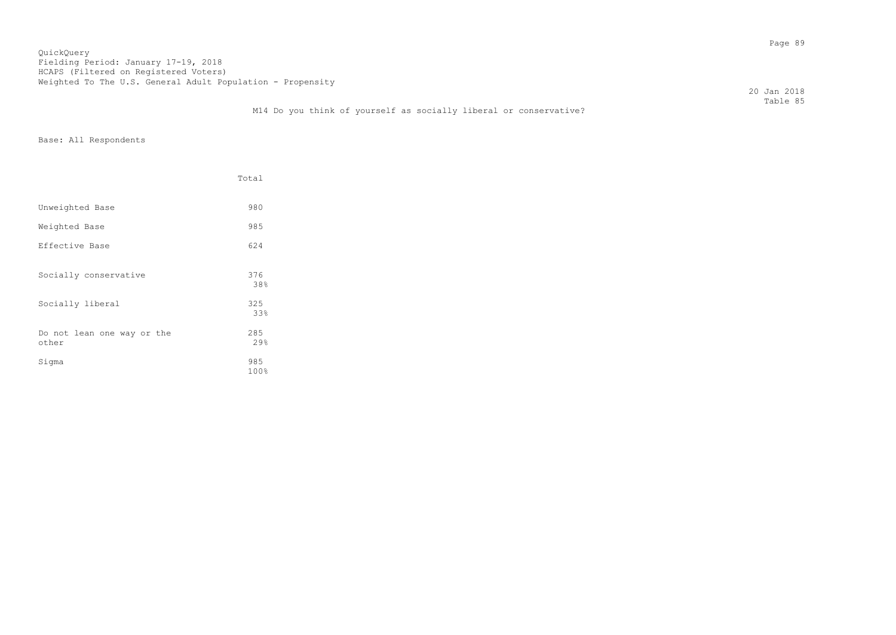QuickQuery
Fielding Period: January 17-19, 2018
HCAPS (Filtered on Registered Voters)
Weighted To The U.S. General Adult Population - Propensity

20 Jan 2018
Table 85

M14 Do you think of yourself as socially liberal or conservative?

Base: All Respondents

| | Total |
|---|---|
| Unweighted Base | 980 |
| Weighted Base | 985 |
| Effective Base | 624 |
| Socially conservative | 376<br>38% |
| Socially liberal | 325<br>33% |
| Do not lean one way or the other | 285<br>29% |
| Sigma | 985<br>100% |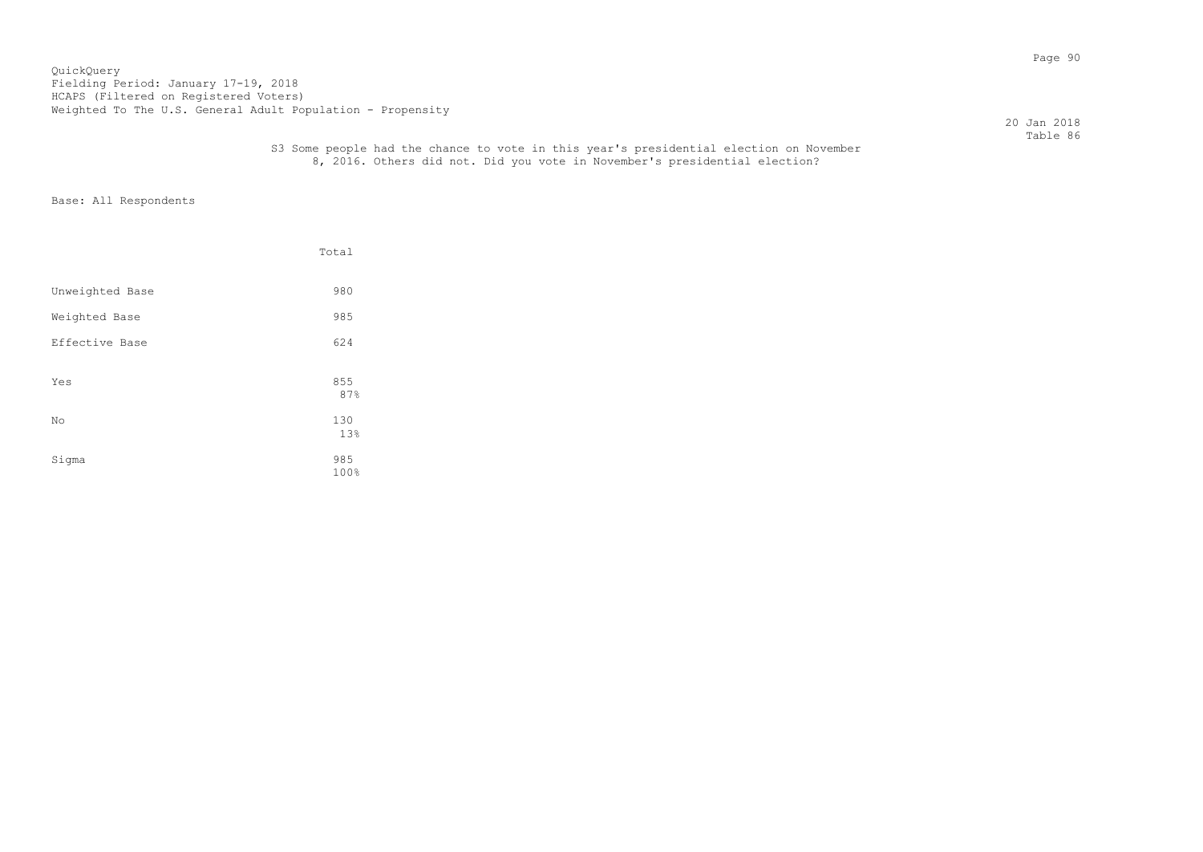QuickQuery
Fielding Period: January 17-19, 2018
HCAPS (Filtered on Registered Voters)
Weighted To The U.S. General Adult Population - Propensity

20 Jan 2018
Table 86

S3 Some people had the chance to vote in this year's presidential election on November 8, 2016. Others did not. Did you vote in November's presidential election?

Base: All Respondents

| | Total |
|---|---|
| Unweighted Base | 980 |
| Weighted Base | 985 |
| Effective Base | 624 |
| Yes | 855<br>87% |
| No | 130<br>13% |
| Sigma | 985<br>100% |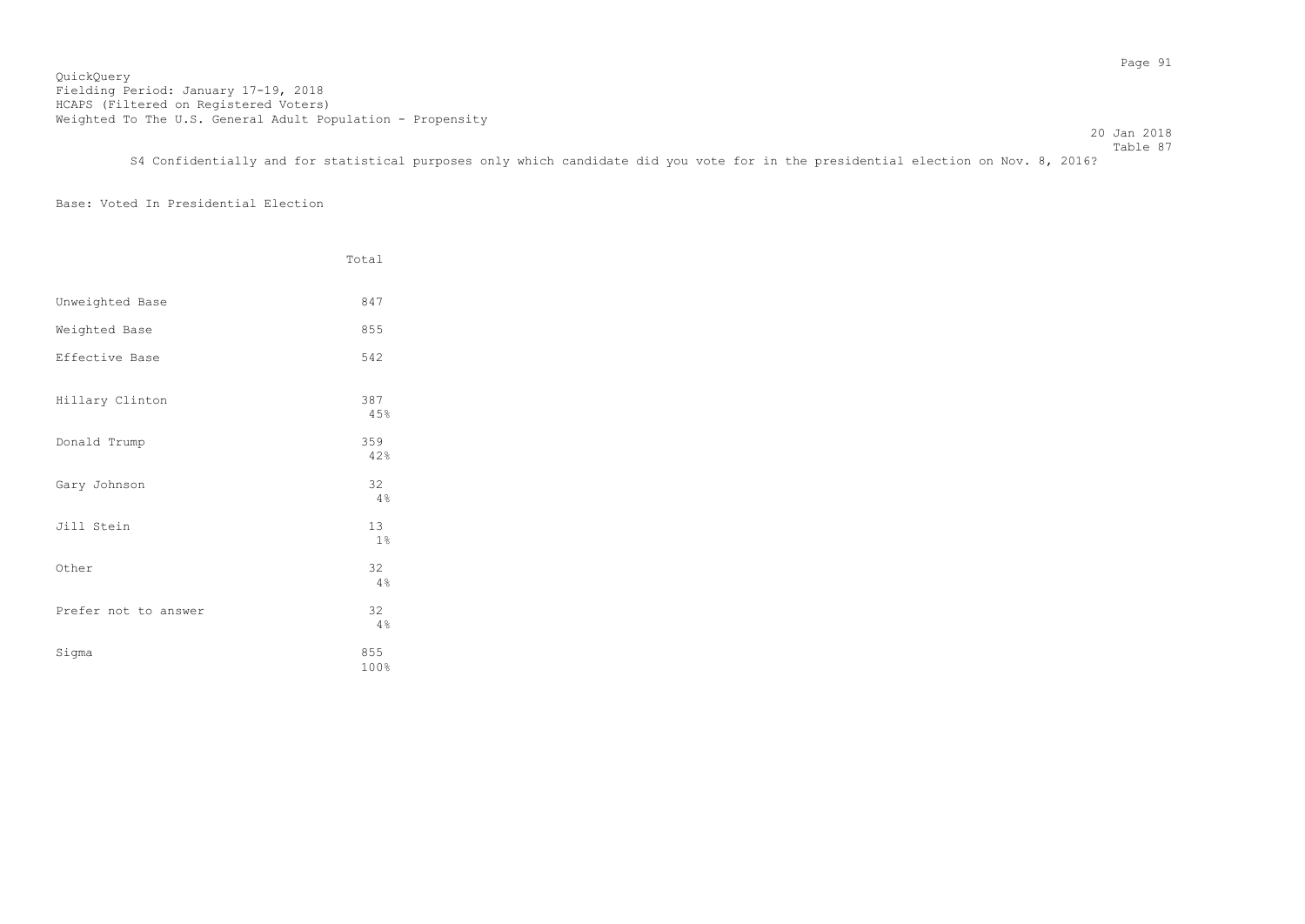QuickQuery
Fielding Period: January 17-19, 2018
HCAPS (Filtered on Registered Voters)
Weighted To The U.S. General Adult Population - Propensity

20 Jan 2018

Table 87

S4 Confidentially and for statistical purposes only which candidate did you vote for in the presidential election on Nov. 8, 2016?

Base: Voted In Presidential Election

| | Total |
|---|---|
| Unweighted Base | 847 |
| Weighted Base | 855 |
| Effective Base | 542 |
| Hillary Clinton | 387<br>45% |
| Donald Trump | 359<br>42% |
| Gary Johnson | 32<br>4% |
| Jill Stein | 13<br>1% |
| Other | 32<br>4% |
| Prefer not to answer | 32<br>4% |
| Sigma | 855<br>100% |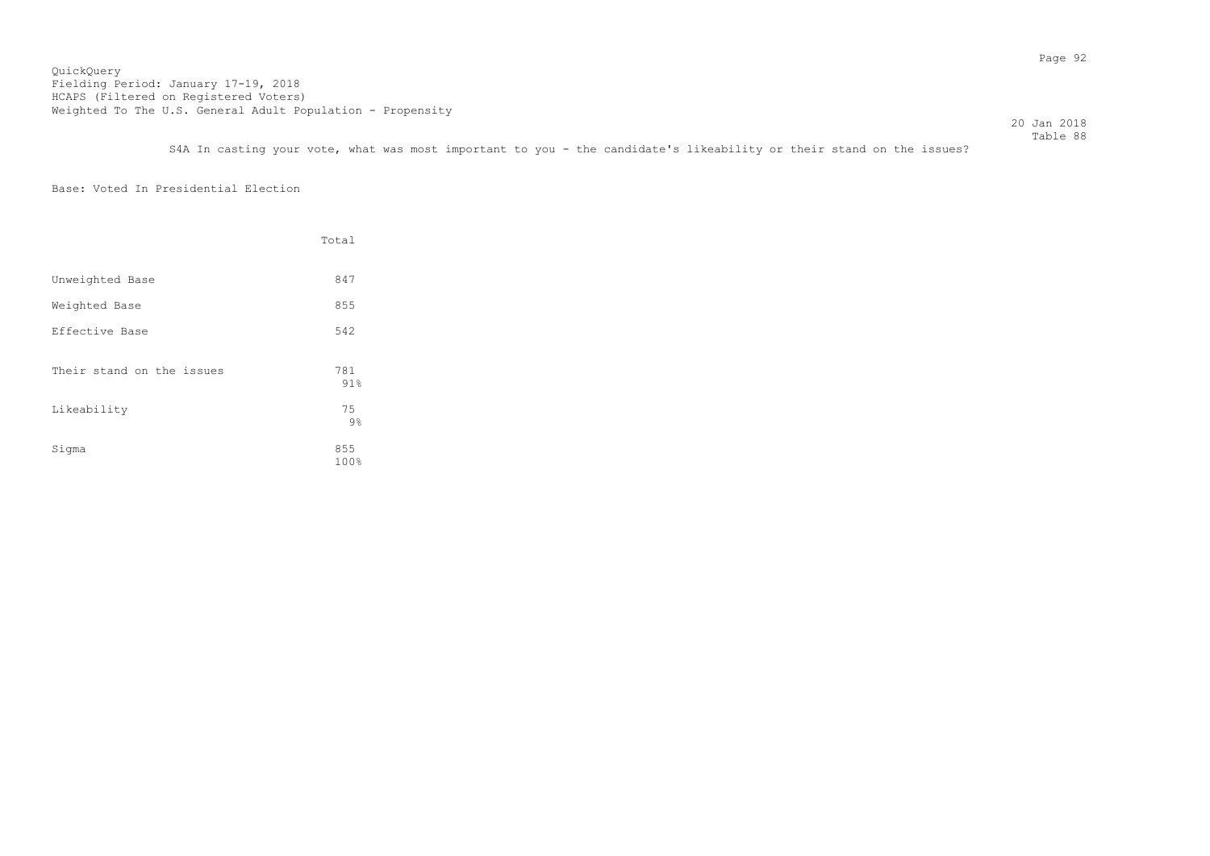QuickQuery
Fielding Period: January 17-19, 2018
HCAPS (Filtered on Registered Voters)
Weighted To The U.S. General Adult Population - Propensity

20 Jan 2018
Table 88

S4A In casting your vote, what was most important to you - the candidate's likeability or their stand on the issues?

Base: Voted In Presidential Election

| | Total |
|---|---|
| Unweighted Base | 847 |
| Weighted Base | 855 |
| Effective Base | 542 |
| Their stand on the issues | 781<br>91% |
| Likeability | 75<br>9% |
| Sigma | 855<br>100% |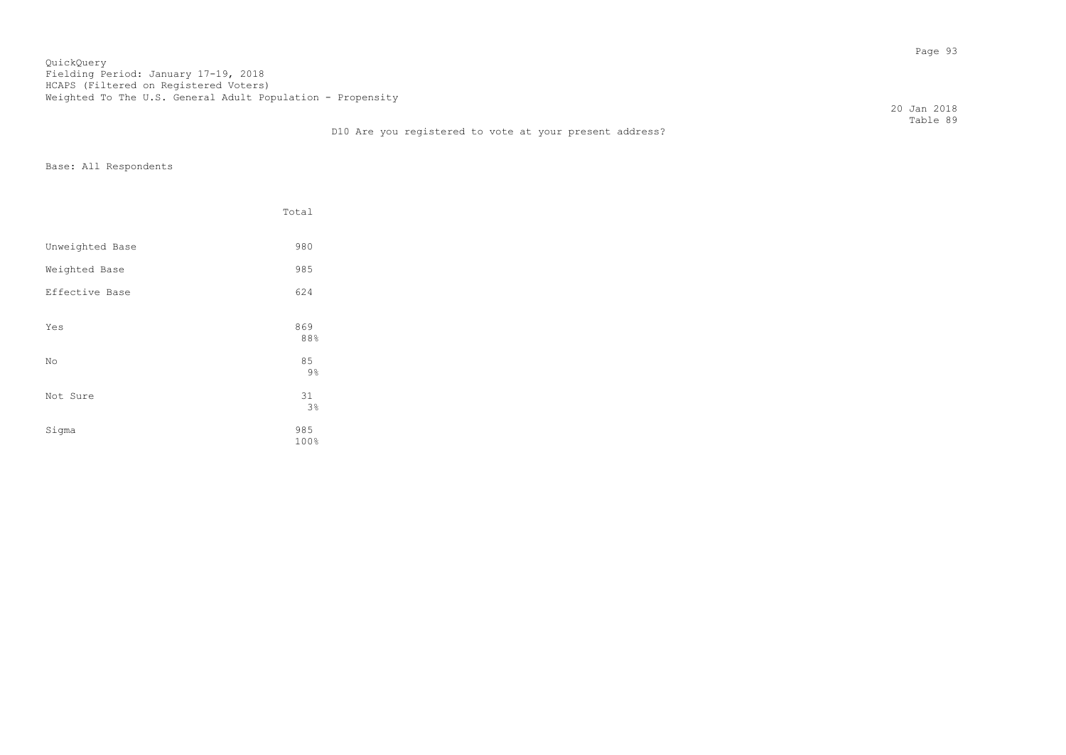QuickQuery
Fielding Period: January 17-19, 2018
HCAPS (Filtered on Registered Voters)
Weighted To The U.S. General Adult Population - Propensity

20 Jan 2018
Table 89

D10 Are you registered to vote at your present address?

Base: All Respondents

| | Total |
|---|---|
| Unweighted Base | 980 |
| Weighted Base | 985 |
| Effective Base | 624 |
| Yes | 869<br>88% |
| No | 85<br>9% |
| Not Sure | 31<br>3% |
| Sigma | 985<br>100% |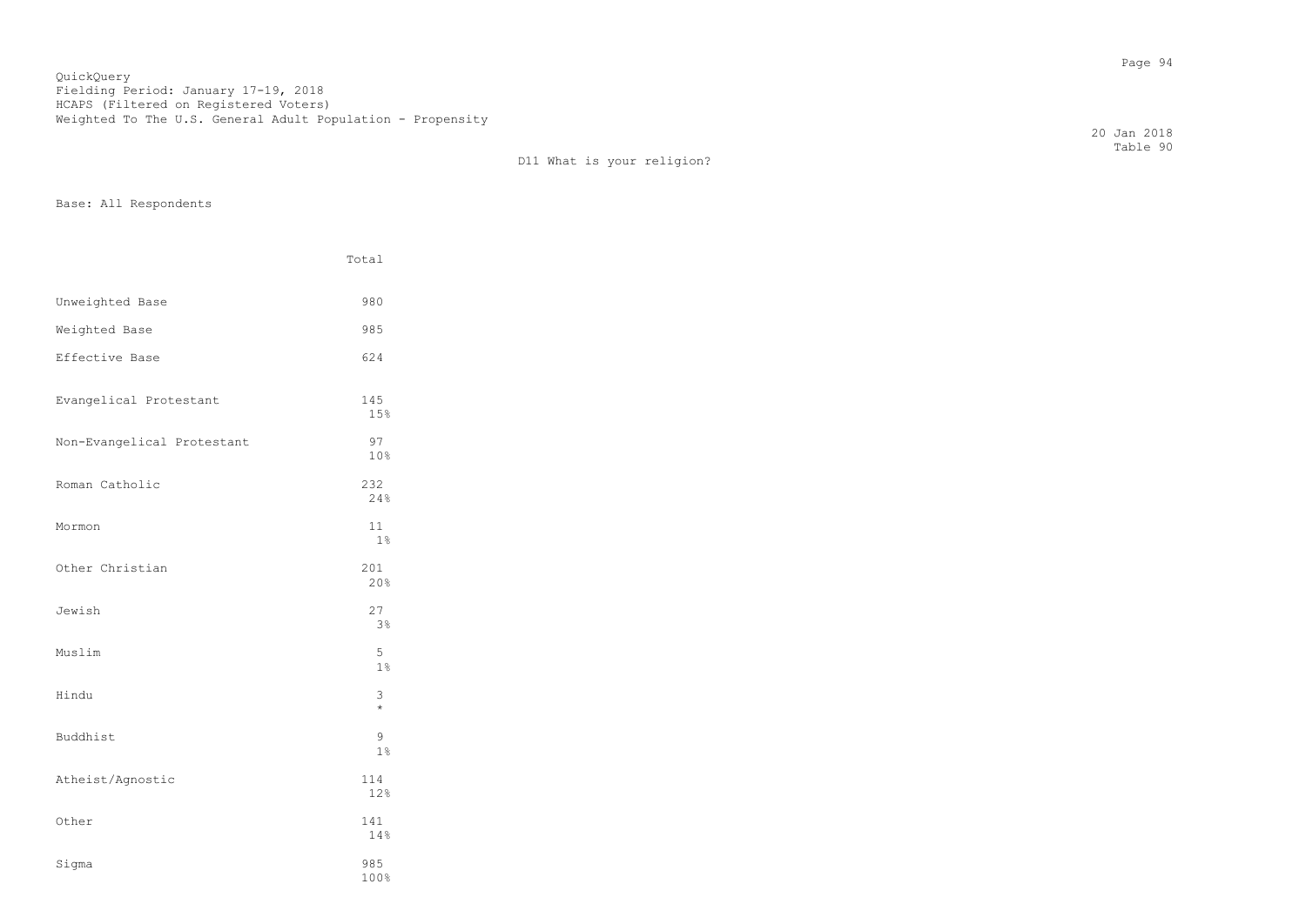QuickQuery
Fielding Period: January 17-19, 2018
HCAPS (Filtered on Registered Voters)
Weighted To The U.S. General Adult Population - Propensity

20 Jan 2018
Table 90

D11 What is your religion?

Base: All Respondents

| | Total |
|---|---|
| Unweighted Base | 980 |
| Weighted Base | 985 |
| Effective Base | 624 |
| Evangelical Protestant | 145<br>15% |
| Non-Evangelical Protestant | 97<br>10% |
| Roman Catholic | 232<br>24% |
| Mormon | 11<br>1% |
| Other Christian | 201<br>20% |
| Jewish | 27<br>3% |
| Muslim | 5<br>1% |
| Hindu | 3<br>* |
| Buddhist | 9<br>1% |
| Atheist/Agnostic | 114<br>12% |
| Other | 141<br>14% |
| Sigma | 985<br>100% |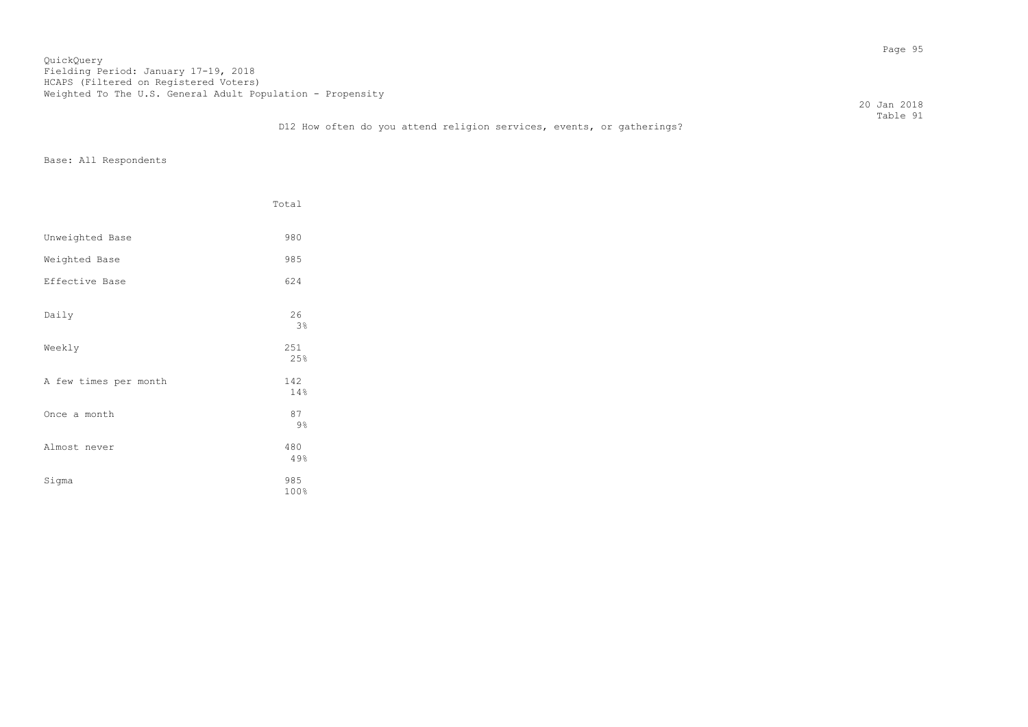QuickQuery
Fielding Period: January 17-19, 2018
HCAPS (Filtered on Registered Voters)
Weighted To The U.S. General Adult Population - Propensity

20 Jan 2018
Table 91

D12 How often do you attend religion services, events, or gatherings?

Base: All Respondents

| | Total |
|---|---|
| Unweighted Base | 980 |
| Weighted Base | 985 |
| Effective Base | 624 |
| Daily | 26<br>3% |
| Weekly | 251<br>25% |
| A few times per month | 142<br>14% |
| Once a month | 87<br>9% |
| Almost never | 480<br>49% |
| Sigma | 985<br>100% |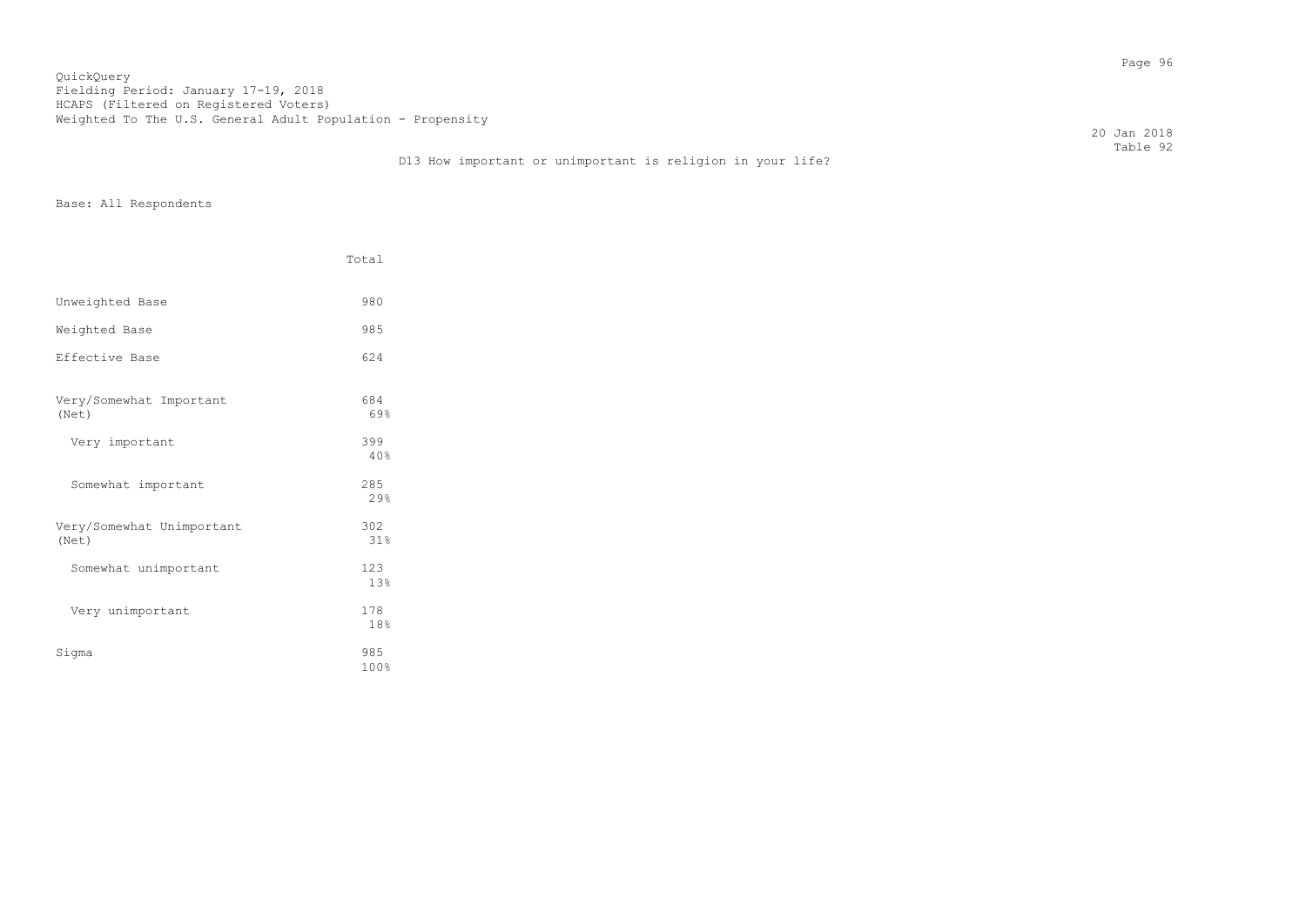QuickQuery
Fielding Period: January 17-19, 2018
HCAPS (Filtered on Registered Voters)
Weighted To The U.S. General Adult Population - Propensity

20 Jan 2018
Table 92

D13 How important or unimportant is religion in your life?

Base: All Respondents

| | Total |
|---|---|
| Unweighted Base | 980 |
| Weighted Base | 985 |
| Effective Base | 624 |
| Very/Somewhat Important (Net) | 684<br>69% |
| Very important | 399<br>40% |
| Somewhat important | 285<br>29% |
| Very/Somewhat Unimportant (Net) | 302<br>31% |
| Somewhat unimportant | 123<br>13% |
| Very unimportant | 178<br>18% |
| Sigma | 985<br>100% |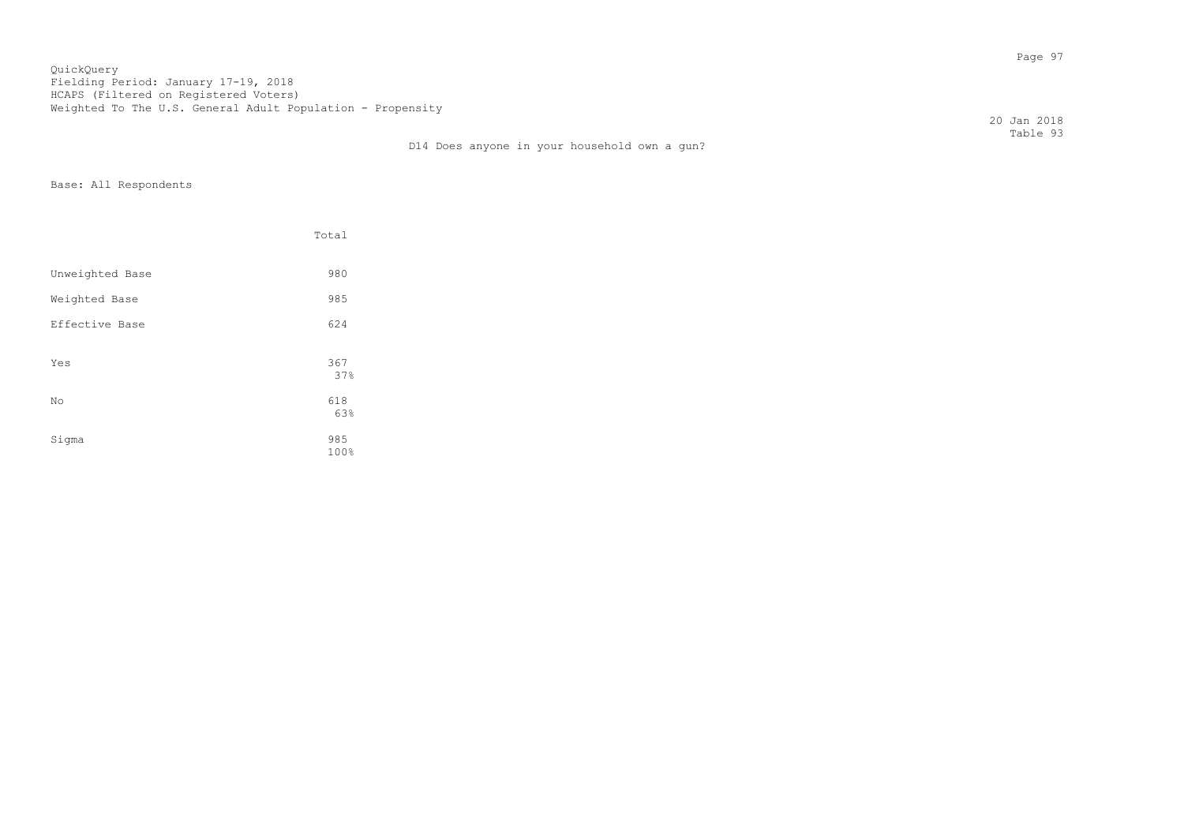QuickQuery
Fielding Period: January 17-19, 2018
HCAPS (Filtered on Registered Voters)
Weighted To The U.S. General Adult Population - Propensity

20 Jan 2018
Table 93

D14 Does anyone in your household own a gun?

Base: All Respondents

| | Total |
|---|---|
| Unweighted Base | 980 |
| Weighted Base | 985 |
| Effective Base | 624 |
| Yes | 367<br>37% |
| No | 618<br>63% |
| Sigma | 985<br>100% |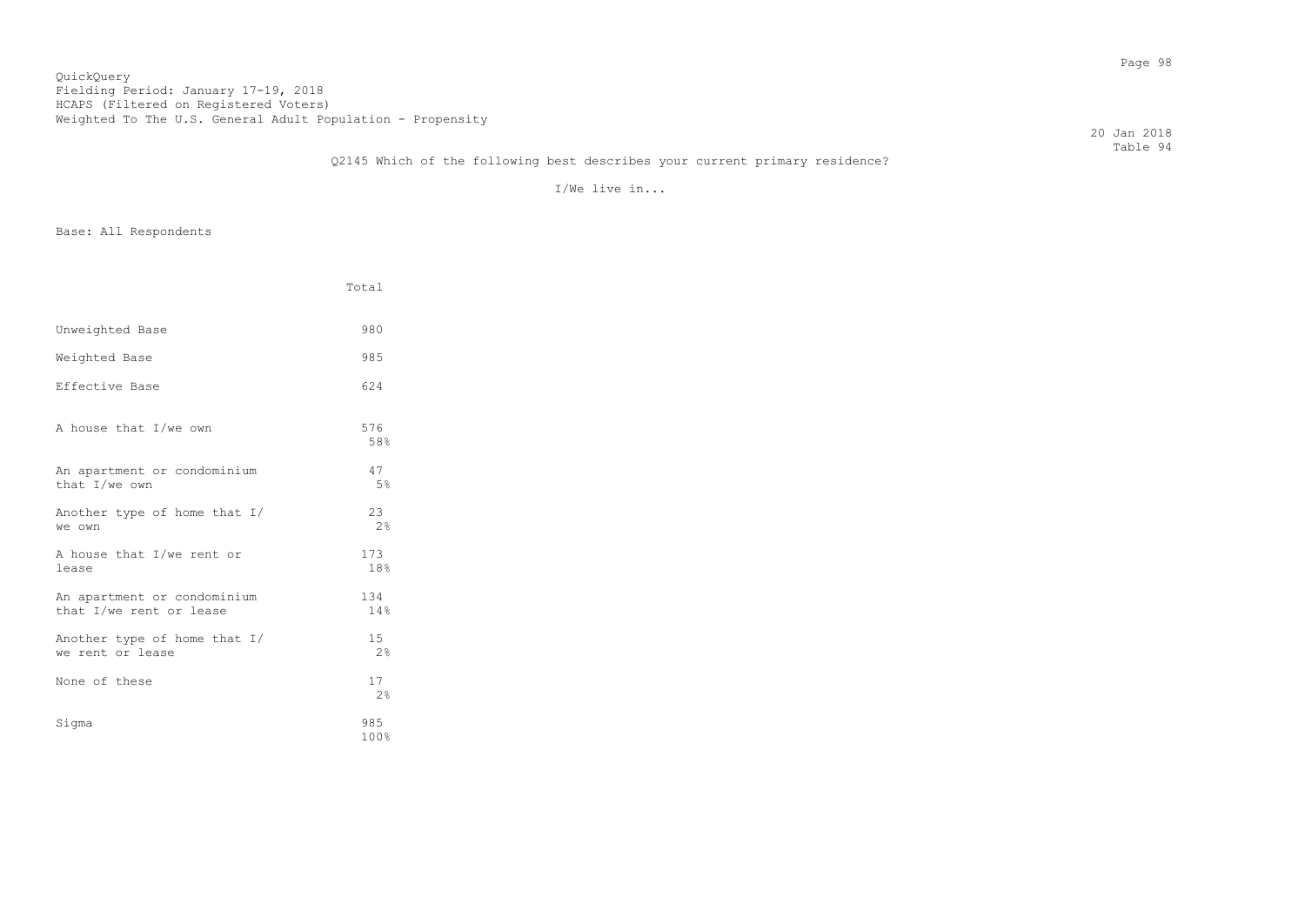QuickQuery
Fielding Period: January 17-19, 2018
HCAPS (Filtered on Registered Voters)
Weighted To The U.S. General Adult Population - Propensity

20 Jan 2018
Table 94

Q2145 Which of the following best describes your current primary residence?

I/We live in...

Base: All Respondents

| | Total |
|---|---|
| Unweighted Base | 980 |
| Weighted Base | 985 |
| Effective Base | 624 |
| A house that I/we own | 576<br>58% |
| An apartment or condominium that I/we own | 47<br>5% |
| Another type of home that I/ we own | 23<br>2% |
| A house that I/we rent or lease | 173<br>18% |
| An apartment or condominium that I/we rent or lease | 134<br>14% |
| Another type of home that I/ we rent or lease | 15<br>2% |
| None of these | 17<br>2% |
| Sigma | 985<br>100% |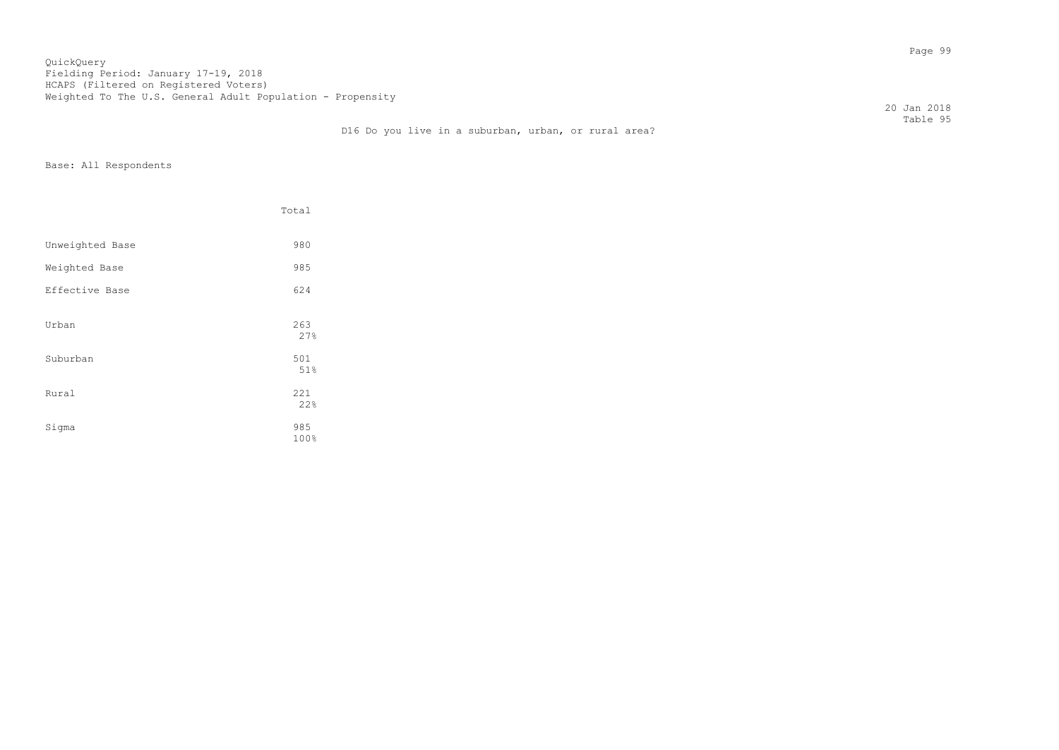QuickQuery
Fielding Period: January 17-19, 2018
HCAPS (Filtered on Registered Voters)
Weighted To The U.S. General Adult Population - Propensity

20 Jan 2018
Table 95

D16 Do you live in a suburban, urban, or rural area?

Base: All Respondents

| | Total |
|---|---|
| Unweighted Base | 980 |
| Weighted Base | 985 |
| Effective Base | 624 |
| Urban | 263<br>27% |
| Suburban | 501<br>51% |
| Rural | 221<br>22% |
| Sigma | 985<br>100% |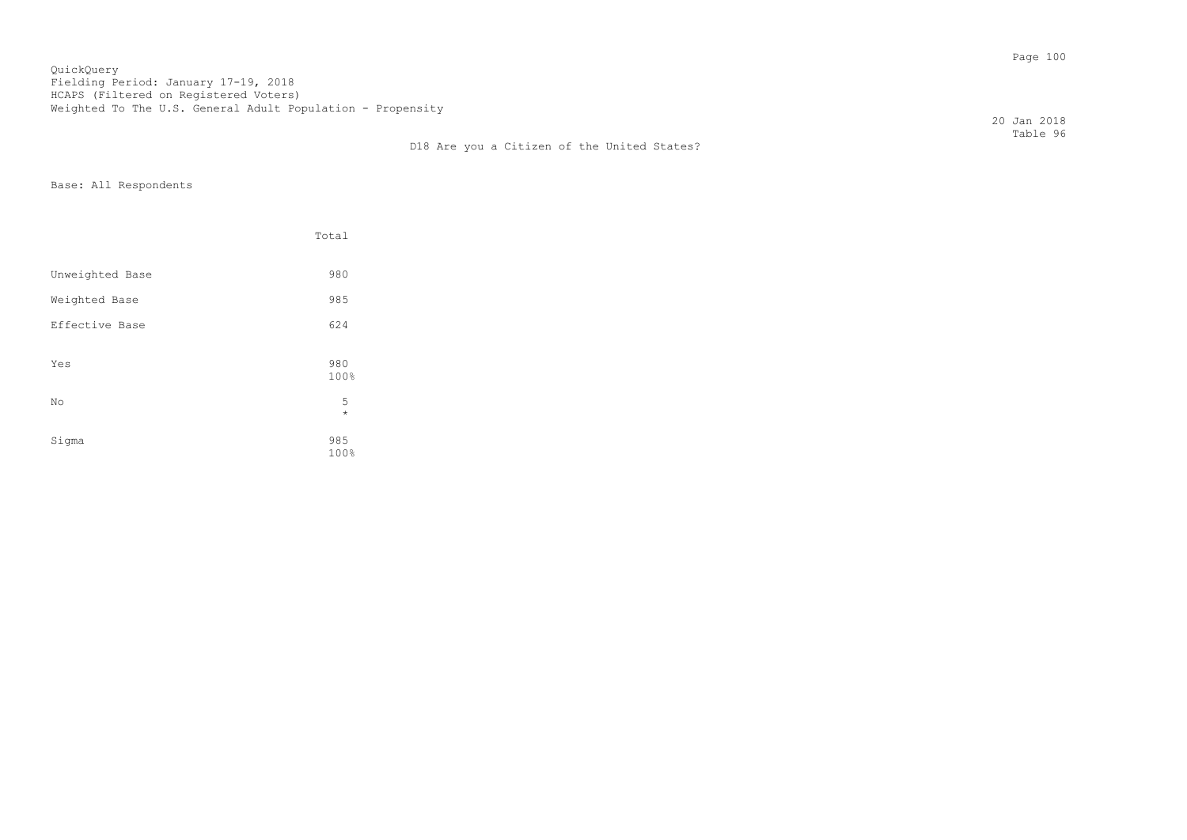QuickQuery
Fielding Period: January 17-19, 2018
HCAPS (Filtered on Registered Voters)
Weighted To The U.S. General Adult Population - Propensity

20 Jan 2018
Table 96

D18 Are you a Citizen of the United States?

Base: All Respondents

| | Total |
|---|---|
| Unweighted Base | 980 |
| Weighted Base | 985 |
| Effective Base | 624 |
| Yes | 980<br>100% |
| No | 5<br>* |
| Sigma | 985<br>100% |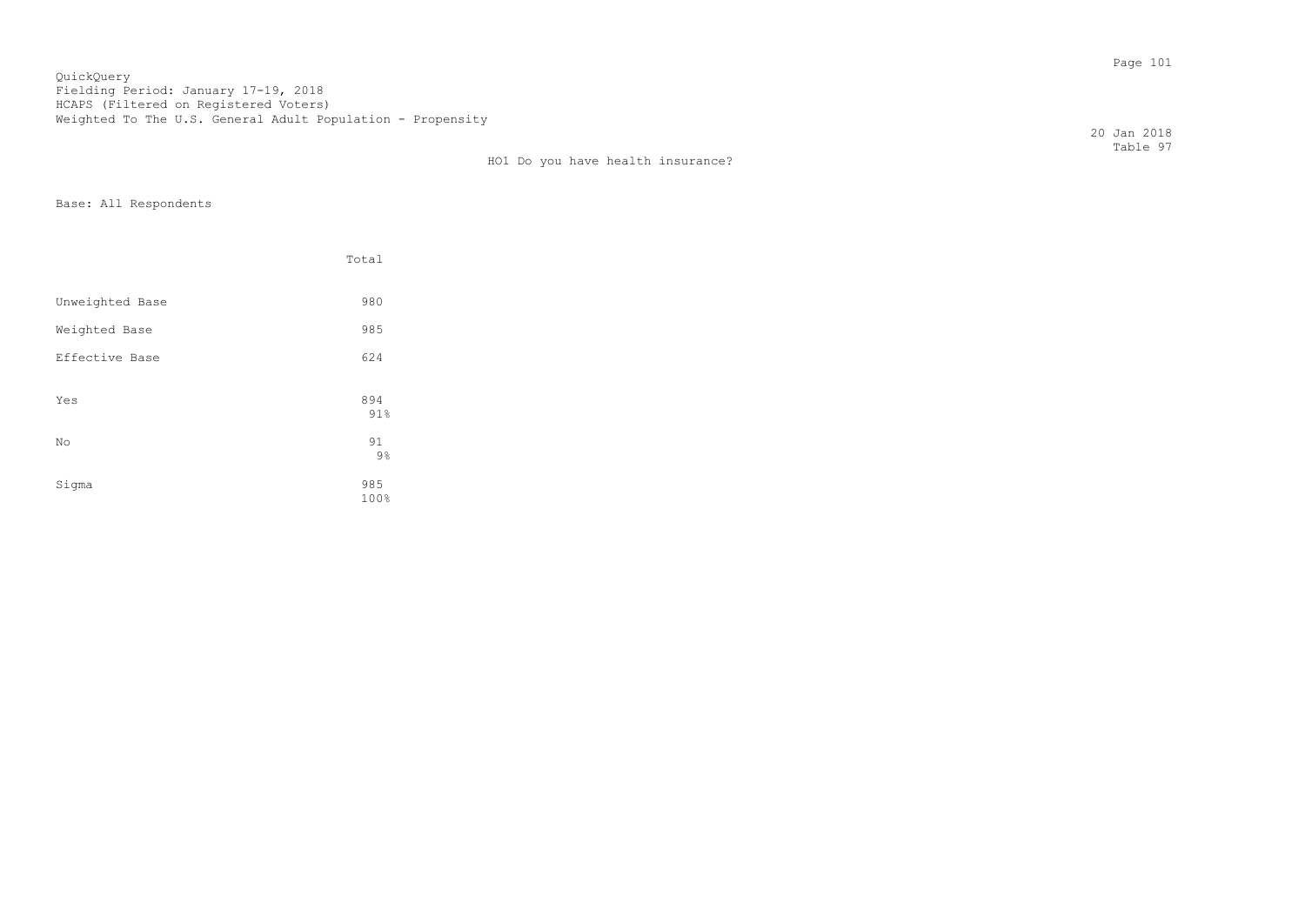QuickQuery
Fielding Period: January 17-19, 2018
HCAPS (Filtered on Registered Voters)
Weighted To The U.S. General Adult Population - Propensity

20 Jan 2018
Table 97

## HO1 Do you have health insurance?

Base: All Respondents

| | Total |
|---|---|
| Unweighted Base | 980 |
| Weighted Base | 985 |
| Effective Base | 624 |
| Yes | 894<br>91% |
| No | 91<br>9% |
| Sigma | 985<br>100% |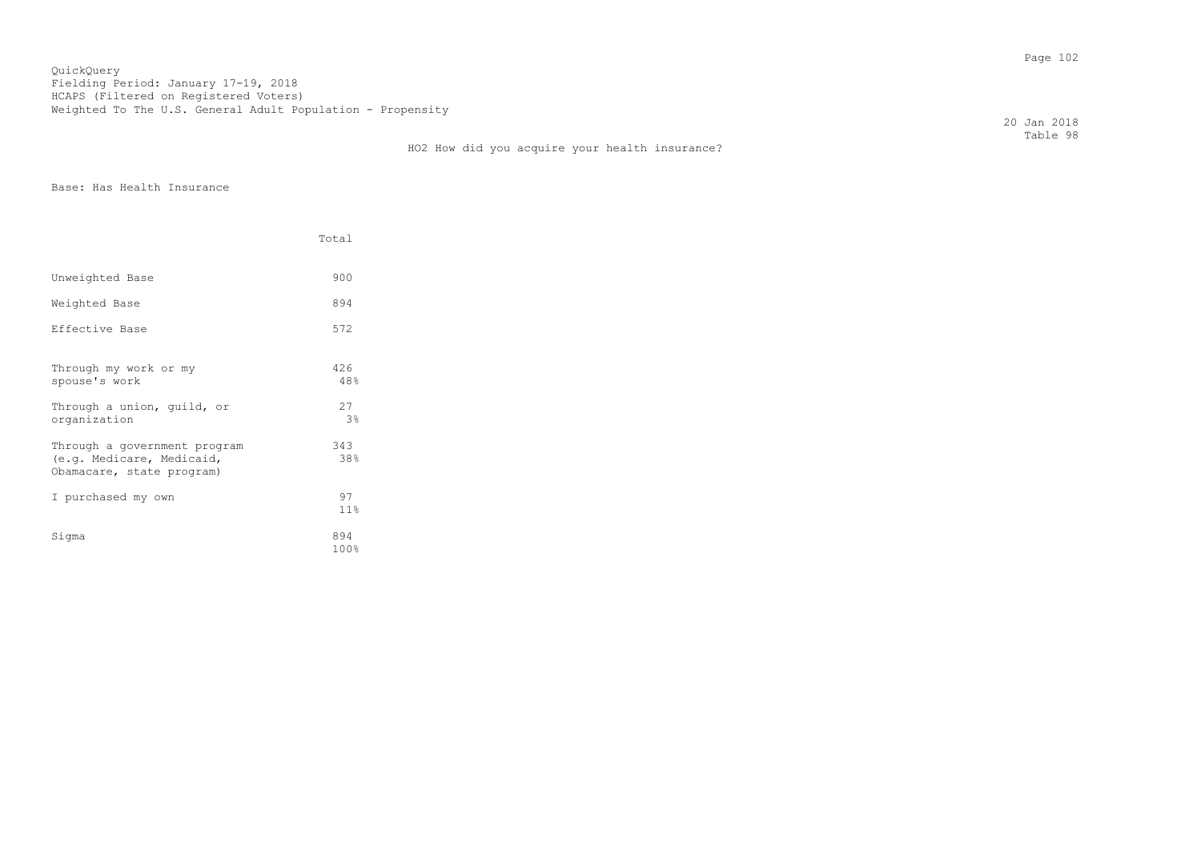QuickQuery
Fielding Period: January 17-19, 2018
HCAPS (Filtered on Registered Voters)
Weighted To The U.S. General Adult Population - Propensity

20 Jan 2018
Table 98

## HO2 How did you acquire your health insurance?

Base: Has Health Insurance

| | Total |
|---|---|
| Unweighted Base | 900 |
| Weighted Base | 894 |
| Effective Base | 572 |
| Through my work or my spouse's work | 426<br>48% |
| Through a union, guild, or organization | 27<br>3% |
| Through a government program (e.g. Medicare, Medicaid, Obamacare, state program) | 343<br>38% |
| I purchased my own | 97<br>11% |
| Sigma | 894<br>100% |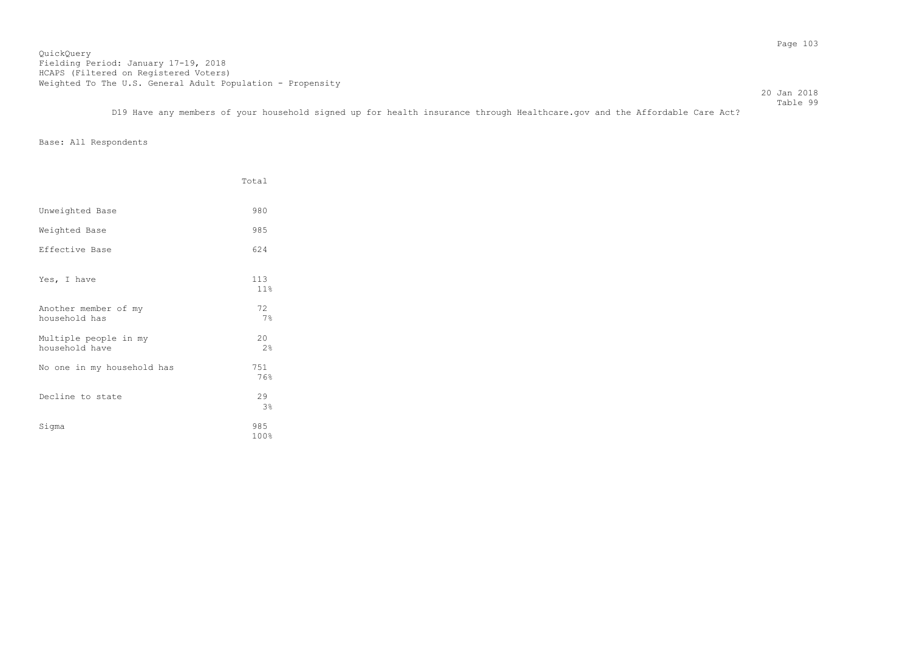QuickQuery
Fielding Period: January 17-19, 2018
HCAPS (Filtered on Registered Voters)
Weighted To The U.S. General Adult Population - Propensity

20 Jan 2018
Table 99

D19 Have any members of your household signed up for health insurance through Healthcare.gov and the Affordable Care Act?

Base: All Respondents

| | Total |
|---|---|
| Unweighted Base | 980 |
| Weighted Base | 985 |
| Effective Base | 624 |
| Yes, I have | 113<br>11% |
| Another member of my household has | 72<br>7% |
| Multiple people in my household have | 20<br>2% |
| No one in my household has | 751<br>76% |
| Decline to state | 29<br>3% |
| Sigma | 985<br>100% |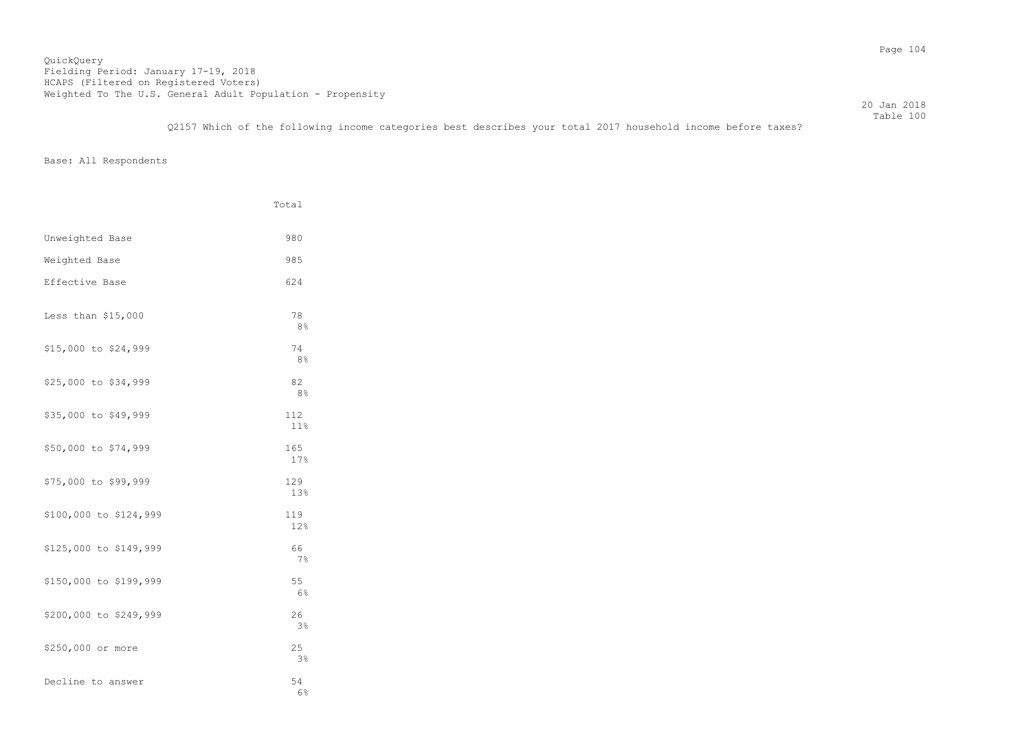QuickQuery
Fielding Period: January 17-19, 2018
HCAPS (Filtered on Registered Voters)
Weighted To The U.S. General Adult Population - Propensity

20 Jan 2018
Table 100

Q2157 Which of the following income categories best describes your total 2017 household income before taxes?

Base: All Respondents

| | Total |
|---|---|
| Unweighted Base | 980 |
| Weighted Base | 985 |
| Effective Base | 624 |
| Less than $15,000 | 78<br>8% |
| $15,000 to $24,999 | 74<br>8% |
| $25,000 to $34,999 | 82<br>8% |
| $35,000 to $49,999 | 112<br>11% |
| $50,000 to $74,999 | 165<br>17% |
| $75,000 to $99,999 | 129<br>13% |
| $100,000 to $124,999 | 119<br>12% |
| $125,000 to $149,999 | 66<br>7% |
| $150,000 to $199,999 | 55<br>6% |
| $200,000 to $249,999 | 26<br>3% |
| $250,000 or more | 25<br>3% |
| Decline to answer | 54<br>6% |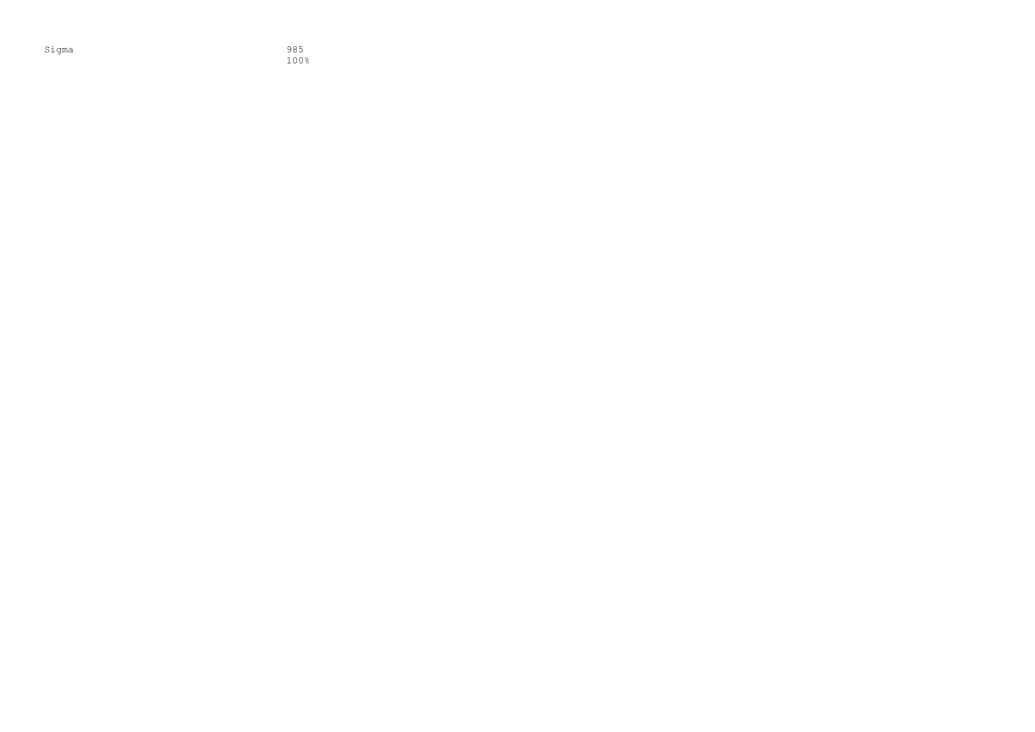| Sigma | 985 |
| --- | --- |
| | 100% |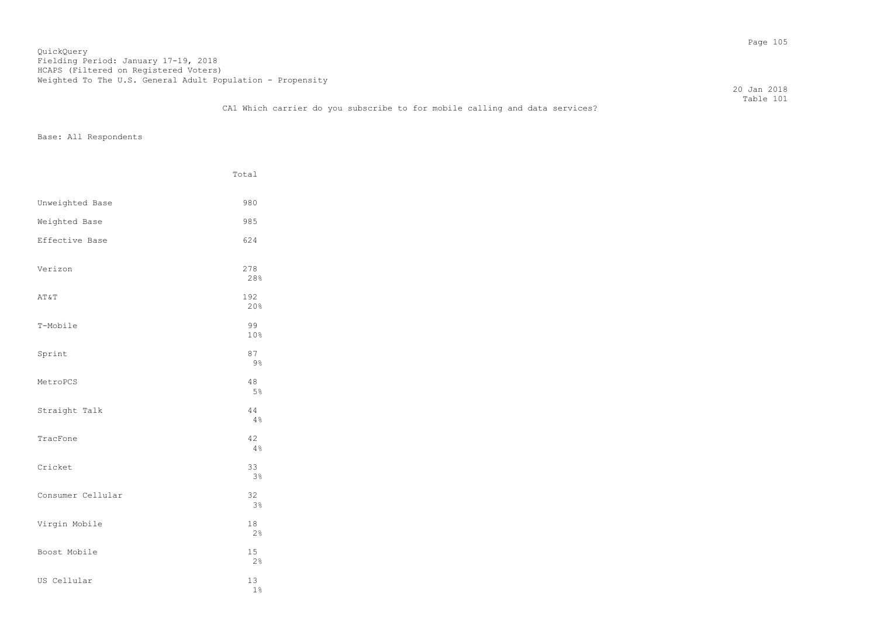QuickQuery
Fielding Period: January 17-19, 2018
HCAPS (Filtered on Registered Voters)
Weighted To The U.S. General Adult Population - Propensity

20 Jan 2018
Table 101

CA1 Which carrier do you subscribe to for mobile calling and data services?

Base: All Respondents

| | Total |
|---|---|
| Unweighted Base | 980 |
| Weighted Base | 985 |
| Effective Base | 624 |
| Verizon | 278<br>28% |
| AT&T | 192<br>20% |
| T-Mobile | 99<br>10% |
| Sprint | 87<br>9% |
| MetroPCS | 48<br>5% |
| Straight Talk | 44<br>4% |
| TracFone | 42<br>4% |
| Cricket | 33<br>3% |
| Consumer Cellular | 32<br>3% |
| Virgin Mobile | 18<br>2% |
| Boost Mobile | 15<br>2% |
| US Cellular | 13<br>1% |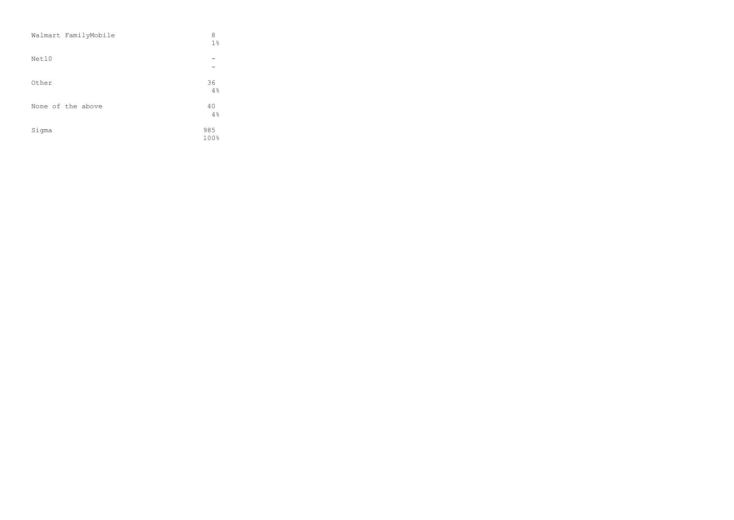| | |
|---|---|
| Walmart FamilyMobile | 8<br>1% |
| Net10 | -<br>- |
| Other | 36<br>4% |
| None of the above | 40<br>4% |
| Sigma | 985<br>100% |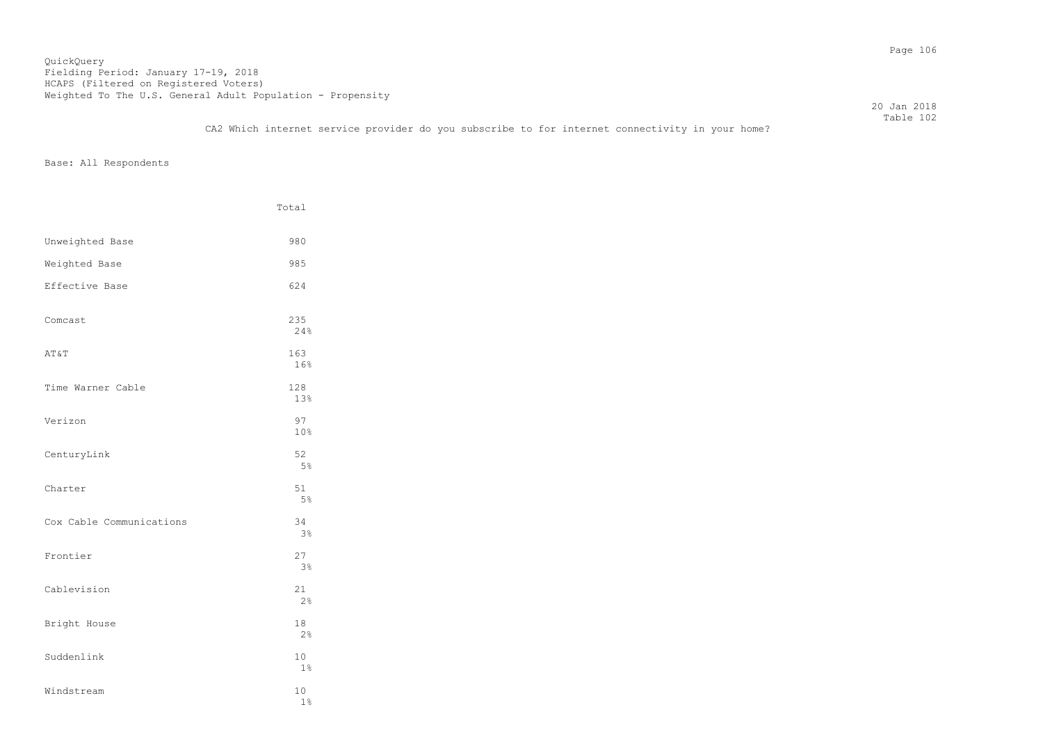QuickQuery
Fielding Period: January 17-19, 2018
HCAPS (Filtered on Registered Voters)
Weighted To The U.S. General Adult Population - Propensity

20 Jan 2018
Table 102

CA2 Which internet service provider do you subscribe to for internet connectivity in your home?

Base: All Respondents

| | Total |
|---|---|
| Unweighted Base | 980 |
| Weighted Base | 985 |
| Effective Base | 624 |
| Comcast | 235 |
| | 24% |
| AT&T | 163 |
| | 16% |
| Time Warner Cable | 128 |
| | 13% |
| Verizon | 97 |
| | 10% |
| CenturyLink | 52 |
| | 5% |
| Charter | 51 |
| | 5% |
| Cox Cable Communications | 34 |
| | 3% |
| Frontier | 27 |
| | 3% |
| Cablevision | 21 |
| | 2% |
| Bright House | 18 |
| | 2% |
| Suddenlink | 10 |
| | 1% |
| Windstream | 10 |
| | 1% |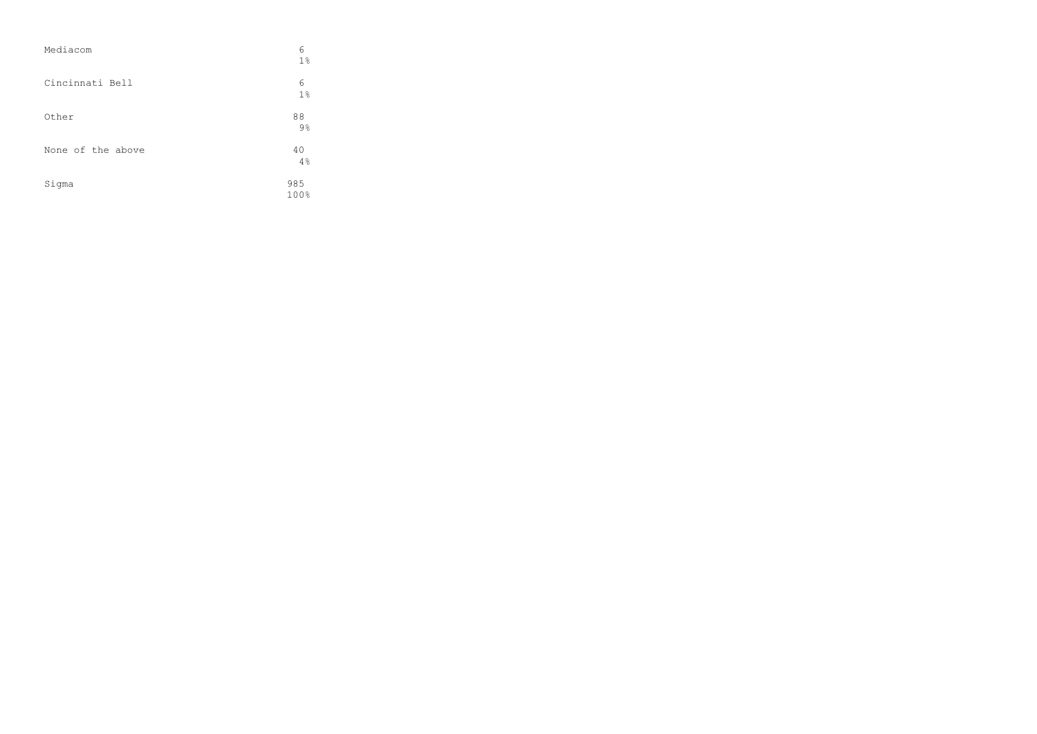| | |
|---|---|
| Mediacom | 6<br>1% |
| Cincinnati Bell | 6<br>1% |
| Other | 88<br>9% |
| None of the above | 40<br>4% |
| Sigma | 985<br>100% |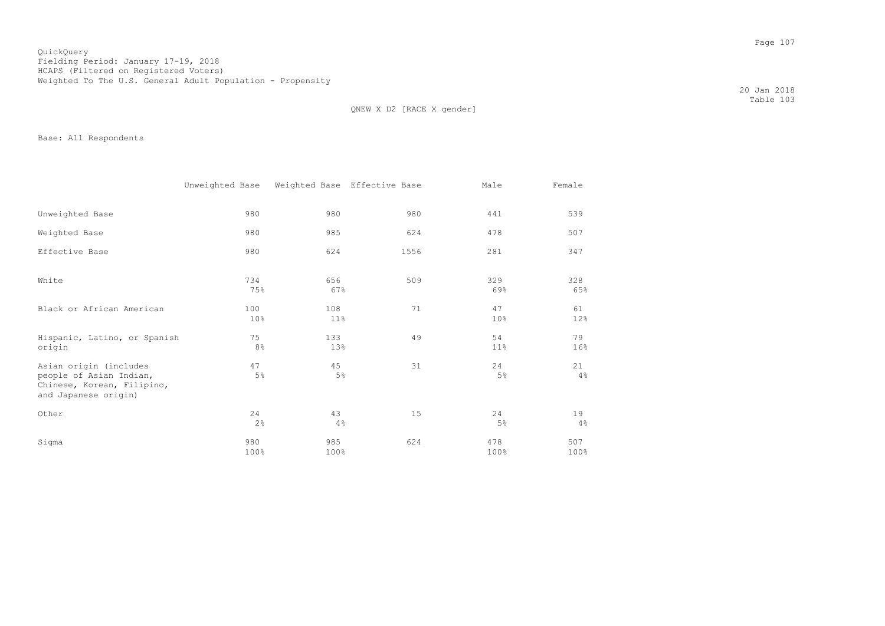QuickQuery
Fielding Period: January 17-19, 2018
HCAPS (Filtered on Registered Voters)
Weighted To The U.S. General Adult Population - Propensity

20 Jan 2018
Table 103

QNEW X D2 [RACE X gender]

Base: All Respondents

| | Unweighted Base | Weighted Base | Effective Base | Male | Female |
|---|---|---|---|---|---|
| Unweighted Base | 980 | 980 | 980 | 441 | 539 |
| Weighted Base | 980 | 985 | 624 | 478 | 507 |
| Effective Base | 980 | 624 | 1556 | 281 | 347 |
| White | 734<br>75% | 656<br>67% | 509 | 329<br>69% | 328<br>65% |
| Black or African American | 100<br>10% | 108<br>11% | 71 | 47<br>10% | 61<br>12% |
| Hispanic, Latino, or Spanish origin | 75<br>8% | 133<br>13% | 49 | 54<br>11% | 79<br>16% |
| Asian origin (includes people of Asian Indian, Chinese, Korean, Filipino, and Japanese origin) | 47<br>5% | 45<br>5% | 31 | 24<br>5% | 21<br>4% |
| Other | 24<br>2% | 43<br>4% | 15 | 24<br>5% | 19<br>4% |
| Sigma | 980<br>100% | 985<br>100% | 624 | 478<br>100% | 507<br>100% |